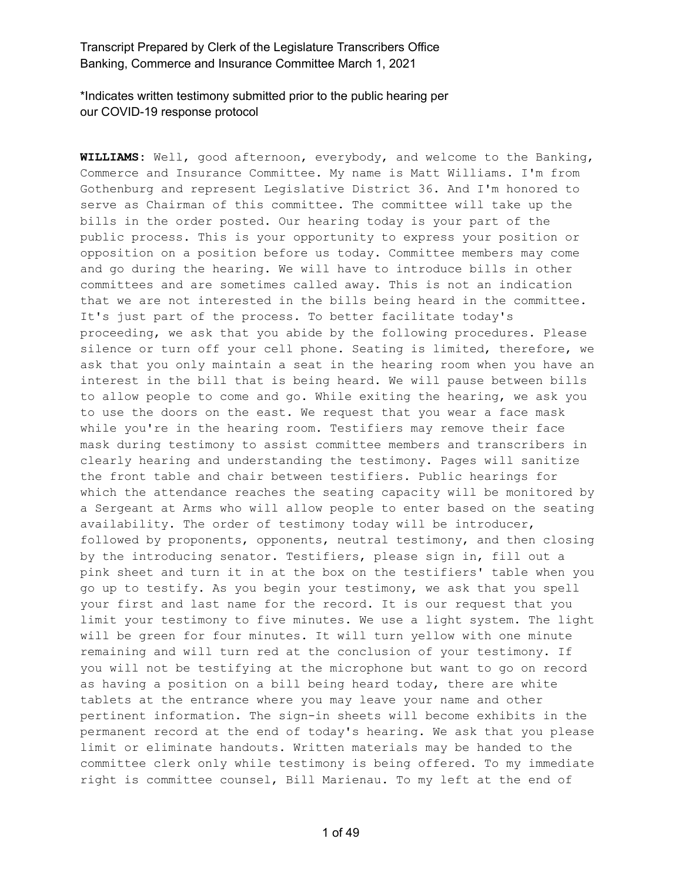\*Indicates written testimony submitted prior to the public hearing per our COVID-19 response protocol

**WILLIAMS:** Well, good afternoon, everybody, and welcome to the Banking, Commerce and Insurance Committee. My name is Matt Williams. I'm from Gothenburg and represent Legislative District 36. And I'm honored to serve as Chairman of this committee. The committee will take up the bills in the order posted. Our hearing today is your part of the public process. This is your opportunity to express your position or opposition on a position before us today. Committee members may come and go during the hearing. We will have to introduce bills in other committees and are sometimes called away. This is not an indication that we are not interested in the bills being heard in the committee. It's just part of the process. To better facilitate today's proceeding, we ask that you abide by the following procedures. Please silence or turn off your cell phone. Seating is limited, therefore, we ask that you only maintain a seat in the hearing room when you have an interest in the bill that is being heard. We will pause between bills to allow people to come and go. While exiting the hearing, we ask you to use the doors on the east. We request that you wear a face mask while you're in the hearing room. Testifiers may remove their face mask during testimony to assist committee members and transcribers in clearly hearing and understanding the testimony. Pages will sanitize the front table and chair between testifiers. Public hearings for which the attendance reaches the seating capacity will be monitored by a Sergeant at Arms who will allow people to enter based on the seating availability. The order of testimony today will be introducer, followed by proponents, opponents, neutral testimony, and then closing by the introducing senator. Testifiers, please sign in, fill out a pink sheet and turn it in at the box on the testifiers' table when you go up to testify. As you begin your testimony, we ask that you spell your first and last name for the record. It is our request that you limit your testimony to five minutes. We use a light system. The light will be green for four minutes. It will turn yellow with one minute remaining and will turn red at the conclusion of your testimony. If you will not be testifying at the microphone but want to go on record as having a position on a bill being heard today, there are white tablets at the entrance where you may leave your name and other pertinent information. The sign-in sheets will become exhibits in the permanent record at the end of today's hearing. We ask that you please limit or eliminate handouts. Written materials may be handed to the committee clerk only while testimony is being offered. To my immediate right is committee counsel, Bill Marienau. To my left at the end of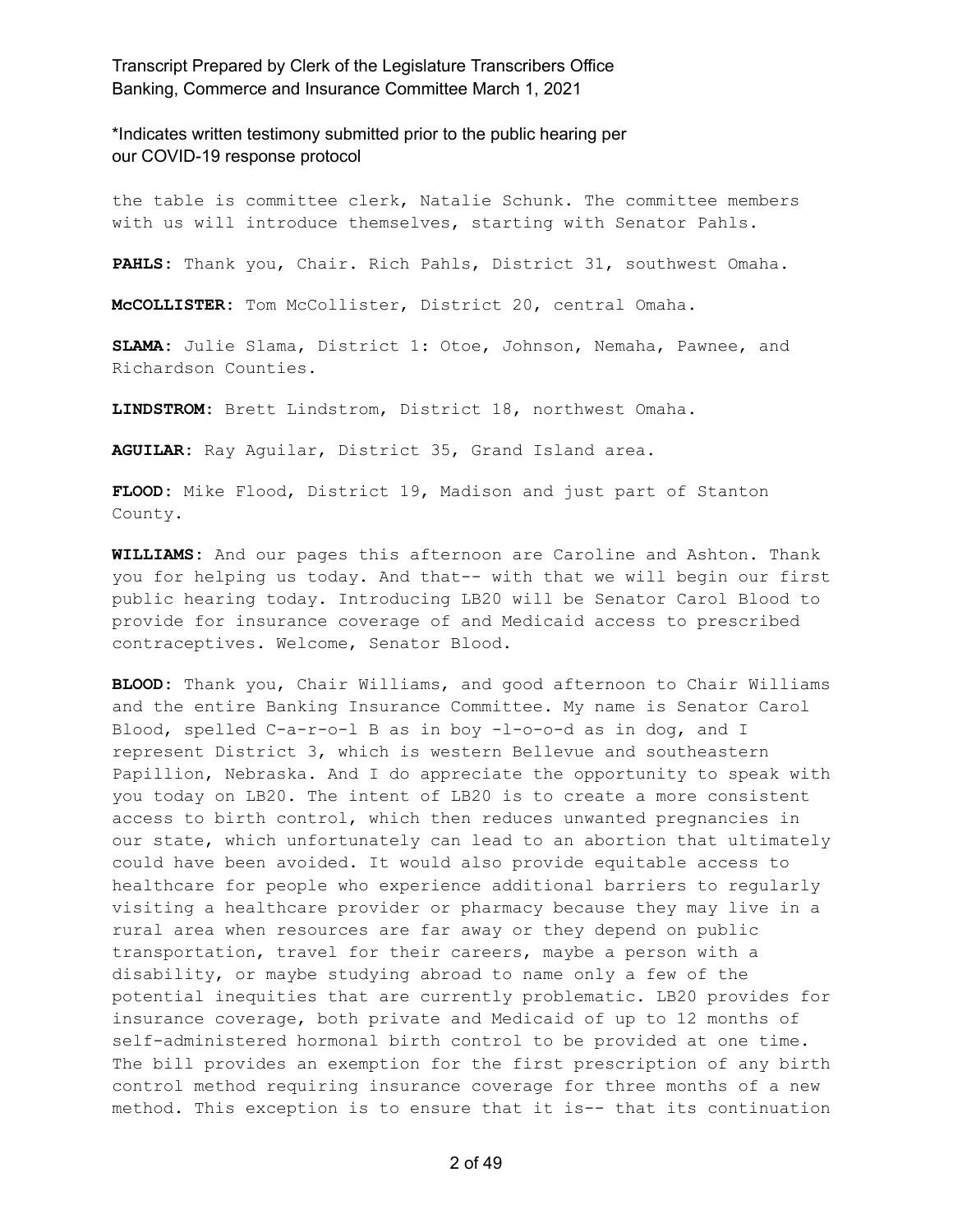the table is committee clerk, Natalie Schunk. The committee members with us will introduce themselves, starting with Senator Pahls.

**PAHLS:** Thank you, Chair. Rich Pahls, District 31, southwest Omaha.

**McCOLLISTER:** Tom McCollister, District 20, central Omaha.

**SLAMA:** Julie Slama, District 1: Otoe, Johnson, Nemaha, Pawnee, and Richardson Counties.

**LINDSTROM:** Brett Lindstrom, District 18, northwest Omaha.

**AGUILAR:** Ray Aguilar, District 35, Grand Island area.

**FLOOD:** Mike Flood, District 19, Madison and just part of Stanton County.

**WILLIAMS:** And our pages this afternoon are Caroline and Ashton. Thank you for helping us today. And that-- with that we will begin our first public hearing today. Introducing LB20 will be Senator Carol Blood to provide for insurance coverage of and Medicaid access to prescribed contraceptives. Welcome, Senator Blood.

**BLOOD:** Thank you, Chair Williams, and good afternoon to Chair Williams and the entire Banking Insurance Committee. My name is Senator Carol Blood, spelled C-a-r-o-l B as in boy -l-o-o-d as in dog, and I represent District 3, which is western Bellevue and southeastern Papillion, Nebraska. And I do appreciate the opportunity to speak with you today on LB20. The intent of LB20 is to create a more consistent access to birth control, which then reduces unwanted pregnancies in our state, which unfortunately can lead to an abortion that ultimately could have been avoided. It would also provide equitable access to healthcare for people who experience additional barriers to regularly visiting a healthcare provider or pharmacy because they may live in a rural area when resources are far away or they depend on public transportation, travel for their careers, maybe a person with a disability, or maybe studying abroad to name only a few of the potential inequities that are currently problematic. LB20 provides for insurance coverage, both private and Medicaid of up to 12 months of self-administered hormonal birth control to be provided at one time. The bill provides an exemption for the first prescription of any birth control method requiring insurance coverage for three months of a new method. This exception is to ensure that it is-- that its continuation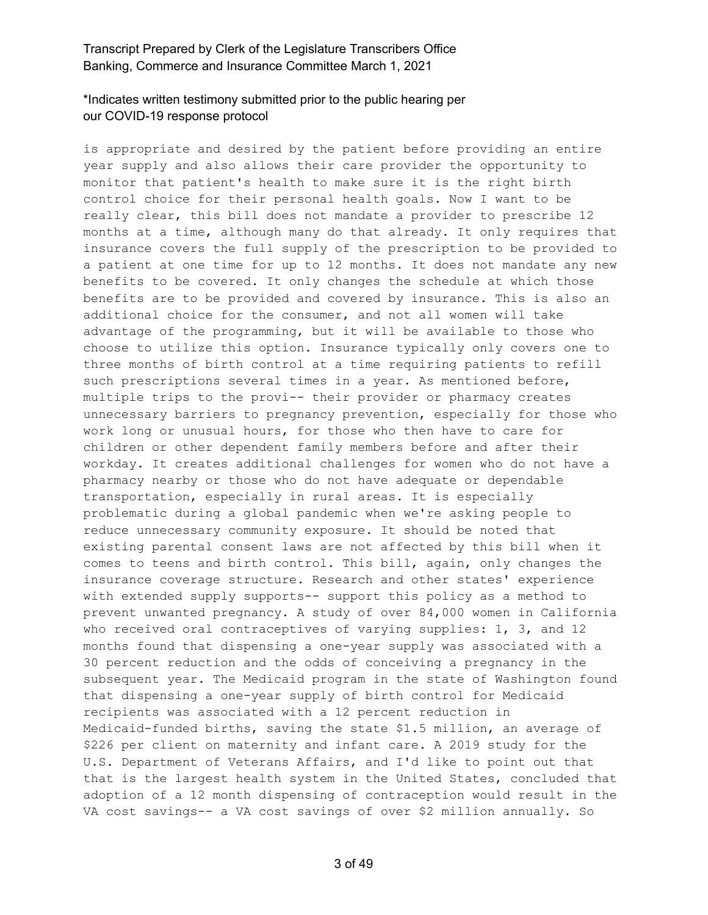is appropriate and desired by the patient before providing an entire year supply and also allows their care provider the opportunity to monitor that patient's health to make sure it is the right birth control choice for their personal health goals. Now I want to be really clear, this bill does not mandate a provider to prescribe 12 months at a time, although many do that already. It only requires that insurance covers the full supply of the prescription to be provided to a patient at one time for up to 12 months. It does not mandate any new benefits to be covered. It only changes the schedule at which those benefits are to be provided and covered by insurance. This is also an additional choice for the consumer, and not all women will take advantage of the programming, but it will be available to those who choose to utilize this option. Insurance typically only covers one to three months of birth control at a time requiring patients to refill such prescriptions several times in a year. As mentioned before, multiple trips to the provi-- their provider or pharmacy creates unnecessary barriers to pregnancy prevention, especially for those who work long or unusual hours, for those who then have to care for children or other dependent family members before and after their workday. It creates additional challenges for women who do not have a pharmacy nearby or those who do not have adequate or dependable transportation, especially in rural areas. It is especially problematic during a global pandemic when we're asking people to reduce unnecessary community exposure. It should be noted that existing parental consent laws are not affected by this bill when it comes to teens and birth control. This bill, again, only changes the insurance coverage structure. Research and other states' experience with extended supply supports-- support this policy as a method to prevent unwanted pregnancy. A study of over 84,000 women in California who received oral contraceptives of varying supplies: 1, 3, and 12 months found that dispensing a one-year supply was associated with a 30 percent reduction and the odds of conceiving a pregnancy in the subsequent year. The Medicaid program in the state of Washington found that dispensing a one-year supply of birth control for Medicaid recipients was associated with a 12 percent reduction in Medicaid-funded births, saving the state $1.5 million, an average of $226 per client on maternity and infant care. A 2019 study for the U.S. Department of Veterans Affairs, and I'd like to point out that that is the largest health system in the United States, concluded that adoption of a 12 month dispensing of contraception would result in the VA cost savings-- a VA cost savings of over $2 million annually. So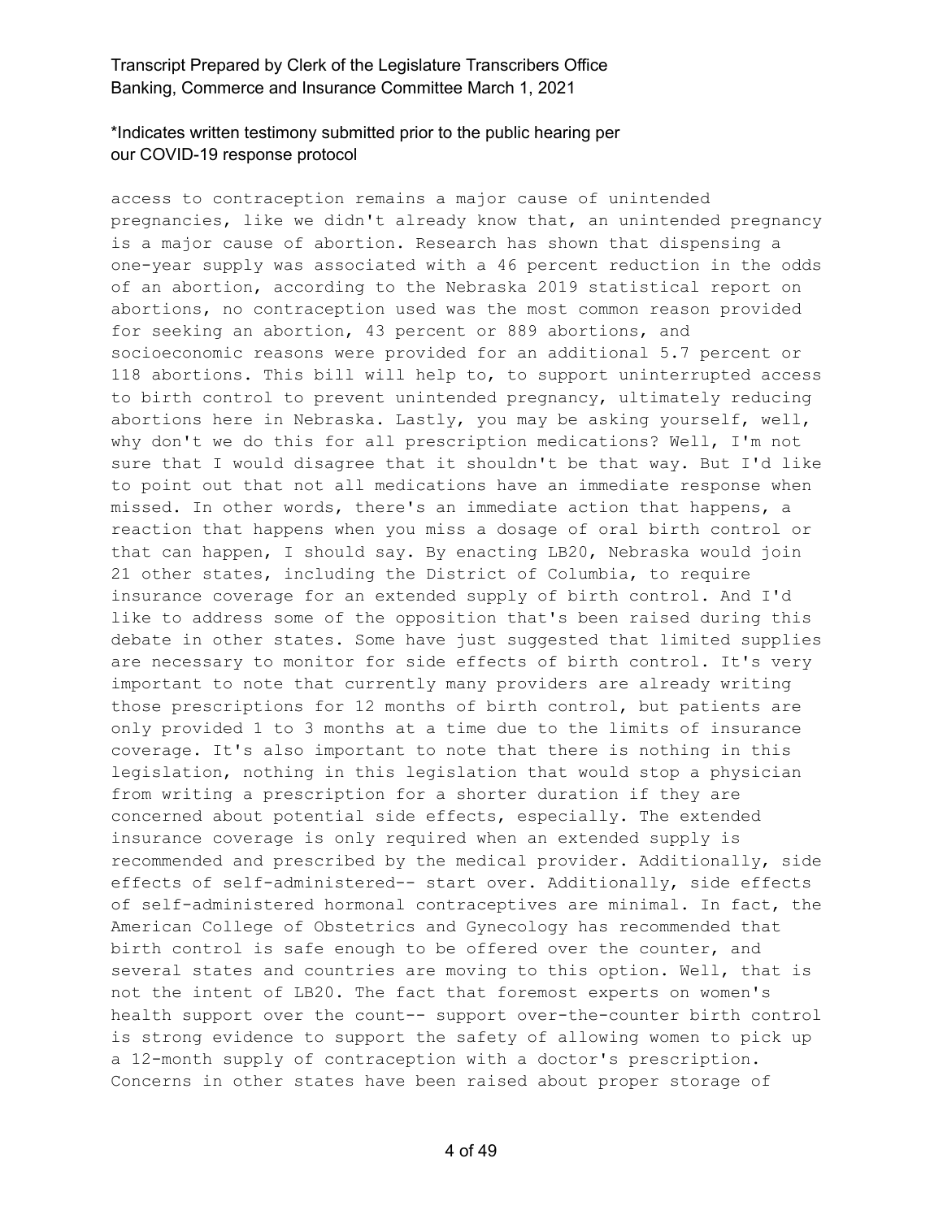access to contraception remains a major cause of unintended pregnancies, like we didn't already know that, an unintended pregnancy is a major cause of abortion. Research has shown that dispensing a one-year supply was associated with a 46 percent reduction in the odds of an abortion, according to the Nebraska 2019 statistical report on abortions, no contraception used was the most common reason provided for seeking an abortion, 43 percent or 889 abortions, and socioeconomic reasons were provided for an additional 5.7 percent or 118 abortions. This bill will help to, to support uninterrupted access to birth control to prevent unintended pregnancy, ultimately reducing abortions here in Nebraska. Lastly, you may be asking yourself, well, why don't we do this for all prescription medications? Well, I'm not sure that I would disagree that it shouldn't be that way. But I'd like to point out that not all medications have an immediate response when missed. In other words, there's an immediate action that happens, a reaction that happens when you miss a dosage of oral birth control or that can happen, I should say. By enacting LB20, Nebraska would join 21 other states, including the District of Columbia, to require insurance coverage for an extended supply of birth control. And I'd like to address some of the opposition that's been raised during this debate in other states. Some have just suggested that limited supplies are necessary to monitor for side effects of birth control. It's very important to note that currently many providers are already writing those prescriptions for 12 months of birth control, but patients are only provided 1 to 3 months at a time due to the limits of insurance coverage. It's also important to note that there is nothing in this legislation, nothing in this legislation that would stop a physician from writing a prescription for a shorter duration if they are concerned about potential side effects, especially. The extended insurance coverage is only required when an extended supply is recommended and prescribed by the medical provider. Additionally, side effects of self-administered-- start over. Additionally, side effects of self-administered hormonal contraceptives are minimal. In fact, the American College of Obstetrics and Gynecology has recommended that birth control is safe enough to be offered over the counter, and several states and countries are moving to this option. Well, that is not the intent of LB20. The fact that foremost experts on women's health support over the count-- support over-the-counter birth control is strong evidence to support the safety of allowing women to pick up a 12-month supply of contraception with a doctor's prescription. Concerns in other states have been raised about proper storage of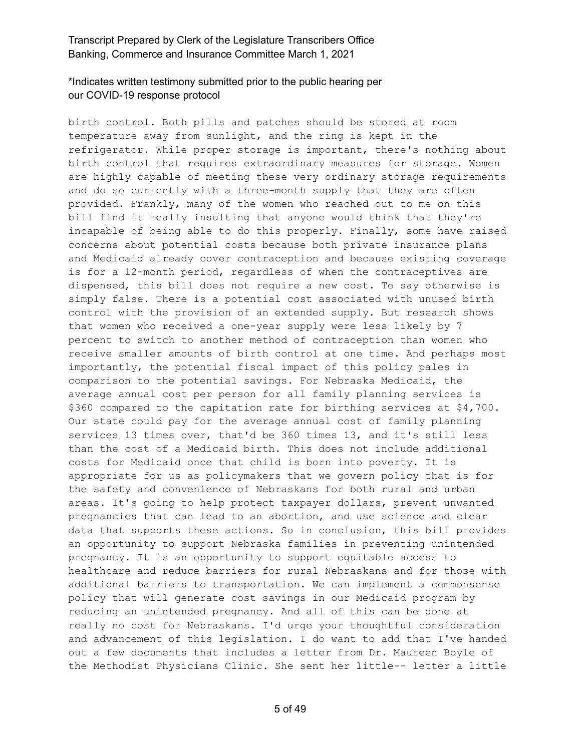birth control. Both pills and patches should be stored at room temperature away from sunlight, and the ring is kept in the refrigerator. While proper storage is important, there's nothing about birth control that requires extraordinary measures for storage. Women are highly capable of meeting these very ordinary storage requirements and do so currently with a three-month supply that they are often provided. Frankly, many of the women who reached out to me on this bill find it really insulting that anyone would think that they're incapable of being able to do this properly. Finally, some have raised concerns about potential costs because both private insurance plans and Medicaid already cover contraception and because existing coverage is for a 12-month period, regardless of when the contraceptives are dispensed, this bill does not require a new cost. To say otherwise is simply false. There is a potential cost associated with unused birth control with the provision of an extended supply. But research shows that women who received a one-year supply were less likely by 7 percent to switch to another method of contraception than women who receive smaller amounts of birth control at one time. And perhaps most importantly, the potential fiscal impact of this policy pales in comparison to the potential savings. For Nebraska Medicaid, the average annual cost per person for all family planning services is $360 compared to the capitation rate for birthing services at $4,700. Our state could pay for the average annual cost of family planning services 13 times over, that'd be 360 times 13, and it's still less than the cost of a Medicaid birth. This does not include additional costs for Medicaid once that child is born into poverty. It is appropriate for us as policymakers that we govern policy that is for the safety and convenience of Nebraskans for both rural and urban areas. It's going to help protect taxpayer dollars, prevent unwanted pregnancies that can lead to an abortion, and use science and clear data that supports these actions. So in conclusion, this bill provides an opportunity to support Nebraska families in preventing unintended pregnancy. It is an opportunity to support equitable access to healthcare and reduce barriers for rural Nebraskans and for those with additional barriers to transportation. We can implement a commonsense policy that will generate cost savings in our Medicaid program by reducing an unintended pregnancy. And all of this can be done at really no cost for Nebraskans. I'd urge your thoughtful consideration and advancement of this legislation. I do want to add that I've handed out a few documents that includes a letter from Dr. Maureen Boyle of the Methodist Physicians Clinic. She sent her little-- letter a little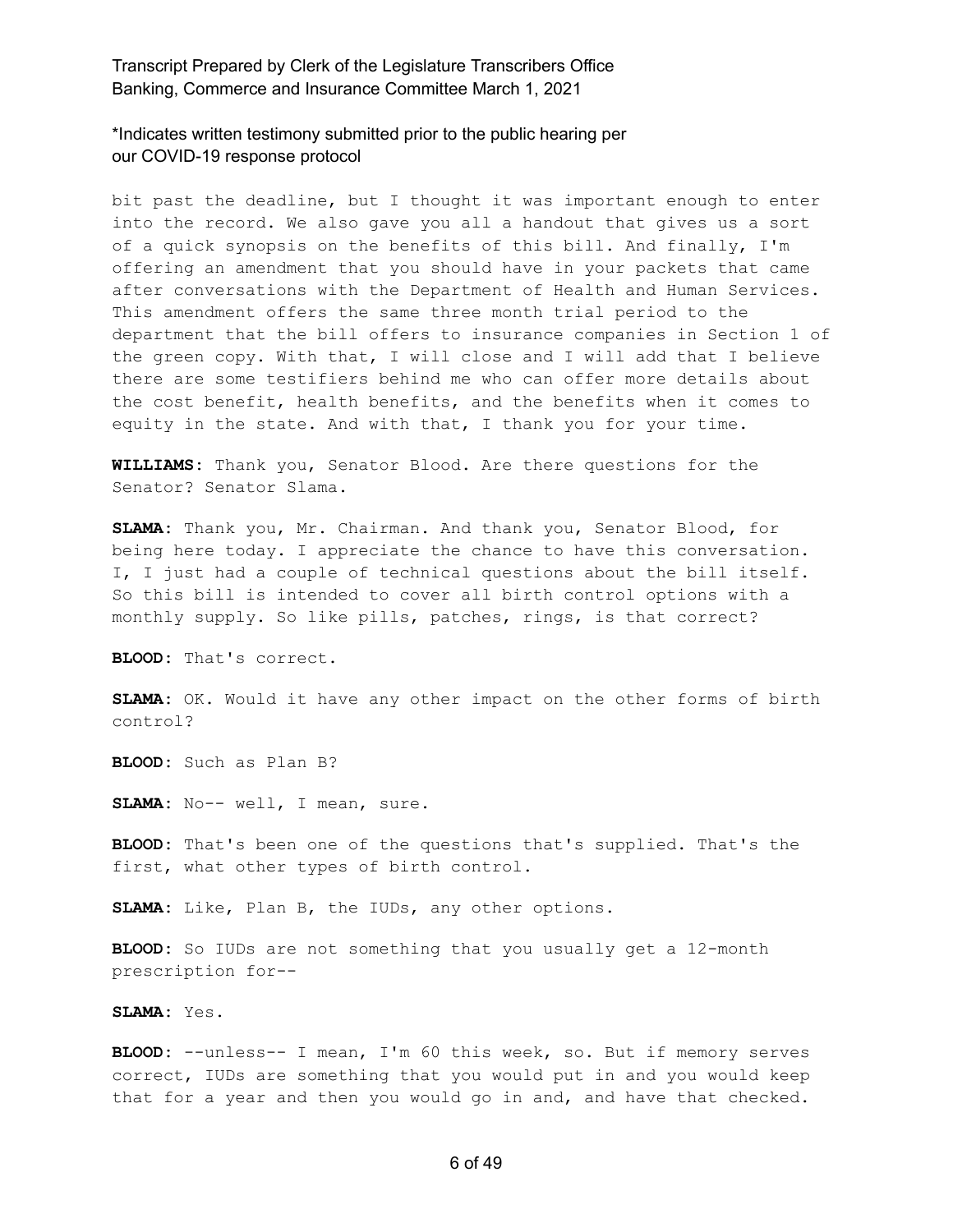bit past the deadline, but I thought it was important enough to enter into the record. We also gave you all a handout that gives us a sort of a quick synopsis on the benefits of this bill. And finally, I'm offering an amendment that you should have in your packets that came after conversations with the Department of Health and Human Services. This amendment offers the same three month trial period to the department that the bill offers to insurance companies in Section 1 of the green copy. With that, I will close and I will add that I believe there are some testifiers behind me who can offer more details about the cost benefit, health benefits, and the benefits when it comes to equity in the state. And with that, I thank you for your time.

**WILLIAMS:** Thank you, Senator Blood. Are there questions for the Senator? Senator Slama.

**SLAMA:** Thank you, Mr. Chairman. And thank you, Senator Blood, for being here today. I appreciate the chance to have this conversation. I, I just had a couple of technical questions about the bill itself. So this bill is intended to cover all birth control options with a monthly supply. So like pills, patches, rings, is that correct?

**BLOOD:** That's correct.

**SLAMA:** OK. Would it have any other impact on the other forms of birth control?

**BLOOD:** Such as Plan B?

**SLAMA:** No-- well, I mean, sure.

**BLOOD:** That's been one of the questions that's supplied. That's the first, what other types of birth control.

**SLAMA:** Like, Plan B, the IUDs, any other options.

**BLOOD:** So IUDs are not something that you usually get a 12-month prescription for--

**SLAMA:** Yes.

**BLOOD:** --unless-- I mean, I'm 60 this week, so. But if memory serves correct, IUDs are something that you would put in and you would keep that for a year and then you would go in and, and have that checked.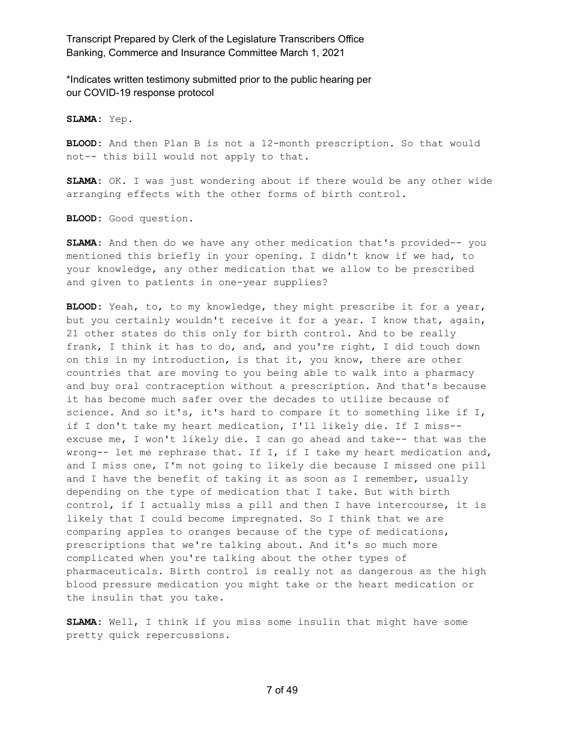*Indicates written testimony submitted prior to the public hearing per our COVID-19 response protocol

**SLAMA:** Yep.

**BLOOD:** And then Plan B is not a 12-month prescription. So that would not-- this bill would not apply to that.

**SLAMA:** OK. I was just wondering about if there would be any other wide arranging effects with the other forms of birth control.

**BLOOD:** Good question.

**SLAMA:** And then do we have any other medication that's provided-- you mentioned this briefly in your opening. I didn't know if we had, to your knowledge, any other medication that we allow to be prescribed and given to patients in one-year supplies?

**BLOOD:** Yeah, to, to my knowledge, they might prescribe it for a year, but you certainly wouldn't receive it for a year. I know that, again, 21 other states do this only for birth control. And to be really frank, I think it has to do, and, and you're right, I did touch down on this in my introduction, is that it, you know, there are other countries that are moving to you being able to walk into a pharmacy and buy oral contraception without a prescription. And that's because it has become much safer over the decades to utilize because of science. And so it's, it's hard to compare it to something like if I, if I don't take my heart medication, I'll likely die. If I miss-- excuse me, I won't likely die. I can go ahead and take-- that was the wrong-- let me rephrase that. If I, if I take my heart medication and, and I miss one, I'm not going to likely die because I missed one pill and I have the benefit of taking it as soon as I remember, usually depending on the type of medication that I take. But with birth control, if I actually miss a pill and then I have intercourse, it is likely that I could become impregnated. So I think that we are comparing apples to oranges because of the type of medications, prescriptions that we're talking about. And it's so much more complicated when you're talking about the other types of pharmaceuticals. Birth control is really not as dangerous as the high blood pressure medication you might take or the heart medication or the insulin that you take.

**SLAMA:** Well, I think if you miss some insulin that might have some pretty quick repercussions.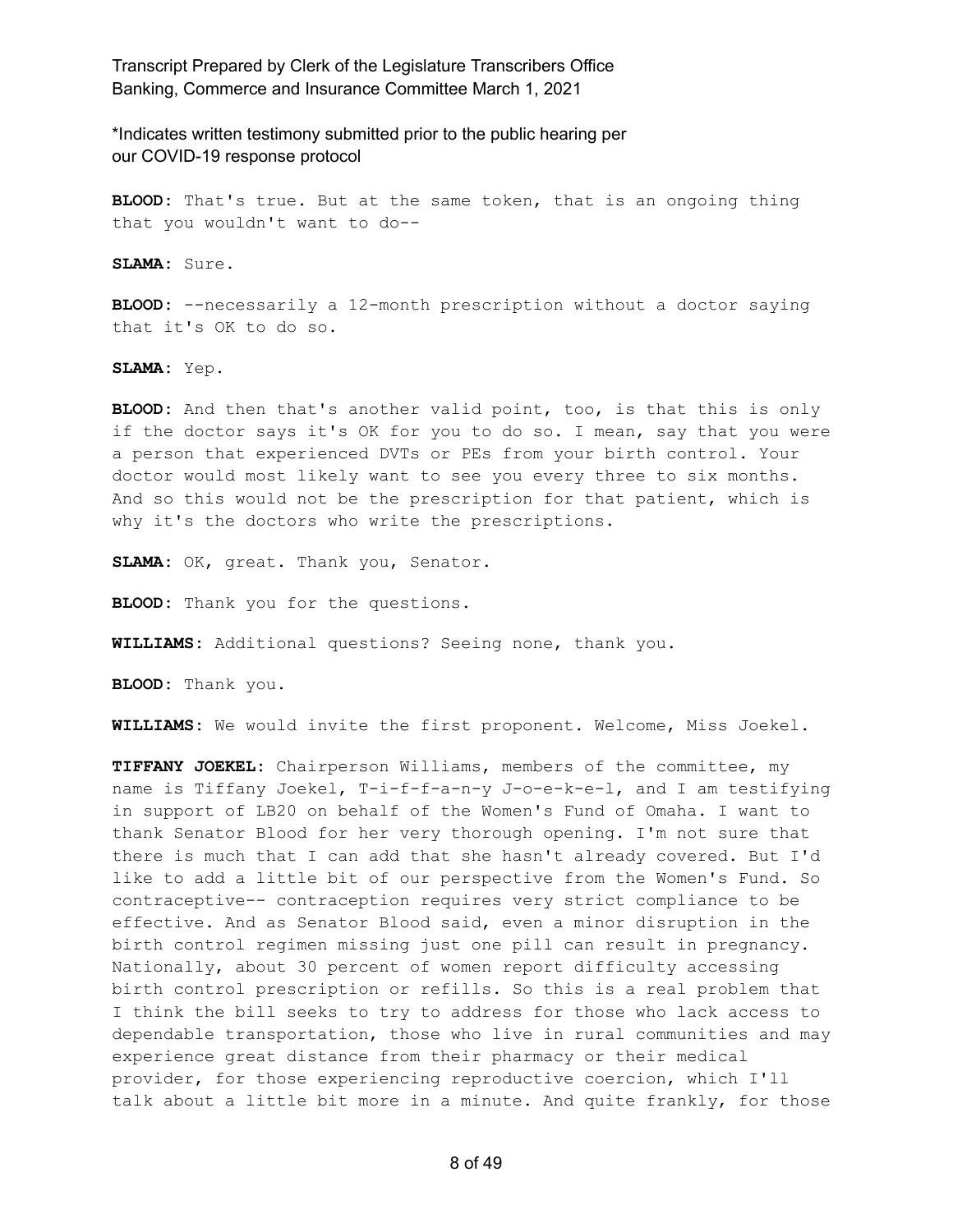**BLOOD:** That's true. But at the same token, that is an ongoing thing that you wouldn't want to do--

**SLAMA:** Sure.

**BLOOD:** --necessarily a 12-month prescription without a doctor saying that it's OK to do so.

**SLAMA:** Yep.

**BLOOD:** And then that's another valid point, too, is that this is only if the doctor says it's OK for you to do so. I mean, say that you were a person that experienced DVTs or PEs from your birth control. Your doctor would most likely want to see you every three to six months. And so this would not be the prescription for that patient, which is why it's the doctors who write the prescriptions.

**SLAMA:** OK, great. Thank you, Senator.

**BLOOD:** Thank you for the questions.

**WILLIAMS:** Additional questions? Seeing none, thank you.

**BLOOD:** Thank you.

**WILLIAMS:** We would invite the first proponent. Welcome, Miss Joekel.

**TIFFANY JOEKEL:** Chairperson Williams, members of the committee, my name is Tiffany Joekel, T-i-f-f-a-n-y J-o-e-k-e-l, and I am testifying in support of LB20 on behalf of the Women's Fund of Omaha. I want to thank Senator Blood for her very thorough opening. I'm not sure that there is much that I can add that she hasn't already covered. But I'd like to add a little bit of our perspective from the Women's Fund. So contraceptive-- contraception requires very strict compliance to be effective. And as Senator Blood said, even a minor disruption in the birth control regimen missing just one pill can result in pregnancy. Nationally, about 30 percent of women report difficulty accessing birth control prescription or refills. So this is a real problem that I think the bill seeks to try to address for those who lack access to dependable transportation, those who live in rural communities and may experience great distance from their pharmacy or their medical provider, for those experiencing reproductive coercion, which I'll talk about a little bit more in a minute. And quite frankly, for those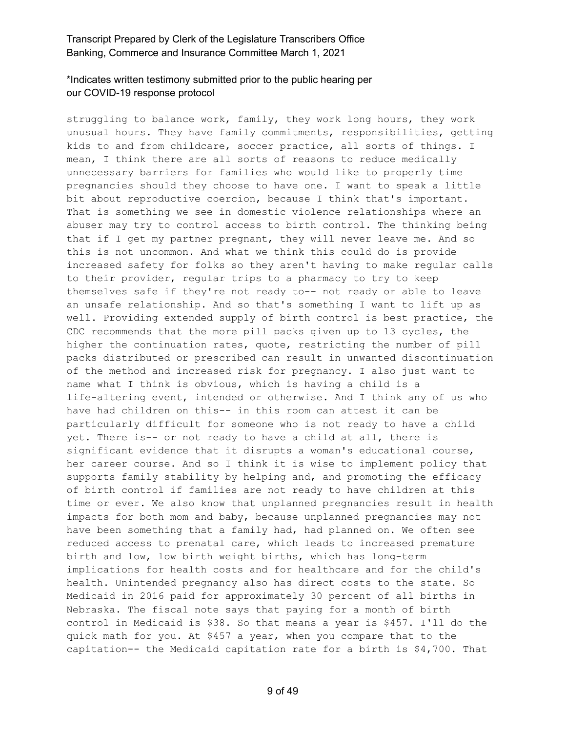struggling to balance work, family, they work long hours, they work unusual hours. They have family commitments, responsibilities, getting kids to and from childcare, soccer practice, all sorts of things. I mean, I think there are all sorts of reasons to reduce medically unnecessary barriers for families who would like to properly time pregnancies should they choose to have one. I want to speak a little bit about reproductive coercion, because I think that's important. That is something we see in domestic violence relationships where an abuser may try to control access to birth control. The thinking being that if I get my partner pregnant, they will never leave me. And so this is not uncommon. And what we think this could do is provide increased safety for folks so they aren't having to make regular calls to their provider, regular trips to a pharmacy to try to keep themselves safe if they're not ready to-- not ready or able to leave an unsafe relationship. And so that's something I want to lift up as well. Providing extended supply of birth control is best practice, the CDC recommends that the more pill packs given up to 13 cycles, the higher the continuation rates, quote, restricting the number of pill packs distributed or prescribed can result in unwanted discontinuation of the method and increased risk for pregnancy. I also just want to name what I think is obvious, which is having a child is a life-altering event, intended or otherwise. And I think any of us who have had children on this-- in this room can attest it can be particularly difficult for someone who is not ready to have a child yet. There is-- or not ready to have a child at all, there is significant evidence that it disrupts a woman's educational course, her career course. And so I think it is wise to implement policy that supports family stability by helping and, and promoting the efficacy of birth control if families are not ready to have children at this time or ever. We also know that unplanned pregnancies result in health impacts for both mom and baby, because unplanned pregnancies may not have been something that a family had, had planned on. We often see reduced access to prenatal care, which leads to increased premature birth and low, low birth weight births, which has long-term implications for health costs and for healthcare and for the child's health. Unintended pregnancy also has direct costs to the state. So Medicaid in 2016 paid for approximately 30 percent of all births in Nebraska. The fiscal note says that paying for a month of birth control in Medicaid is $38. So that means a year is $457. I'll do the quick math for you. At $457 a year, when you compare that to the capitation-- the Medicaid capitation rate for a birth is $4,700. That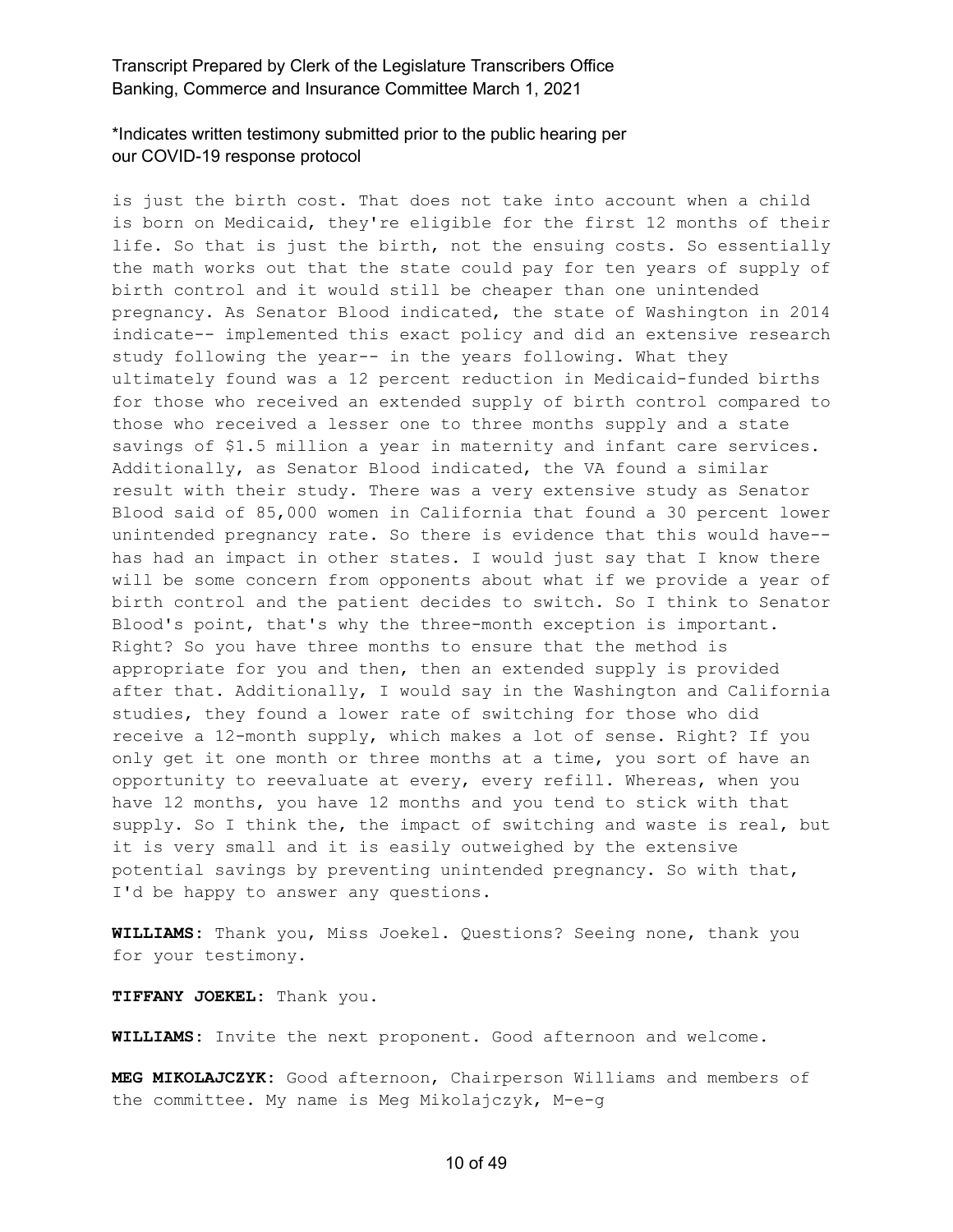is just the birth cost. That does not take into account when a child is born on Medicaid, they're eligible for the first 12 months of their life. So that is just the birth, not the ensuing costs. So essentially the math works out that the state could pay for ten years of supply of birth control and it would still be cheaper than one unintended pregnancy. As Senator Blood indicated, the state of Washington in 2014 indicate-- implemented this exact policy and did an extensive research study following the year-- in the years following. What they ultimately found was a 12 percent reduction in Medicaid-funded births for those who received an extended supply of birth control compared to those who received a lesser one to three months supply and a state savings of $1.5 million a year in maternity and infant care services. Additionally, as Senator Blood indicated, the VA found a similar result with their study. There was a very extensive study as Senator Blood said of 85,000 women in California that found a 30 percent lower unintended pregnancy rate. So there is evidence that this would have-- has had an impact in other states. I would just say that I know there will be some concern from opponents about what if we provide a year of birth control and the patient decides to switch. So I think to Senator Blood's point, that's why the three-month exception is important. Right? So you have three months to ensure that the method is appropriate for you and then, then an extended supply is provided after that. Additionally, I would say in the Washington and California studies, they found a lower rate of switching for those who did receive a 12-month supply, which makes a lot of sense. Right? If you only get it one month or three months at a time, you sort of have an opportunity to reevaluate at every, every refill. Whereas, when you have 12 months, you have 12 months and you tend to stick with that supply. So I think the, the impact of switching and waste is real, but it is very small and it is easily outweighed by the extensive potential savings by preventing unintended pregnancy. So with that, I'd be happy to answer any questions.

**WILLIAMS:** Thank you, Miss Joekel. Questions? Seeing none, thank you for your testimony.

**TIFFANY JOEKEL:** Thank you.

**WILLIAMS:** Invite the next proponent. Good afternoon and welcome.

**MEG MIKOLAJCZYK:** Good afternoon, Chairperson Williams and members of the committee. My name is Meg Mikolajczyk, M-e-g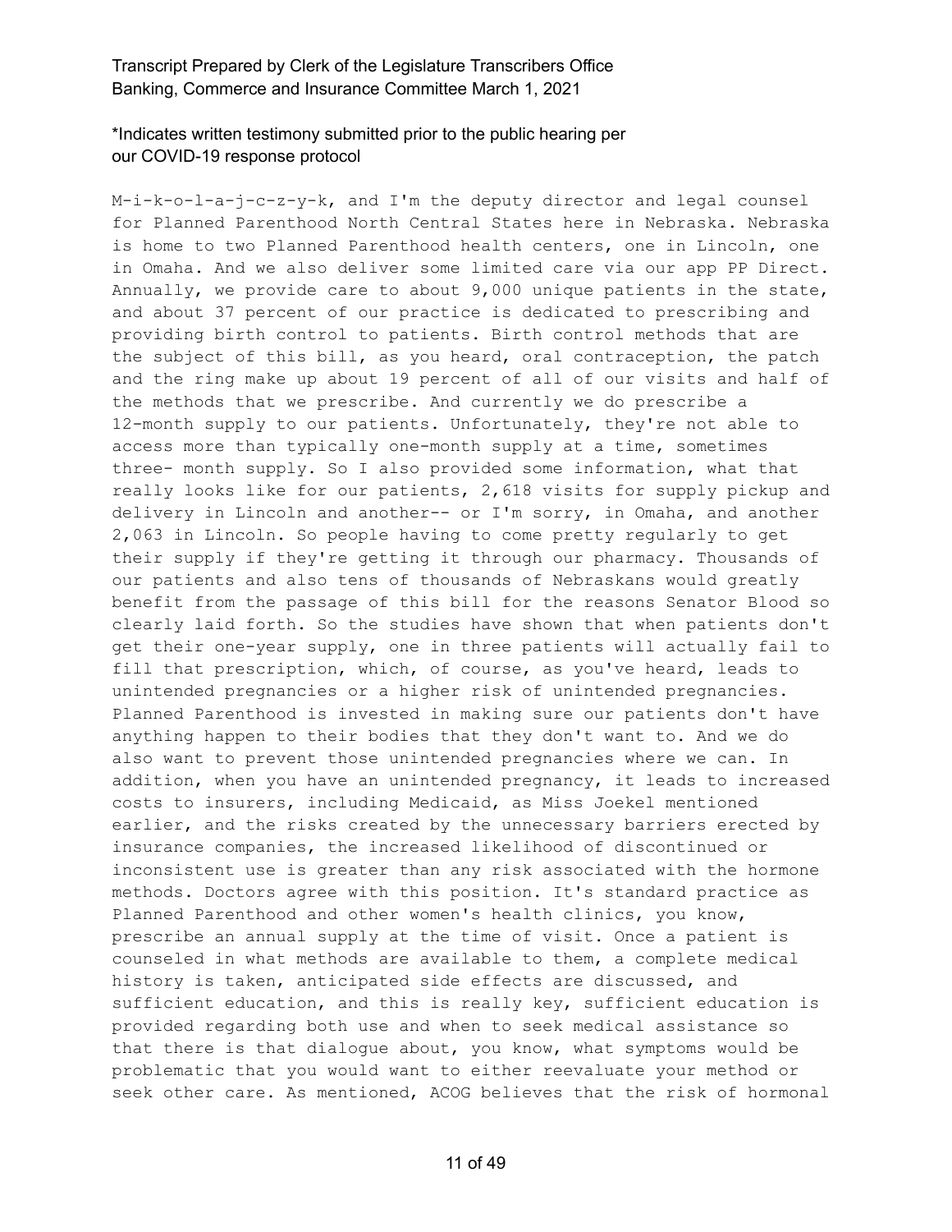M-i-k-o-l-a-j-c-z-y-k, and I'm the deputy director and legal counsel for Planned Parenthood North Central States here in Nebraska. Nebraska is home to two Planned Parenthood health centers, one in Lincoln, one in Omaha. And we also deliver some limited care via our app PP Direct. Annually, we provide care to about 9,000 unique patients in the state, and about 37 percent of our practice is dedicated to prescribing and providing birth control to patients. Birth control methods that are the subject of this bill, as you heard, oral contraception, the patch and the ring make up about 19 percent of all of our visits and half of the methods that we prescribe. And currently we do prescribe a 12-month supply to our patients. Unfortunately, they're not able to access more than typically one-month supply at a time, sometimes three- month supply. So I also provided some information, what that really looks like for our patients, 2,618 visits for supply pickup and delivery in Lincoln and another-- or I'm sorry, in Omaha, and another 2,063 in Lincoln. So people having to come pretty regularly to get their supply if they're getting it through our pharmacy. Thousands of our patients and also tens of thousands of Nebraskans would greatly benefit from the passage of this bill for the reasons Senator Blood so clearly laid forth. So the studies have shown that when patients don't get their one-year supply, one in three patients will actually fail to fill that prescription, which, of course, as you've heard, leads to unintended pregnancies or a higher risk of unintended pregnancies. Planned Parenthood is invested in making sure our patients don't have anything happen to their bodies that they don't want to. And we do also want to prevent those unintended pregnancies where we can. In addition, when you have an unintended pregnancy, it leads to increased costs to insurers, including Medicaid, as Miss Joekel mentioned earlier, and the risks created by the unnecessary barriers erected by insurance companies, the increased likelihood of discontinued or inconsistent use is greater than any risk associated with the hormone methods. Doctors agree with this position. It's standard practice as Planned Parenthood and other women's health clinics, you know, prescribe an annual supply at the time of visit. Once a patient is counseled in what methods are available to them, a complete medical history is taken, anticipated side effects are discussed, and sufficient education, and this is really key, sufficient education is provided regarding both use and when to seek medical assistance so that there is that dialogue about, you know, what symptoms would be problematic that you would want to either reevaluate your method or seek other care. As mentioned, ACOG believes that the risk of hormonal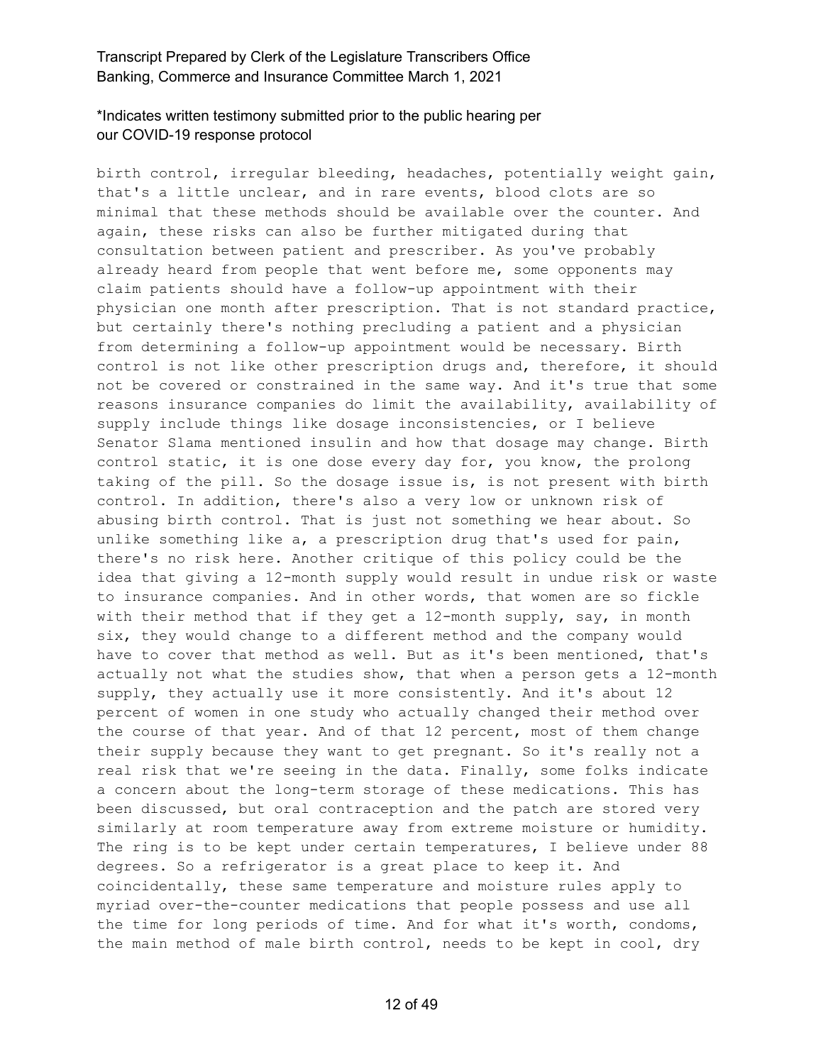birth control, irregular bleeding, headaches, potentially weight gain, that's a little unclear, and in rare events, blood clots are so minimal that these methods should be available over the counter. And again, these risks can also be further mitigated during that consultation between patient and prescriber. As you've probably already heard from people that went before me, some opponents may claim patients should have a follow-up appointment with their physician one month after prescription. That is not standard practice, but certainly there's nothing precluding a patient and a physician from determining a follow-up appointment would be necessary. Birth control is not like other prescription drugs and, therefore, it should not be covered or constrained in the same way. And it's true that some reasons insurance companies do limit the availability, availability of supply include things like dosage inconsistencies, or I believe Senator Slama mentioned insulin and how that dosage may change. Birth control static, it is one dose every day for, you know, the prolong taking of the pill. So the dosage issue is, is not present with birth control. In addition, there's also a very low or unknown risk of abusing birth control. That is just not something we hear about. So unlike something like a, a prescription drug that's used for pain, there's no risk here. Another critique of this policy could be the idea that giving a 12-month supply would result in undue risk or waste to insurance companies. And in other words, that women are so fickle with their method that if they get a 12-month supply, say, in month six, they would change to a different method and the company would have to cover that method as well. But as it's been mentioned, that's actually not what the studies show, that when a person gets a 12-month supply, they actually use it more consistently. And it's about 12 percent of women in one study who actually changed their method over the course of that year. And of that 12 percent, most of them change their supply because they want to get pregnant. So it's really not a real risk that we're seeing in the data. Finally, some folks indicate a concern about the long-term storage of these medications. This has been discussed, but oral contraception and the patch are stored very similarly at room temperature away from extreme moisture or humidity. The ring is to be kept under certain temperatures, I believe under 88 degrees. So a refrigerator is a great place to keep it. And coincidentally, these same temperature and moisture rules apply to myriad over-the-counter medications that people possess and use all the time for long periods of time. And for what it's worth, condoms, the main method of male birth control, needs to be kept in cool, dry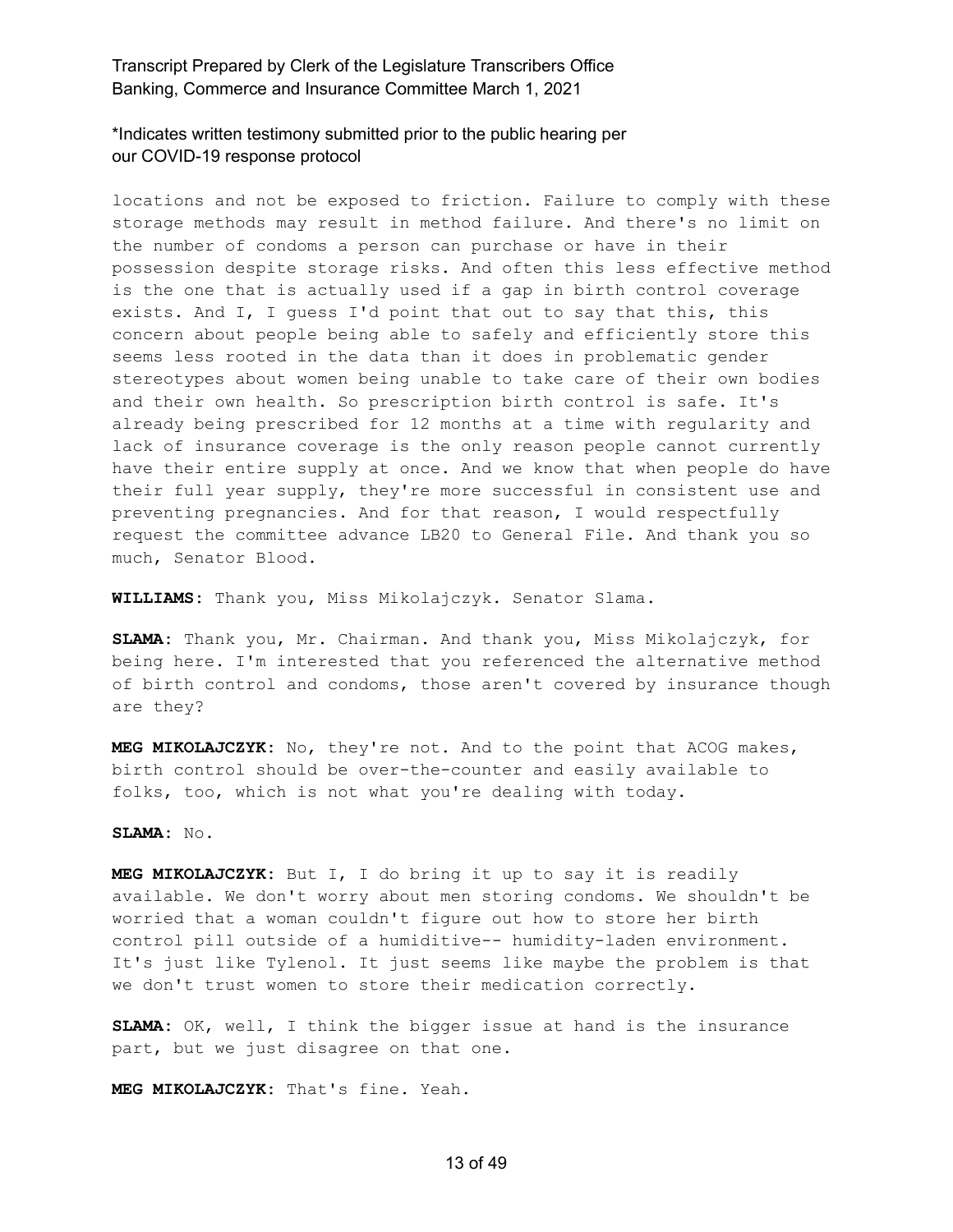locations and not be exposed to friction. Failure to comply with these storage methods may result in method failure. And there's no limit on the number of condoms a person can purchase or have in their possession despite storage risks. And often this less effective method is the one that is actually used if a gap in birth control coverage exists. And I, I guess I'd point that out to say that this, this concern about people being able to safely and efficiently store this seems less rooted in the data than it does in problematic gender stereotypes about women being unable to take care of their own bodies and their own health. So prescription birth control is safe. It's already being prescribed for 12 months at a time with regularity and lack of insurance coverage is the only reason people cannot currently have their entire supply at once. And we know that when people do have their full year supply, they're more successful in consistent use and preventing pregnancies. And for that reason, I would respectfully request the committee advance LB20 to General File. And thank you so much, Senator Blood.

**WILLIAMS:** Thank you, Miss Mikolajczyk. Senator Slama.

**SLAMA:** Thank you, Mr. Chairman. And thank you, Miss Mikolajczyk, for being here. I'm interested that you referenced the alternative method of birth control and condoms, those aren't covered by insurance though are they?

**MEG MIKOLAJCZYK:** No, they're not. And to the point that ACOG makes, birth control should be over-the-counter and easily available to folks, too, which is not what you're dealing with today.

**SLAMA:** No.

**MEG MIKOLAJCZYK:** But I, I do bring it up to say it is readily available. We don't worry about men storing condoms. We shouldn't be worried that a woman couldn't figure out how to store her birth control pill outside of a humiditive-- humidity-laden environment. It's just like Tylenol. It just seems like maybe the problem is that we don't trust women to store their medication correctly.

**SLAMA:** OK, well, I think the bigger issue at hand is the insurance part, but we just disagree on that one.

**MEG MIKOLAJCZYK:** That's fine. Yeah.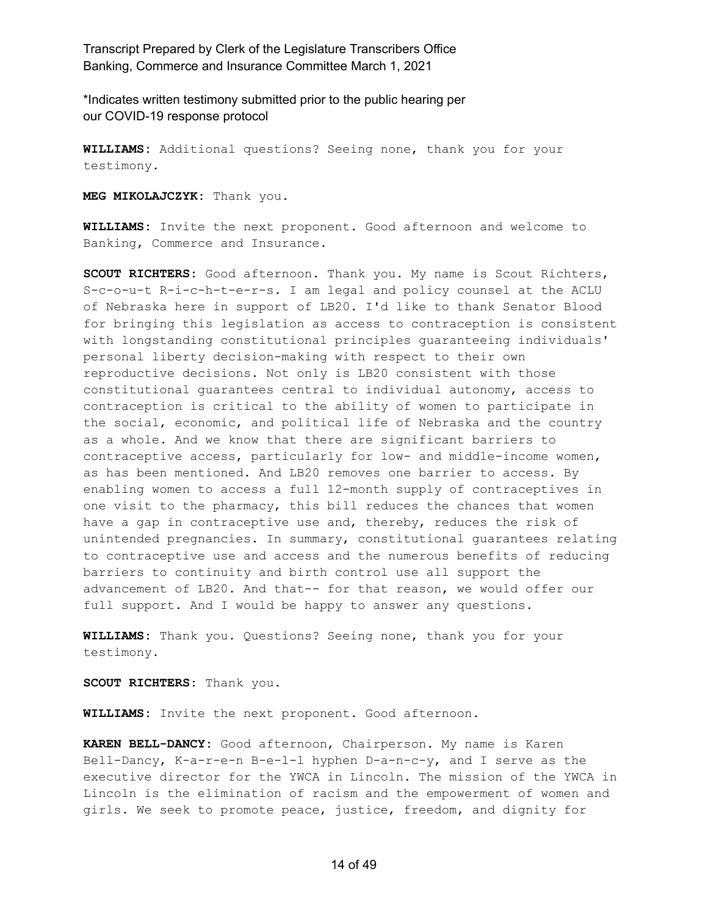\*Indicates written testimony submitted prior to the public hearing per our COVID-19 response protocol

**WILLIAMS:** Additional questions? Seeing none, thank you for your testimony.

**MEG MIKOLAJCZYK:** Thank you.

**WILLIAMS:** Invite the next proponent. Good afternoon and welcome to Banking, Commerce and Insurance.

**SCOUT RICHTERS:** Good afternoon. Thank you. My name is Scout Richters, S-c-o-u-t R-i-c-h-t-e-r-s. I am legal and policy counsel at the ACLU of Nebraska here in support of LB20. I'd like to thank Senator Blood for bringing this legislation as access to contraception is consistent with longstanding constitutional principles guaranteeing individuals' personal liberty decision-making with respect to their own reproductive decisions. Not only is LB20 consistent with those constitutional guarantees central to individual autonomy, access to contraception is critical to the ability of women to participate in the social, economic, and political life of Nebraska and the country as a whole. And we know that there are significant barriers to contraceptive access, particularly for low- and middle-income women, as has been mentioned. And LB20 removes one barrier to access. By enabling women to access a full 12-month supply of contraceptives in one visit to the pharmacy, this bill reduces the chances that women have a gap in contraceptive use and, thereby, reduces the risk of unintended pregnancies. In summary, constitutional guarantees relating to contraceptive use and access and the numerous benefits of reducing barriers to continuity and birth control use all support the advancement of LB20. And that-- for that reason, we would offer our full support. And I would be happy to answer any questions.

**WILLIAMS:** Thank you. Questions? Seeing none, thank you for your testimony.

**SCOUT RICHTERS:** Thank you.

**WILLIAMS:** Invite the next proponent. Good afternoon.

**KAREN BELL-DANCY:** Good afternoon, Chairperson. My name is Karen Bell-Dancy, K-a-r-e-n B-e-l-l hyphen D-a-n-c-y, and I serve as the executive director for the YWCA in Lincoln. The mission of the YWCA in Lincoln is the elimination of racism and the empowerment of women and girls. We seek to promote peace, justice, freedom, and dignity for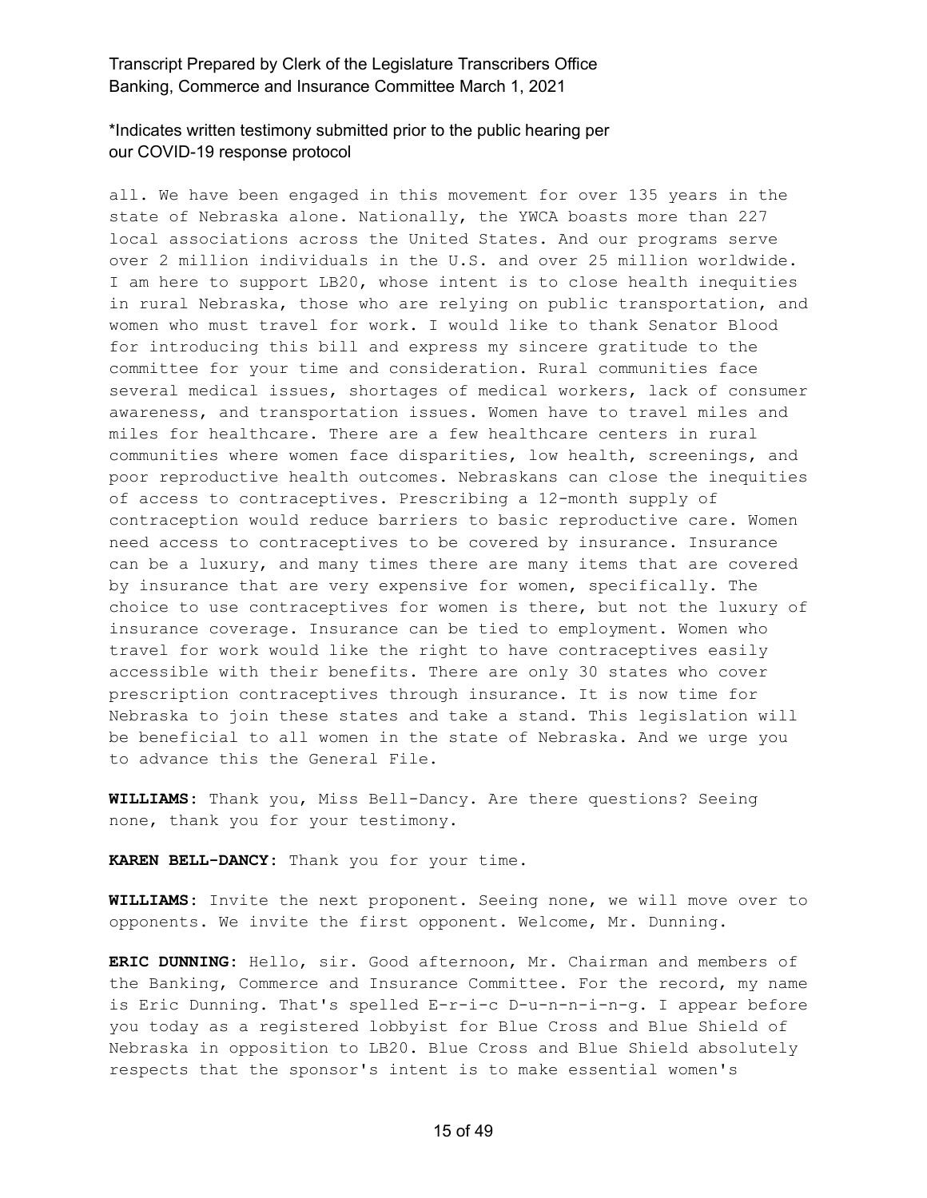all. We have been engaged in this movement for over 135 years in the state of Nebraska alone. Nationally, the YWCA boasts more than 227 local associations across the United States. And our programs serve over 2 million individuals in the U.S. and over 25 million worldwide. I am here to support LB20, whose intent is to close health inequities in rural Nebraska, those who are relying on public transportation, and women who must travel for work. I would like to thank Senator Blood for introducing this bill and express my sincere gratitude to the committee for your time and consideration. Rural communities face several medical issues, shortages of medical workers, lack of consumer awareness, and transportation issues. Women have to travel miles and miles for healthcare. There are a few healthcare centers in rural communities where women face disparities, low health, screenings, and poor reproductive health outcomes. Nebraskans can close the inequities of access to contraceptives. Prescribing a 12-month supply of contraception would reduce barriers to basic reproductive care. Women need access to contraceptives to be covered by insurance. Insurance can be a luxury, and many times there are many items that are covered by insurance that are very expensive for women, specifically. The choice to use contraceptives for women is there, but not the luxury of insurance coverage. Insurance can be tied to employment. Women who travel for work would like the right to have contraceptives easily accessible with their benefits. There are only 30 states who cover prescription contraceptives through insurance. It is now time for Nebraska to join these states and take a stand. This legislation will be beneficial to all women in the state of Nebraska. And we urge you to advance this the General File.

**WILLIAMS:** Thank you, Miss Bell-Dancy. Are there questions? Seeing none, thank you for your testimony.

**KAREN BELL-DANCY:** Thank you for your time.

**WILLIAMS:** Invite the next proponent. Seeing none, we will move over to opponents. We invite the first opponent. Welcome, Mr. Dunning.

**ERIC DUNNING:** Hello, sir. Good afternoon, Mr. Chairman and members of the Banking, Commerce and Insurance Committee. For the record, my name is Eric Dunning. That's spelled E-r-i-c D-u-n-n-i-n-g. I appear before you today as a registered lobbyist for Blue Cross and Blue Shield of Nebraska in opposition to LB20. Blue Cross and Blue Shield absolutely respects that the sponsor's intent is to make essential women's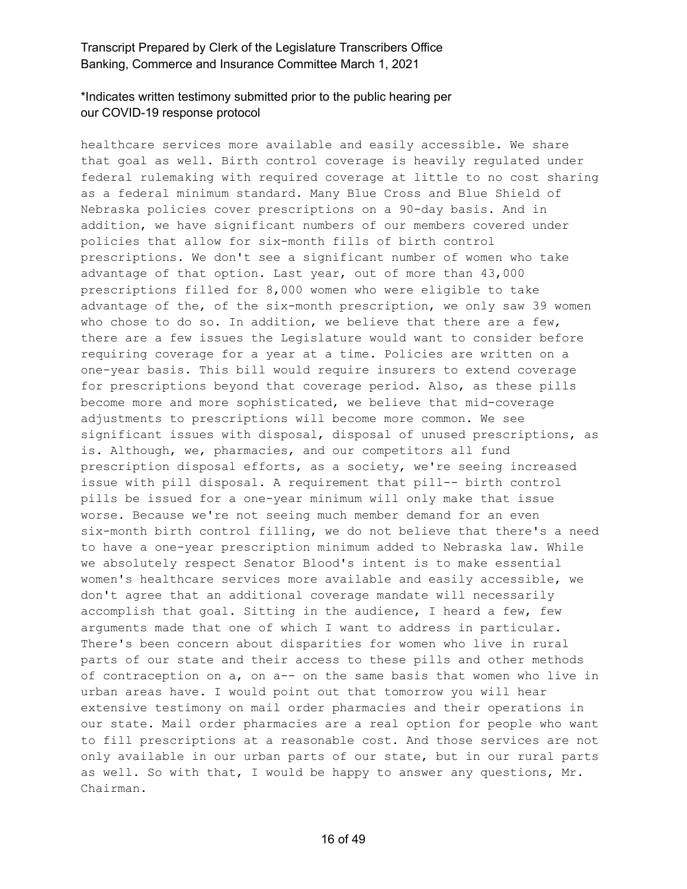healthcare services more available and easily accessible. We share that goal as well. Birth control coverage is heavily regulated under federal rulemaking with required coverage at little to no cost sharing as a federal minimum standard. Many Blue Cross and Blue Shield of Nebraska policies cover prescriptions on a 90-day basis. And in addition, we have significant numbers of our members covered under policies that allow for six-month fills of birth control prescriptions. We don't see a significant number of women who take advantage of that option. Last year, out of more than 43,000 prescriptions filled for 8,000 women who were eligible to take advantage of the, of the six-month prescription, we only saw 39 women who chose to do so. In addition, we believe that there are a few, there are a few issues the Legislature would want to consider before requiring coverage for a year at a time. Policies are written on a one-year basis. This bill would require insurers to extend coverage for prescriptions beyond that coverage period. Also, as these pills become more and more sophisticated, we believe that mid-coverage adjustments to prescriptions will become more common. We see significant issues with disposal, disposal of unused prescriptions, as is. Although, we, pharmacies, and our competitors all fund prescription disposal efforts, as a society, we're seeing increased issue with pill disposal. A requirement that pill-- birth control pills be issued for a one-year minimum will only make that issue worse. Because we're not seeing much member demand for an even six-month birth control filling, we do not believe that there's a need to have a one-year prescription minimum added to Nebraska law. While we absolutely respect Senator Blood's intent is to make essential women's healthcare services more available and easily accessible, we don't agree that an additional coverage mandate will necessarily accomplish that goal. Sitting in the audience, I heard a few, few arguments made that one of which I want to address in particular. There's been concern about disparities for women who live in rural parts of our state and their access to these pills and other methods of contraception on a, on a-- on the same basis that women who live in urban areas have. I would point out that tomorrow you will hear extensive testimony on mail order pharmacies and their operations in our state. Mail order pharmacies are a real option for people who want to fill prescriptions at a reasonable cost. And those services are not only available in our urban parts of our state, but in our rural parts as well. So with that, I would be happy to answer any questions, Mr. Chairman.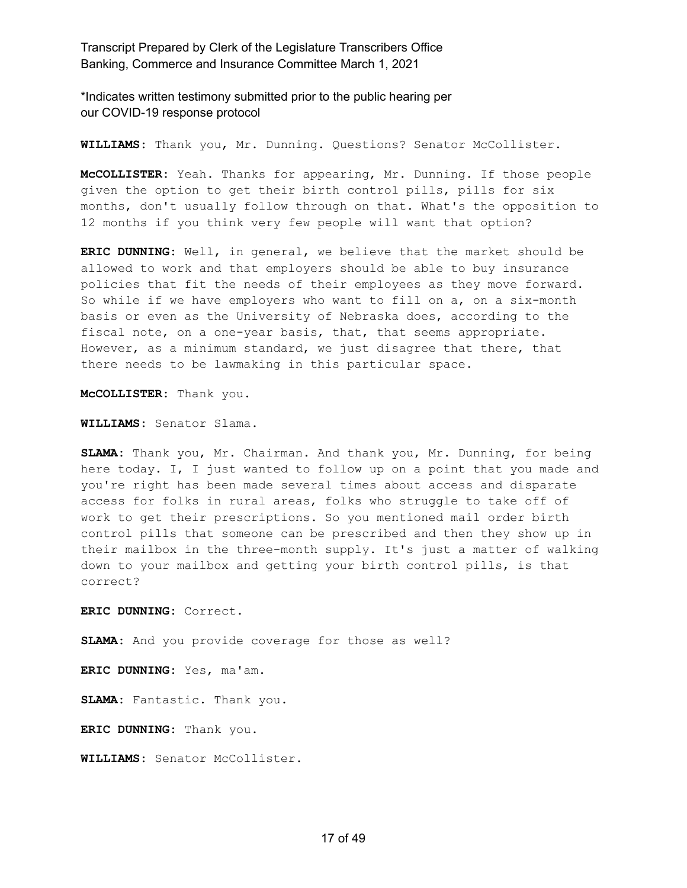*Indicates written testimony submitted prior to the public hearing per our COVID-19 response protocol

**WILLIAMS:** Thank you, Mr. Dunning. Questions? Senator McCollister.

**McCOLLISTER:** Yeah. Thanks for appearing, Mr. Dunning. If those people given the option to get their birth control pills, pills for six months, don't usually follow through on that. What's the opposition to 12 months if you think very few people will want that option?

**ERIC DUNNING:** Well, in general, we believe that the market should be allowed to work and that employers should be able to buy insurance policies that fit the needs of their employees as they move forward. So while if we have employers who want to fill on a, on a six-month basis or even as the University of Nebraska does, according to the fiscal note, on a one-year basis, that, that seems appropriate. However, as a minimum standard, we just disagree that there, that there needs to be lawmaking in this particular space.

**McCOLLISTER:** Thank you.

**WILLIAMS:** Senator Slama.

**SLAMA:** Thank you, Mr. Chairman. And thank you, Mr. Dunning, for being here today. I, I just wanted to follow up on a point that you made and you're right has been made several times about access and disparate access for folks in rural areas, folks who struggle to take off of work to get their prescriptions. So you mentioned mail order birth control pills that someone can be prescribed and then they show up in their mailbox in the three-month supply. It's just a matter of walking down to your mailbox and getting your birth control pills, is that correct?

**ERIC DUNNING:** Correct.

**SLAMA:** And you provide coverage for those as well?

**ERIC DUNNING:** Yes, ma'am.

**SLAMA:** Fantastic. Thank you.

**ERIC DUNNING:** Thank you.

**WILLIAMS:** Senator McCollister.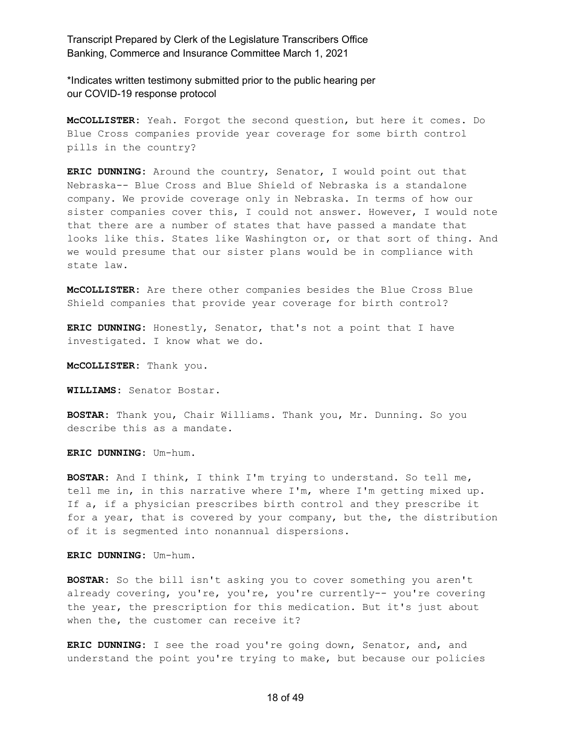**McCOLLISTER:** Yeah. Forgot the second question, but here it comes. Do Blue Cross companies provide year coverage for some birth control pills in the country?

**ERIC DUNNING:** Around the country, Senator, I would point out that Nebraska-- Blue Cross and Blue Shield of Nebraska is a standalone company. We provide coverage only in Nebraska. In terms of how our sister companies cover this, I could not answer. However, I would note that there are a number of states that have passed a mandate that looks like this. States like Washington or, or that sort of thing. And we would presume that our sister plans would be in compliance with state law.

**McCOLLISTER:** Are there other companies besides the Blue Cross Blue Shield companies that provide year coverage for birth control?

**ERIC DUNNING:** Honestly, Senator, that's not a point that I have investigated. I know what we do.

**McCOLLISTER:** Thank you.

**WILLIAMS:** Senator Bostar.

**BOSTAR:** Thank you, Chair Williams. Thank you, Mr. Dunning. So you describe this as a mandate.

**ERIC DUNNING:** Um-hum.

**BOSTAR:** And I think, I think I'm trying to understand. So tell me, tell me in, in this narrative where I'm, where I'm getting mixed up. If a, if a physician prescribes birth control and they prescribe it for a year, that is covered by your company, but the, the distribution of it is segmented into nonannual dispersions.

**ERIC DUNNING:** Um-hum.

**BOSTAR:** So the bill isn't asking you to cover something you aren't already covering, you're, you're, you're currently-- you're covering the year, the prescription for this medication. But it's just about when the, the customer can receive it?

**ERIC DUNNING:** I see the road you're going down, Senator, and, and understand the point you're trying to make, but because our policies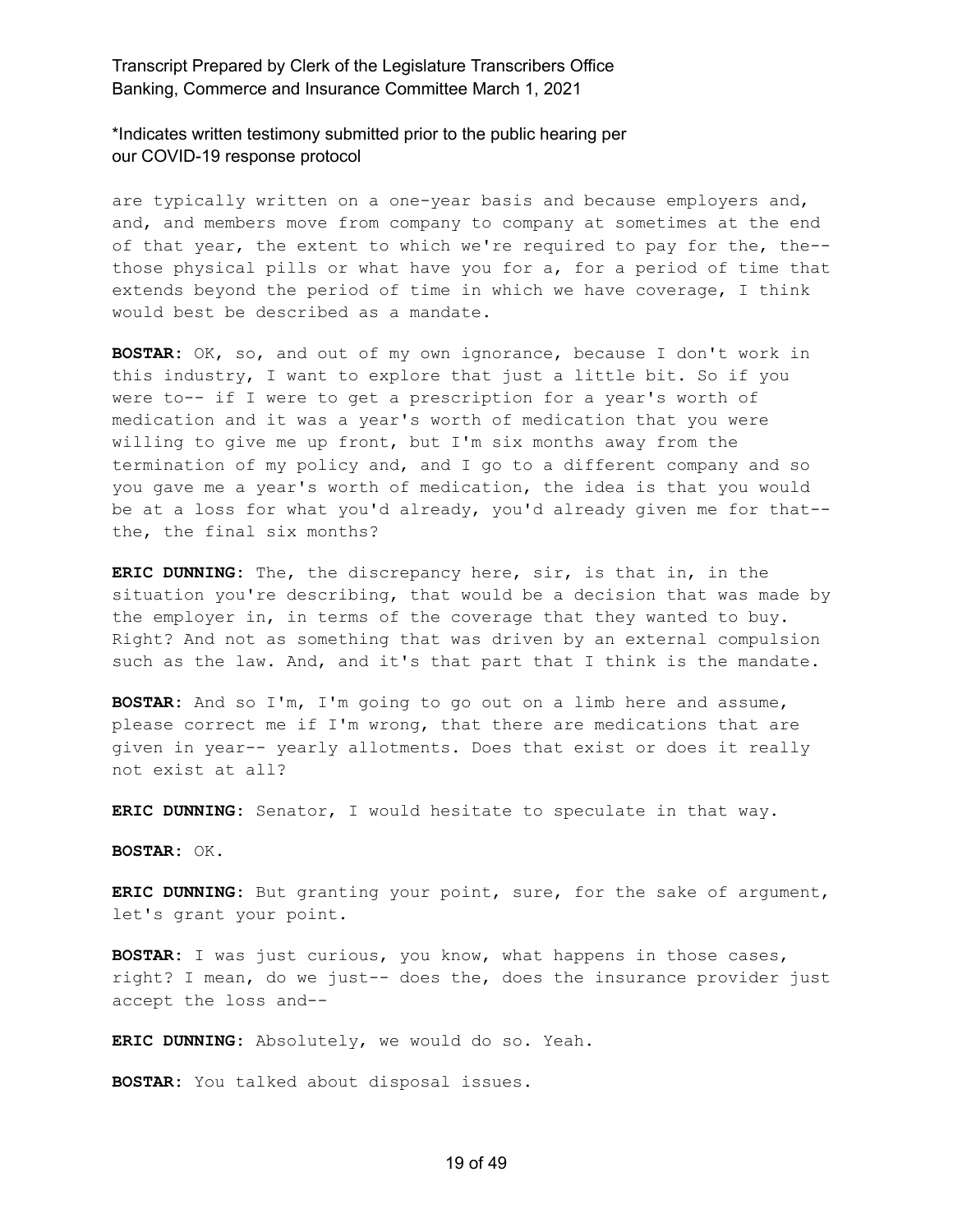are typically written on a one-year basis and because employers and, and, and members move from company to company at sometimes at the end of that year, the extent to which we're required to pay for the, the-- those physical pills or what have you for a, for a period of time that extends beyond the period of time in which we have coverage, I think would best be described as a mandate.

**BOSTAR:** OK, so, and out of my own ignorance, because I don't work in this industry, I want to explore that just a little bit. So if you were to-- if I were to get a prescription for a year's worth of medication and it was a year's worth of medication that you were willing to give me up front, but I'm six months away from the termination of my policy and, and I go to a different company and so you gave me a year's worth of medication, the idea is that you would be at a loss for what you'd already, you'd already given me for that-- the, the final six months?

**ERIC DUNNING:** The, the discrepancy here, sir, is that in, in the situation you're describing, that would be a decision that was made by the employer in, in terms of the coverage that they wanted to buy. Right? And not as something that was driven by an external compulsion such as the law. And, and it's that part that I think is the mandate.

**BOSTAR:** And so I'm, I'm going to go out on a limb here and assume, please correct me if I'm wrong, that there are medications that are given in year-- yearly allotments. Does that exist or does it really not exist at all?

**ERIC DUNNING:** Senator, I would hesitate to speculate in that way.

**BOSTAR:** OK.

**ERIC DUNNING:** But granting your point, sure, for the sake of argument, let's grant your point.

**BOSTAR:** I was just curious, you know, what happens in those cases, right? I mean, do we just-- does the, does the insurance provider just accept the loss and--

**ERIC DUNNING:** Absolutely, we would do so. Yeah.

**BOSTAR:** You talked about disposal issues.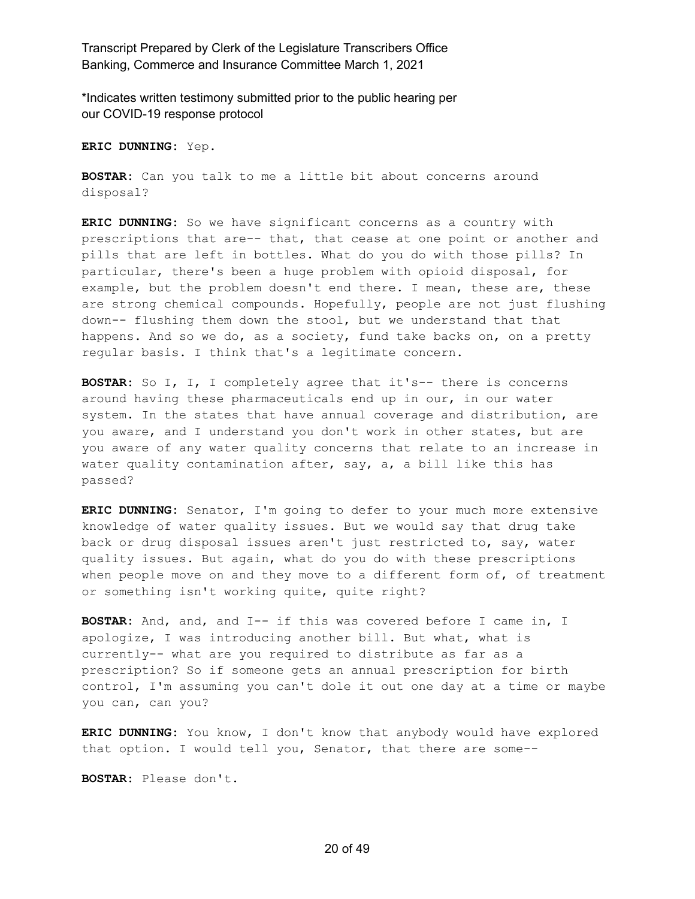\*Indicates written testimony submitted prior to the public hearing per our COVID-19 response protocol

**ERIC DUNNING:** Yep.

**BOSTAR:** Can you talk to me a little bit about concerns around disposal?

**ERIC DUNNING:** So we have significant concerns as a country with prescriptions that are-- that, that cease at one point or another and pills that are left in bottles. What do you do with those pills? In particular, there's been a huge problem with opioid disposal, for example, but the problem doesn't end there. I mean, these are, these are strong chemical compounds. Hopefully, people are not just flushing down-- flushing them down the stool, but we understand that that happens. And so we do, as a society, fund take backs on, on a pretty regular basis. I think that's a legitimate concern.

**BOSTAR:** So I, I, I completely agree that it's-- there is concerns around having these pharmaceuticals end up in our, in our water system. In the states that have annual coverage and distribution, are you aware, and I understand you don't work in other states, but are you aware of any water quality concerns that relate to an increase in water quality contamination after, say, a, a bill like this has passed?

**ERIC DUNNING:** Senator, I'm going to defer to your much more extensive knowledge of water quality issues. But we would say that drug take back or drug disposal issues aren't just restricted to, say, water quality issues. But again, what do you do with these prescriptions when people move on and they move to a different form of, of treatment or something isn't working quite, quite right?

**BOSTAR:** And, and, and I-- if this was covered before I came in, I apologize, I was introducing another bill. But what, what is currently-- what are you required to distribute as far as a prescription? So if someone gets an annual prescription for birth control, I'm assuming you can't dole it out one day at a time or maybe you can, can you?

**ERIC DUNNING:** You know, I don't know that anybody would have explored that option. I would tell you, Senator, that there are some--

**BOSTAR:** Please don't.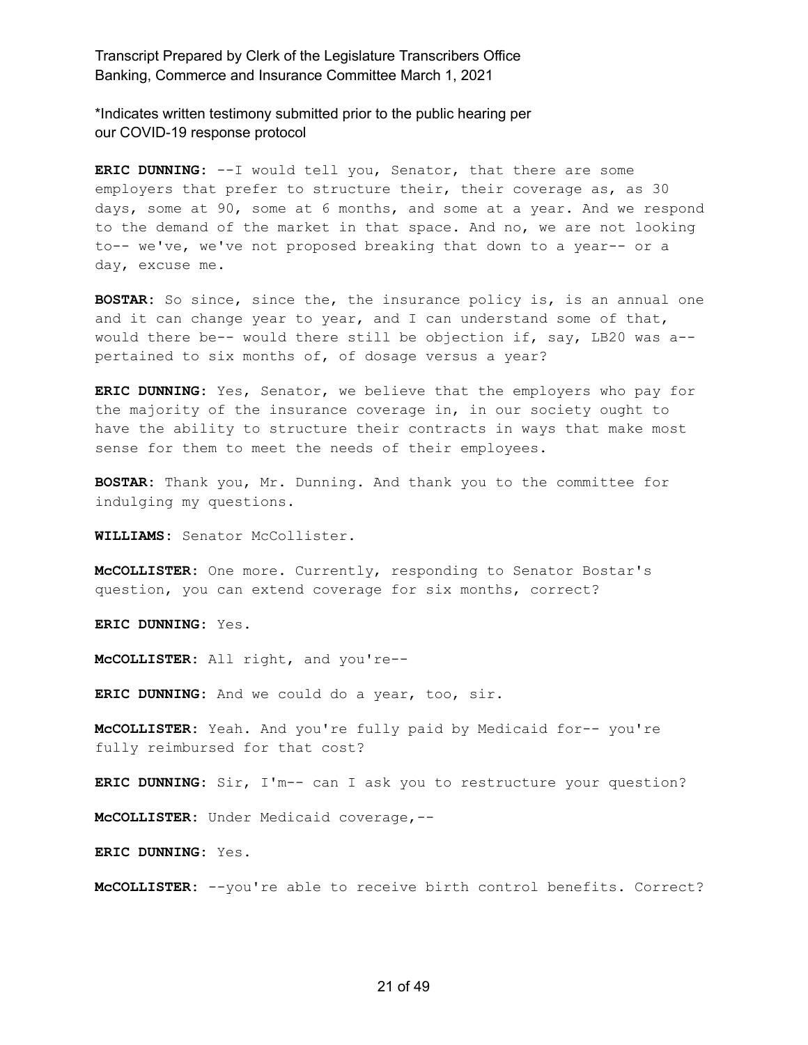\*Indicates written testimony submitted prior to the public hearing per our COVID-19 response protocol

**ERIC DUNNING:** --I would tell you, Senator, that there are some employers that prefer to structure their, their coverage as, as 30 days, some at 90, some at 6 months, and some at a year. And we respond to the demand of the market in that space. And no, we are not looking to-- we've, we've not proposed breaking that down to a year-- or a day, excuse me.

**BOSTAR:** So since, since the, the insurance policy is, is an annual one and it can change year to year, and I can understand some of that, would there be-- would there still be objection if, say, LB20 was a-- pertained to six months of, of dosage versus a year?

**ERIC DUNNING:** Yes, Senator, we believe that the employers who pay for the majority of the insurance coverage in, in our society ought to have the ability to structure their contracts in ways that make most sense for them to meet the needs of their employees.

**BOSTAR:** Thank you, Mr. Dunning. And thank you to the committee for indulging my questions.

**WILLIAMS:** Senator McCollister.

**McCOLLISTER:** One more. Currently, responding to Senator Bostar's question, you can extend coverage for six months, correct?

**ERIC DUNNING:** Yes.

**McCOLLISTER:** All right, and you're--

**ERIC DUNNING:** And we could do a year, too, sir.

**McCOLLISTER:** Yeah. And you're fully paid by Medicaid for-- you're fully reimbursed for that cost?

**ERIC DUNNING:** Sir, I'm-- can I ask you to restructure your question?

**McCOLLISTER:** Under Medicaid coverage,--

**ERIC DUNNING:** Yes.

**McCOLLISTER:** --you're able to receive birth control benefits. Correct?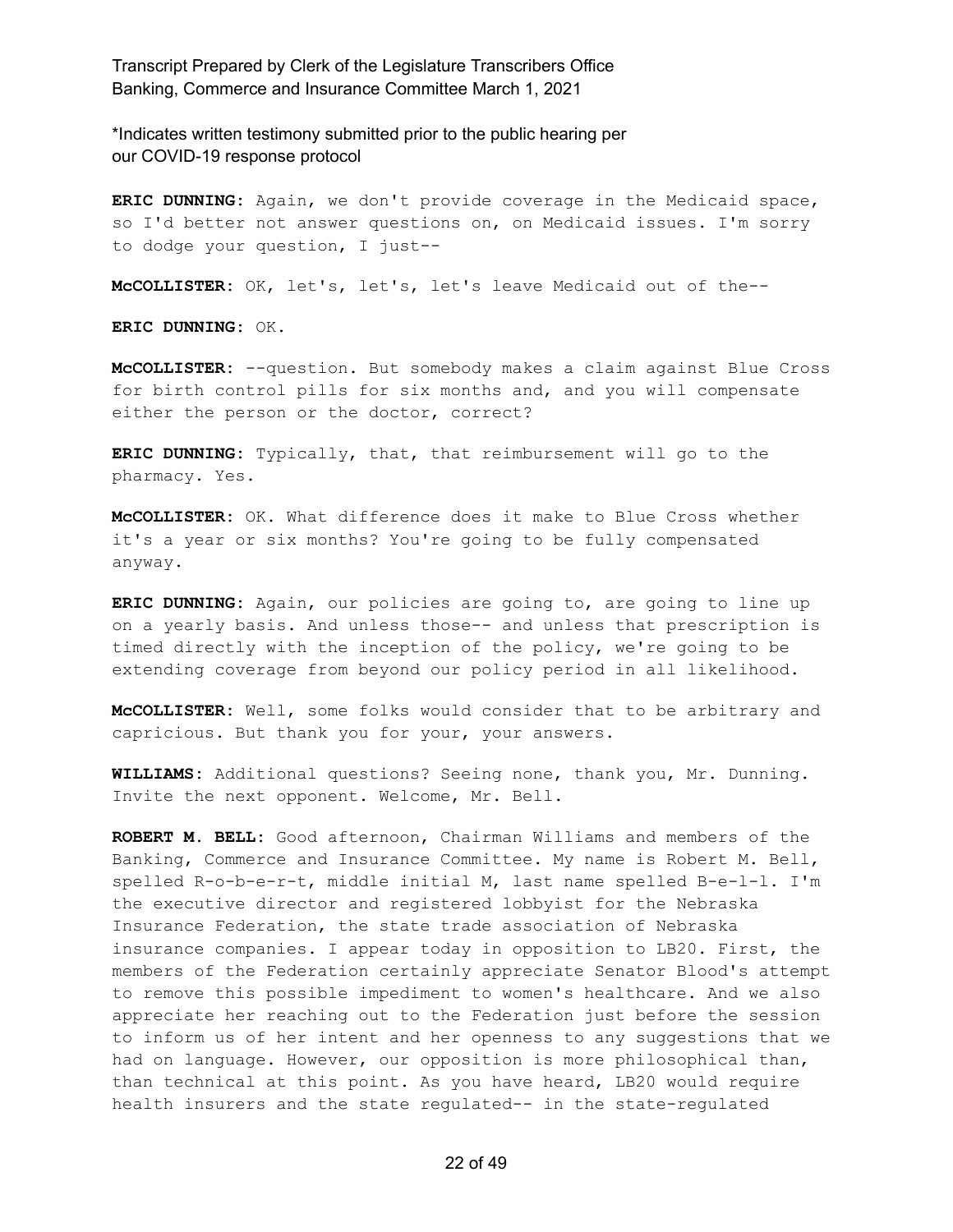**ERIC DUNNING:** Again, we don't provide coverage in the Medicaid space, so I'd better not answer questions on, on Medicaid issues. I'm sorry to dodge your question, I just--

**McCOLLISTER:** OK, let's, let's, let's leave Medicaid out of the--

**ERIC DUNNING:** OK.

**McCOLLISTER:** --question. But somebody makes a claim against Blue Cross for birth control pills for six months and, and you will compensate either the person or the doctor, correct?

**ERIC DUNNING:** Typically, that, that reimbursement will go to the pharmacy. Yes.

**McCOLLISTER:** OK. What difference does it make to Blue Cross whether it's a year or six months? You're going to be fully compensated anyway.

**ERIC DUNNING:** Again, our policies are going to, are going to line up on a yearly basis. And unless those-- and unless that prescription is timed directly with the inception of the policy, we're going to be extending coverage from beyond our policy period in all likelihood.

**McCOLLISTER:** Well, some folks would consider that to be arbitrary and capricious. But thank you for your, your answers.

**WILLIAMS:** Additional questions? Seeing none, thank you, Mr. Dunning. Invite the next opponent. Welcome, Mr. Bell.

**ROBERT M. BELL:** Good afternoon, Chairman Williams and members of the Banking, Commerce and Insurance Committee. My name is Robert M. Bell, spelled R-o-b-e-r-t, middle initial M, last name spelled B-e-l-l. I'm the executive director and registered lobbyist for the Nebraska Insurance Federation, the state trade association of Nebraska insurance companies. I appear today in opposition to LB20. First, the members of the Federation certainly appreciate Senator Blood's attempt to remove this possible impediment to women's healthcare. And we also appreciate her reaching out to the Federation just before the session to inform us of her intent and her openness to any suggestions that we had on language. However, our opposition is more philosophical than, than technical at this point. As you have heard, LB20 would require health insurers and the state regulated-- in the state-regulated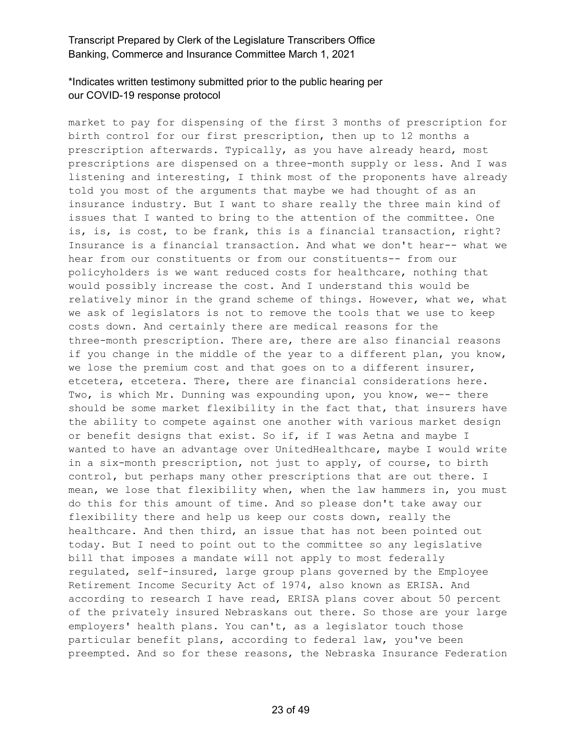market to pay for dispensing of the first 3 months of prescription for birth control for our first prescription, then up to 12 months a prescription afterwards. Typically, as you have already heard, most prescriptions are dispensed on a three-month supply or less. And I was listening and interesting, I think most of the proponents have already told you most of the arguments that maybe we had thought of as an insurance industry. But I want to share really the three main kind of issues that I wanted to bring to the attention of the committee. One is, is, is cost, to be frank, this is a financial transaction, right? Insurance is a financial transaction. And what we don't hear-- what we hear from our constituents or from our constituents-- from our policyholders is we want reduced costs for healthcare, nothing that would possibly increase the cost. And I understand this would be relatively minor in the grand scheme of things. However, what we, what we ask of legislators is not to remove the tools that we use to keep costs down. And certainly there are medical reasons for the three-month prescription. There are, there are also financial reasons if you change in the middle of the year to a different plan, you know, we lose the premium cost and that goes on to a different insurer, etcetera, etcetera. There, there are financial considerations here. Two, is which Mr. Dunning was expounding upon, you know, we-- there should be some market flexibility in the fact that, that insurers have the ability to compete against one another with various market design or benefit designs that exist. So if, if I was Aetna and maybe I wanted to have an advantage over UnitedHealthcare, maybe I would write in a six-month prescription, not just to apply, of course, to birth control, but perhaps many other prescriptions that are out there. I mean, we lose that flexibility when, when the law hammers in, you must do this for this amount of time. And so please don't take away our flexibility there and help us keep our costs down, really the healthcare. And then third, an issue that has not been pointed out today. But I need to point out to the committee so any legislative bill that imposes a mandate will not apply to most federally regulated, self-insured, large group plans governed by the Employee Retirement Income Security Act of 1974, also known as ERISA. And according to research I have read, ERISA plans cover about 50 percent of the privately insured Nebraskans out there. So those are your large employers' health plans. You can't, as a legislator touch those particular benefit plans, according to federal law, you've been preempted. And so for these reasons, the Nebraska Insurance Federation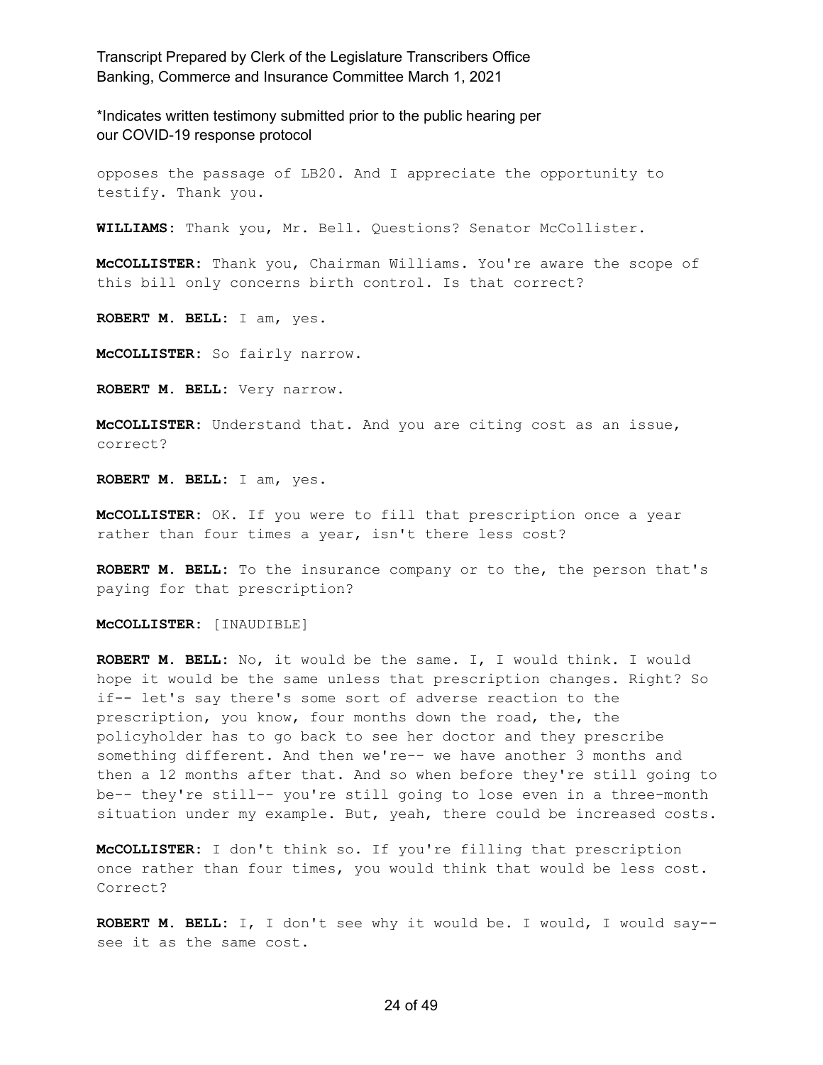opposes the passage of LB20. And I appreciate the opportunity to testify. Thank you.

**WILLIAMS:** Thank you, Mr. Bell. Questions? Senator McCollister.

**McCOLLISTER:** Thank you, Chairman Williams. You're aware the scope of this bill only concerns birth control. Is that correct?

**ROBERT M. BELL:** I am, yes.

**McCOLLISTER:** So fairly narrow.

**ROBERT M. BELL:** Very narrow.

**McCOLLISTER:** Understand that. And you are citing cost as an issue, correct?

**ROBERT M. BELL:** I am, yes.

**McCOLLISTER:** OK. If you were to fill that prescription once a year rather than four times a year, isn't there less cost?

**ROBERT M. BELL:** To the insurance company or to the, the person that's paying for that prescription?

**McCOLLISTER:** [INAUDIBLE]

**ROBERT M. BELL:** No, it would be the same. I, I would think. I would hope it would be the same unless that prescription changes. Right? So if-- let's say there's some sort of adverse reaction to the prescription, you know, four months down the road, the, the policyholder has to go back to see her doctor and they prescribe something different. And then we're-- we have another 3 months and then a 12 months after that. And so when before they're still going to be-- they're still-- you're still going to lose even in a three-month situation under my example. But, yeah, there could be increased costs.

**McCOLLISTER:** I don't think so. If you're filling that prescription once rather than four times, you would think that would be less cost. Correct?

**ROBERT M. BELL:** I, I don't see why it would be. I would, I would say-- see it as the same cost.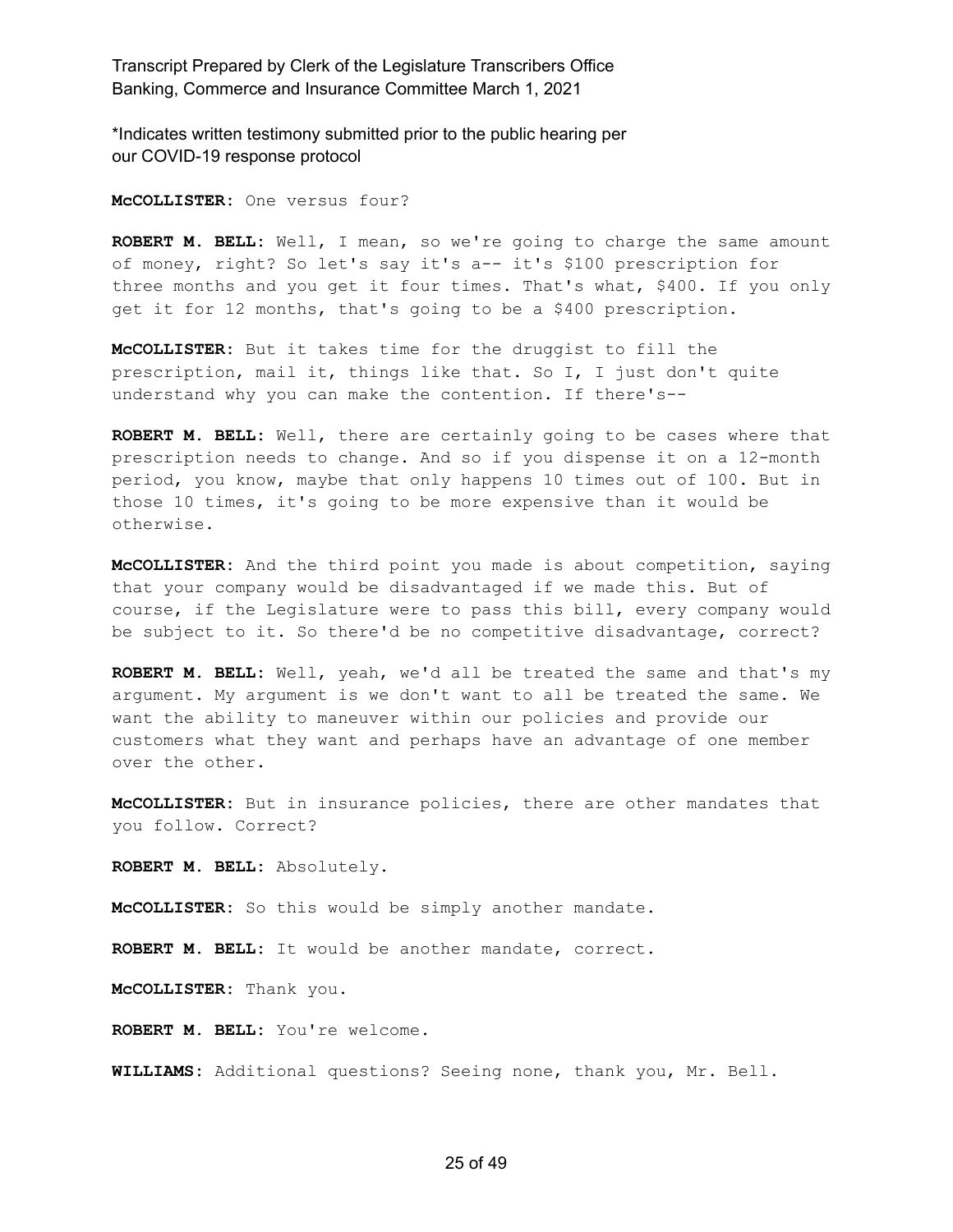**McCOLLISTER:** One versus four?

**ROBERT M. BELL:** Well, I mean, so we're going to charge the same amount of money, right? So let's say it's a-- it's $100 prescription for three months and you get it four times. That's what, $400. If you only get it for 12 months, that's going to be a $400 prescription.

**McCOLLISTER:** But it takes time for the druggist to fill the prescription, mail it, things like that. So I, I just don't quite understand why you can make the contention. If there's--

**ROBERT M. BELL:** Well, there are certainly going to be cases where that prescription needs to change. And so if you dispense it on a 12-month period, you know, maybe that only happens 10 times out of 100. But in those 10 times, it's going to be more expensive than it would be otherwise.

**McCOLLISTER:** And the third point you made is about competition, saying that your company would be disadvantaged if we made this. But of course, if the Legislature were to pass this bill, every company would be subject to it. So there'd be no competitive disadvantage, correct?

**ROBERT M. BELL:** Well, yeah, we'd all be treated the same and that's my argument. My argument is we don't want to all be treated the same. We want the ability to maneuver within our policies and provide our customers what they want and perhaps have an advantage of one member over the other.

**McCOLLISTER:** But in insurance policies, there are other mandates that you follow. Correct?

**ROBERT M. BELL:** Absolutely.

**McCOLLISTER:** So this would be simply another mandate.

**ROBERT M. BELL:** It would be another mandate, correct.

**McCOLLISTER:** Thank you.

**ROBERT M. BELL:** You're welcome.

**WILLIAMS:** Additional questions? Seeing none, thank you, Mr. Bell.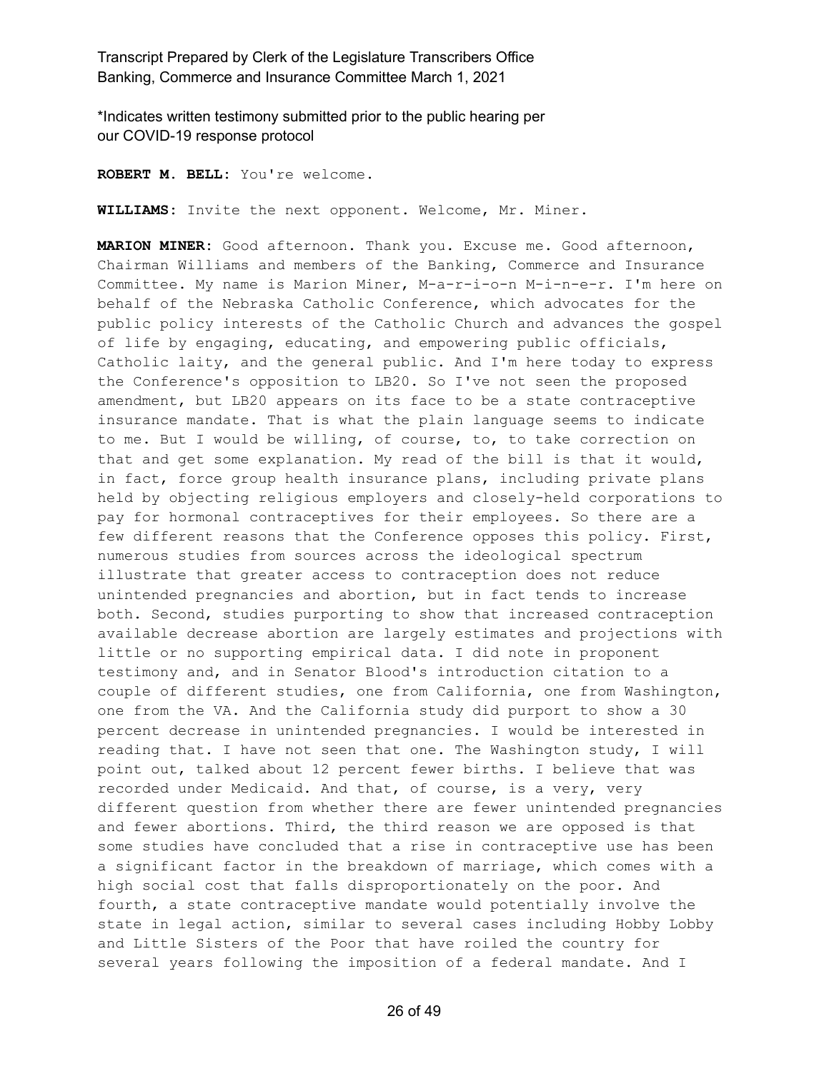\*Indicates written testimony submitted prior to the public hearing per our COVID-19 response protocol

**ROBERT M. BELL:** You're welcome.

**WILLIAMS:** Invite the next opponent. Welcome, Mr. Miner.

**MARION MINER:** Good afternoon. Thank you. Excuse me. Good afternoon, Chairman Williams and members of the Banking, Commerce and Insurance Committee. My name is Marion Miner, M-a-r-i-o-n M-i-n-e-r. I'm here on behalf of the Nebraska Catholic Conference, which advocates for the public policy interests of the Catholic Church and advances the gospel of life by engaging, educating, and empowering public officials, Catholic laity, and the general public. And I'm here today to express the Conference's opposition to LB20. So I've not seen the proposed amendment, but LB20 appears on its face to be a state contraceptive insurance mandate. That is what the plain language seems to indicate to me. But I would be willing, of course, to, to take correction on that and get some explanation. My read of the bill is that it would, in fact, force group health insurance plans, including private plans held by objecting religious employers and closely-held corporations to pay for hormonal contraceptives for their employees. So there are a few different reasons that the Conference opposes this policy. First, numerous studies from sources across the ideological spectrum illustrate that greater access to contraception does not reduce unintended pregnancies and abortion, but in fact tends to increase both. Second, studies purporting to show that increased contraception available decrease abortion are largely estimates and projections with little or no supporting empirical data. I did note in proponent testimony and, and in Senator Blood's introduction citation to a couple of different studies, one from California, one from Washington, one from the VA. And the California study did purport to show a 30 percent decrease in unintended pregnancies. I would be interested in reading that. I have not seen that one. The Washington study, I will point out, talked about 12 percent fewer births. I believe that was recorded under Medicaid. And that, of course, is a very, very different question from whether there are fewer unintended pregnancies and fewer abortions. Third, the third reason we are opposed is that some studies have concluded that a rise in contraceptive use has been a significant factor in the breakdown of marriage, which comes with a high social cost that falls disproportionately on the poor. And fourth, a state contraceptive mandate would potentially involve the state in legal action, similar to several cases including Hobby Lobby and Little Sisters of the Poor that have roiled the country for several years following the imposition of a federal mandate. And I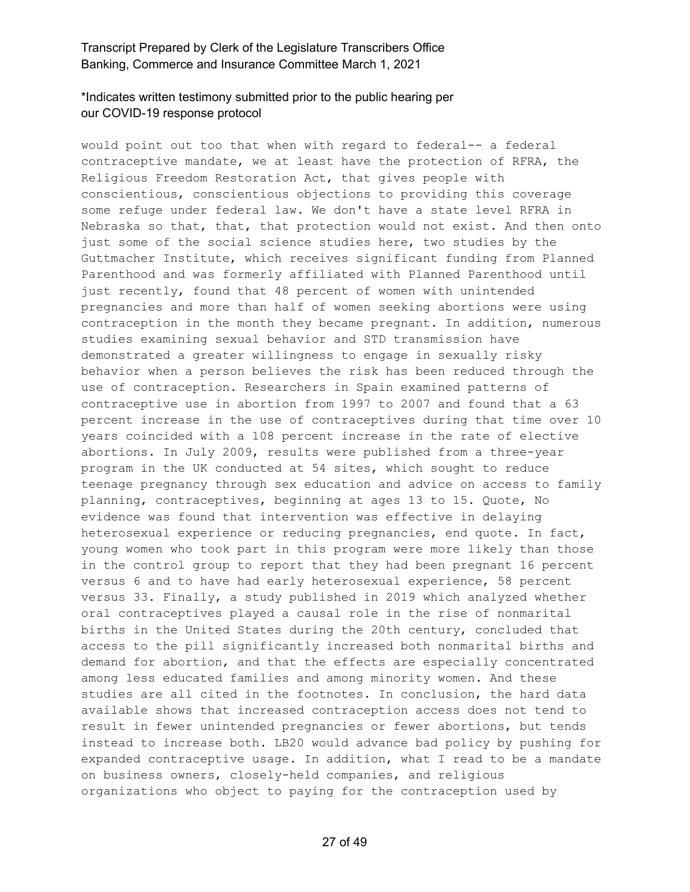would point out too that when with regard to federal-- a federal contraceptive mandate, we at least have the protection of RFRA, the Religious Freedom Restoration Act, that gives people with conscientious, conscientious objections to providing this coverage some refuge under federal law. We don't have a state level RFRA in Nebraska so that, that, that protection would not exist. And then onto just some of the social science studies here, two studies by the Guttmacher Institute, which receives significant funding from Planned Parenthood and was formerly affiliated with Planned Parenthood until just recently, found that 48 percent of women with unintended pregnancies and more than half of women seeking abortions were using contraception in the month they became pregnant. In addition, numerous studies examining sexual behavior and STD transmission have demonstrated a greater willingness to engage in sexually risky behavior when a person believes the risk has been reduced through the use of contraception. Researchers in Spain examined patterns of contraceptive use in abortion from 1997 to 2007 and found that a 63 percent increase in the use of contraceptives during that time over 10 years coincided with a 108 percent increase in the rate of elective abortions. In July 2009, results were published from a three-year program in the UK conducted at 54 sites, which sought to reduce teenage pregnancy through sex education and advice on access to family planning, contraceptives, beginning at ages 13 to 15. Quote, No evidence was found that intervention was effective in delaying heterosexual experience or reducing pregnancies, end quote. In fact, young women who took part in this program were more likely than those in the control group to report that they had been pregnant 16 percent versus 6 and to have had early heterosexual experience, 58 percent versus 33. Finally, a study published in 2019 which analyzed whether oral contraceptives played a causal role in the rise of nonmarital births in the United States during the 20th century, concluded that access to the pill significantly increased both nonmarital births and demand for abortion, and that the effects are especially concentrated among less educated families and among minority women. And these studies are all cited in the footnotes. In conclusion, the hard data available shows that increased contraception access does not tend to result in fewer unintended pregnancies or fewer abortions, but tends instead to increase both. LB20 would advance bad policy by pushing for expanded contraceptive usage. In addition, what I read to be a mandate on business owners, closely-held companies, and religious organizations who object to paying for the contraception used by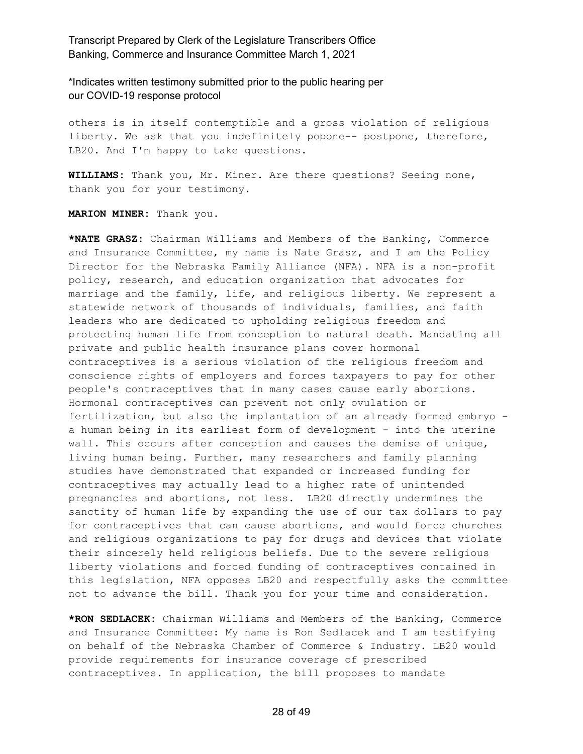\*Indicates written testimony submitted prior to the public hearing per our COVID-19 response protocol

others is in itself contemptible and a gross violation of religious liberty. We ask that you indefinitely popone-- postpone, therefore, LB20. And I'm happy to take questions.

**WILLIAMS:** Thank you, Mr. Miner. Are there questions? Seeing none, thank you for your testimony.

**MARION MINER:** Thank you.

**\*NATE GRASZ:** Chairman Williams and Members of the Banking, Commerce and Insurance Committee, my name is Nate Grasz, and I am the Policy Director for the Nebraska Family Alliance (NFA). NFA is a non-profit policy, research, and education organization that advocates for marriage and the family, life, and religious liberty. We represent a statewide network of thousands of individuals, families, and faith leaders who are dedicated to upholding religious freedom and protecting human life from conception to natural death. Mandating all private and public health insurance plans cover hormonal contraceptives is a serious violation of the religious freedom and conscience rights of employers and forces taxpayers to pay for other people's contraceptives that in many cases cause early abortions. Hormonal contraceptives can prevent not only ovulation or fertilization, but also the implantation of an already formed embryo - a human being in its earliest form of development - into the uterine wall. This occurs after conception and causes the demise of unique, living human being. Further, many researchers and family planning studies have demonstrated that expanded or increased funding for contraceptives may actually lead to a higher rate of unintended pregnancies and abortions, not less. LB20 directly undermines the sanctity of human life by expanding the use of our tax dollars to pay for contraceptives that can cause abortions, and would force churches and religious organizations to pay for drugs and devices that violate their sincerely held religious beliefs. Due to the severe religious liberty violations and forced funding of contraceptives contained in this legislation, NFA opposes LB20 and respectfully asks the committee not to advance the bill. Thank you for your time and consideration.

**\*RON SEDLACEK:** Chairman Williams and Members of the Banking, Commerce and Insurance Committee: My name is Ron Sedlacek and I am testifying on behalf of the Nebraska Chamber of Commerce & Industry. LB20 would provide requirements for insurance coverage of prescribed contraceptives. In application, the bill proposes to mandate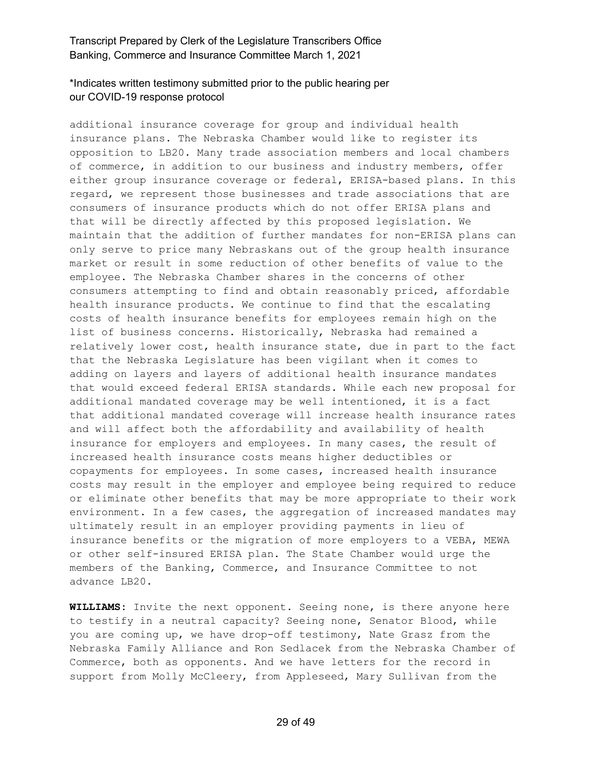additional insurance coverage for group and individual health insurance plans. The Nebraska Chamber would like to register its opposition to LB20. Many trade association members and local chambers of commerce, in addition to our business and industry members, offer either group insurance coverage or federal, ERISA-based plans. In this regard, we represent those businesses and trade associations that are consumers of insurance products which do not offer ERISA plans and that will be directly affected by this proposed legislation. We maintain that the addition of further mandates for non-ERISA plans can only serve to price many Nebraskans out of the group health insurance market or result in some reduction of other benefits of value to the employee. The Nebraska Chamber shares in the concerns of other consumers attempting to find and obtain reasonably priced, affordable health insurance products. We continue to find that the escalating costs of health insurance benefits for employees remain high on the list of business concerns. Historically, Nebraska had remained a relatively lower cost, health insurance state, due in part to the fact that the Nebraska Legislature has been vigilant when it comes to adding on layers and layers of additional health insurance mandates that would exceed federal ERISA standards. While each new proposal for additional mandated coverage may be well intentioned, it is a fact that additional mandated coverage will increase health insurance rates and will affect both the affordability and availability of health insurance for employers and employees. In many cases, the result of increased health insurance costs means higher deductibles or copayments for employees. In some cases, increased health insurance costs may result in the employer and employee being required to reduce or eliminate other benefits that may be more appropriate to their work environment. In a few cases, the aggregation of increased mandates may ultimately result in an employer providing payments in lieu of insurance benefits or the migration of more employers to a VEBA, MEWA or other self-insured ERISA plan. The State Chamber would urge the members of the Banking, Commerce, and Insurance Committee to not advance LB20.

**WILLIAMS**: Invite the next opponent. Seeing none, is there anyone here to testify in a neutral capacity? Seeing none, Senator Blood, while you are coming up, we have drop-off testimony, Nate Grasz from the Nebraska Family Alliance and Ron Sedlacek from the Nebraska Chamber of Commerce, both as opponents. And we have letters for the record in support from Molly McCleery, from Appleseed, Mary Sullivan from the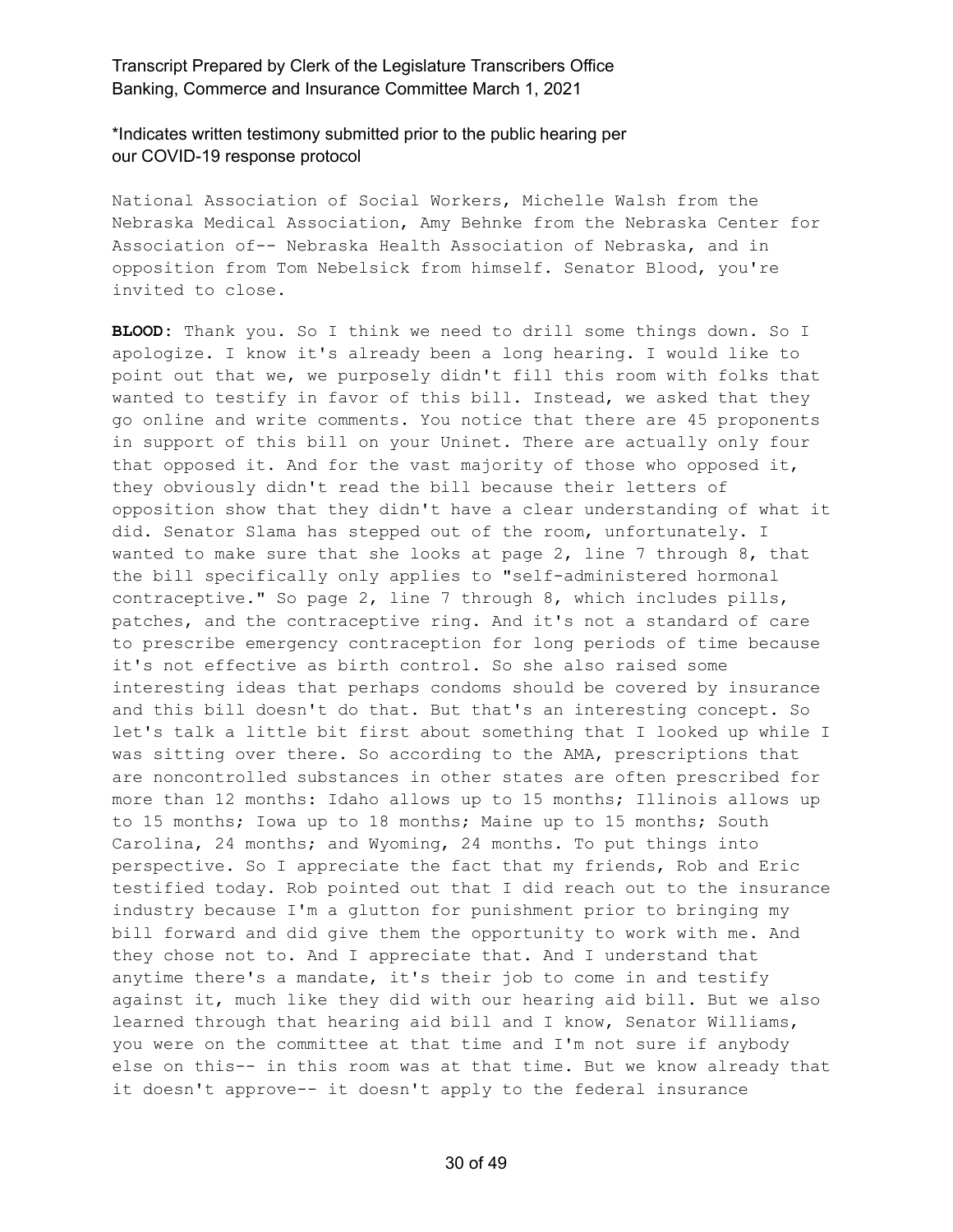National Association of Social Workers, Michelle Walsh from the Nebraska Medical Association, Amy Behnke from the Nebraska Center for Association of-- Nebraska Health Association of Nebraska, and in opposition from Tom Nebelsick from himself. Senator Blood, you're invited to close.

**BLOOD:** Thank you. So I think we need to drill some things down. So I apologize. I know it's already been a long hearing. I would like to point out that we, we purposely didn't fill this room with folks that wanted to testify in favor of this bill. Instead, we asked that they go online and write comments. You notice that there are 45 proponents in support of this bill on your Uninet. There are actually only four that opposed it. And for the vast majority of those who opposed it, they obviously didn't read the bill because their letters of opposition show that they didn't have a clear understanding of what it did. Senator Slama has stepped out of the room, unfortunately. I wanted to make sure that she looks at page 2, line 7 through 8, that the bill specifically only applies to "self-administered hormonal contraceptive." So page 2, line 7 through 8, which includes pills, patches, and the contraceptive ring. And it's not a standard of care to prescribe emergency contraception for long periods of time because it's not effective as birth control. So she also raised some interesting ideas that perhaps condoms should be covered by insurance and this bill doesn't do that. But that's an interesting concept. So let's talk a little bit first about something that I looked up while I was sitting over there. So according to the AMA, prescriptions that are noncontrolled substances in other states are often prescribed for more than 12 months: Idaho allows up to 15 months; Illinois allows up to 15 months; Iowa up to 18 months; Maine up to 15 months; South Carolina, 24 months; and Wyoming, 24 months. To put things into perspective. So I appreciate the fact that my friends, Rob and Eric testified today. Rob pointed out that I did reach out to the insurance industry because I'm a glutton for punishment prior to bringing my bill forward and did give them the opportunity to work with me. And they chose not to. And I appreciate that. And I understand that anytime there's a mandate, it's their job to come in and testify against it, much like they did with our hearing aid bill. But we also learned through that hearing aid bill and I know, Senator Williams, you were on the committee at that time and I'm not sure if anybody else on this-- in this room was at that time. But we know already that it doesn't approve-- it doesn't apply to the federal insurance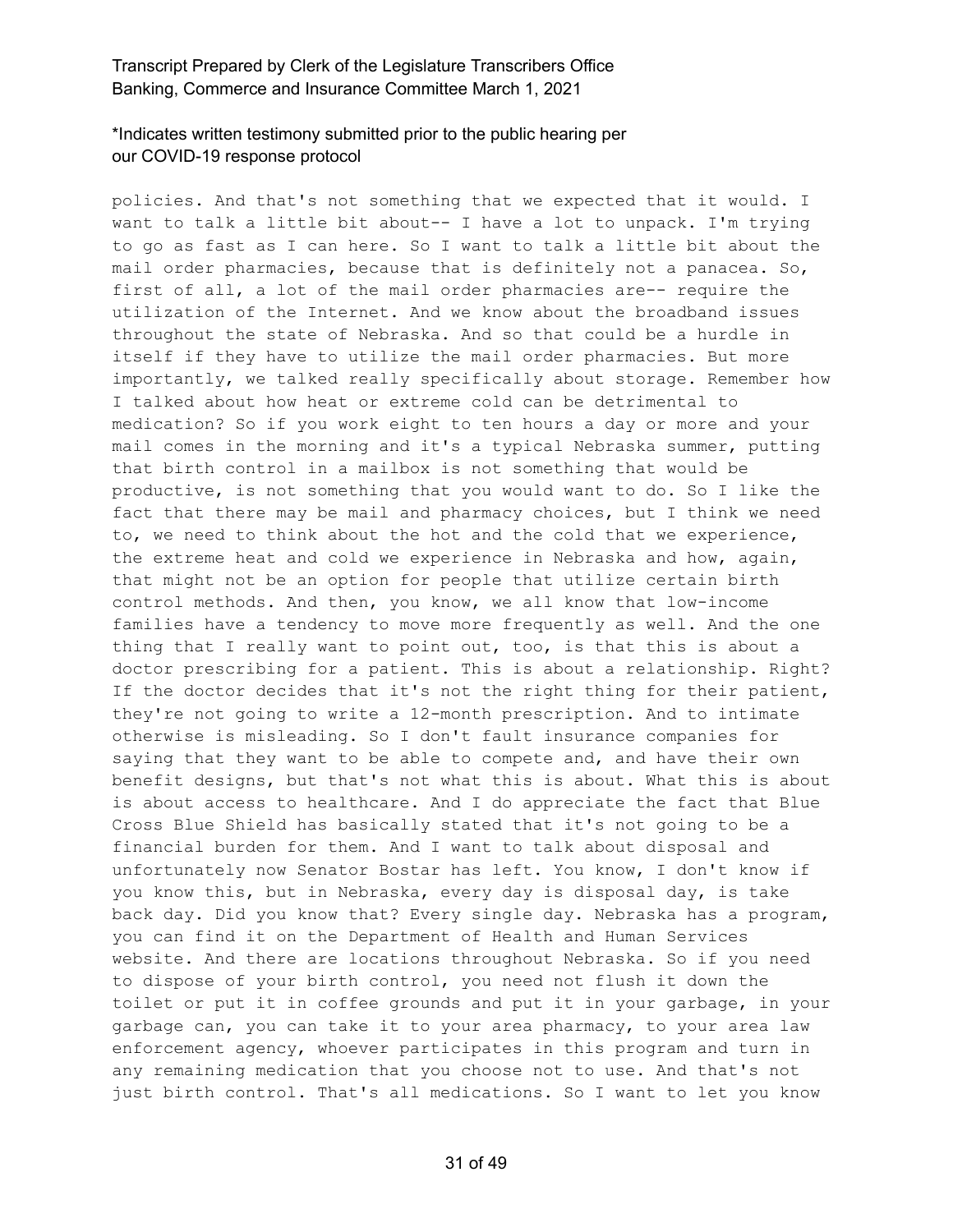policies. And that's not something that we expected that it would. I want to talk a little bit about-- I have a lot to unpack. I'm trying to go as fast as I can here. So I want to talk a little bit about the mail order pharmacies, because that is definitely not a panacea. So, first of all, a lot of the mail order pharmacies are-- require the utilization of the Internet. And we know about the broadband issues throughout the state of Nebraska. And so that could be a hurdle in itself if they have to utilize the mail order pharmacies. But more importantly, we talked really specifically about storage. Remember how I talked about how heat or extreme cold can be detrimental to medication? So if you work eight to ten hours a day or more and your mail comes in the morning and it's a typical Nebraska summer, putting that birth control in a mailbox is not something that would be productive, is not something that you would want to do. So I like the fact that there may be mail and pharmacy choices, but I think we need to, we need to think about the hot and the cold that we experience, the extreme heat and cold we experience in Nebraska and how, again, that might not be an option for people that utilize certain birth control methods. And then, you know, we all know that low-income families have a tendency to move more frequently as well. And the one thing that I really want to point out, too, is that this is about a doctor prescribing for a patient. This is about a relationship. Right? If the doctor decides that it's not the right thing for their patient, they're not going to write a 12-month prescription. And to intimate otherwise is misleading. So I don't fault insurance companies for saying that they want to be able to compete and, and have their own benefit designs, but that's not what this is about. What this is about is about access to healthcare. And I do appreciate the fact that Blue Cross Blue Shield has basically stated that it's not going to be a financial burden for them. And I want to talk about disposal and unfortunately now Senator Bostar has left. You know, I don't know if you know this, but in Nebraska, every day is disposal day, is take back day. Did you know that? Every single day. Nebraska has a program, you can find it on the Department of Health and Human Services website. And there are locations throughout Nebraska. So if you need to dispose of your birth control, you need not flush it down the toilet or put it in coffee grounds and put it in your garbage, in your garbage can, you can take it to your area pharmacy, to your area law enforcement agency, whoever participates in this program and turn in any remaining medication that you choose not to use. And that's not just birth control. That's all medications. So I want to let you know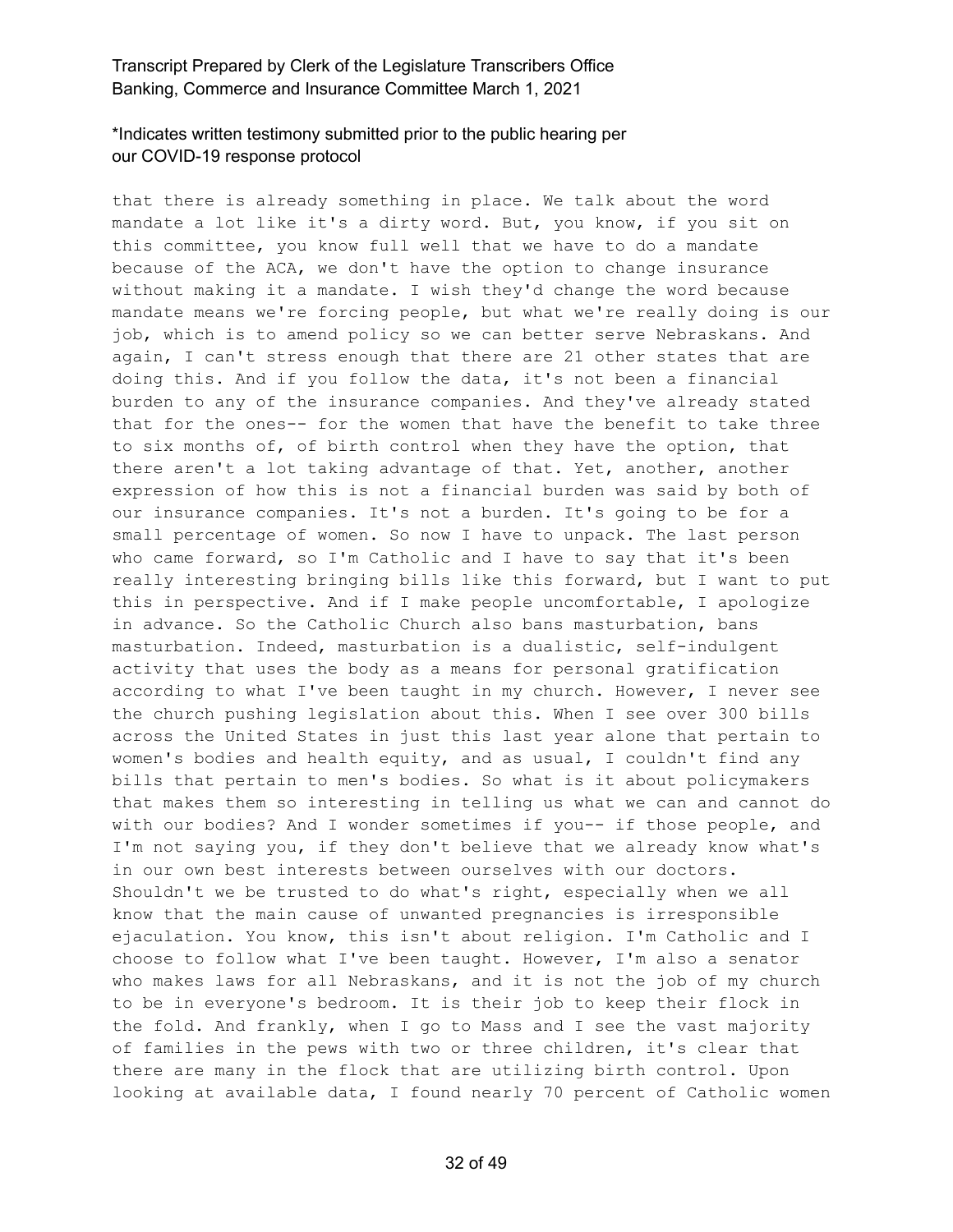that there is already something in place. We talk about the word mandate a lot like it's a dirty word. But, you know, if you sit on this committee, you know full well that we have to do a mandate because of the ACA, we don't have the option to change insurance without making it a mandate. I wish they'd change the word because mandate means we're forcing people, but what we're really doing is our job, which is to amend policy so we can better serve Nebraskans. And again, I can't stress enough that there are 21 other states that are doing this. And if you follow the data, it's not been a financial burden to any of the insurance companies. And they've already stated that for the ones-- for the women that have the benefit to take three to six months of, of birth control when they have the option, that there aren't a lot taking advantage of that. Yet, another, another expression of how this is not a financial burden was said by both of our insurance companies. It's not a burden. It's going to be for a small percentage of women. So now I have to unpack. The last person who came forward, so I'm Catholic and I have to say that it's been really interesting bringing bills like this forward, but I want to put this in perspective. And if I make people uncomfortable, I apologize in advance. So the Catholic Church also bans masturbation, bans masturbation. Indeed, masturbation is a dualistic, self-indulgent activity that uses the body as a means for personal gratification according to what I've been taught in my church. However, I never see the church pushing legislation about this. When I see over 300 bills across the United States in just this last year alone that pertain to women's bodies and health equity, and as usual, I couldn't find any bills that pertain to men's bodies. So what is it about policymakers that makes them so interesting in telling us what we can and cannot do with our bodies? And I wonder sometimes if you-- if those people, and I'm not saying you, if they don't believe that we already know what's in our own best interests between ourselves with our doctors. Shouldn't we be trusted to do what's right, especially when we all know that the main cause of unwanted pregnancies is irresponsible ejaculation. You know, this isn't about religion. I'm Catholic and I choose to follow what I've been taught. However, I'm also a senator who makes laws for all Nebraskans, and it is not the job of my church to be in everyone's bedroom. It is their job to keep their flock in the fold. And frankly, when I go to Mass and I see the vast majority of families in the pews with two or three children, it's clear that there are many in the flock that are utilizing birth control. Upon looking at available data, I found nearly 70 percent of Catholic women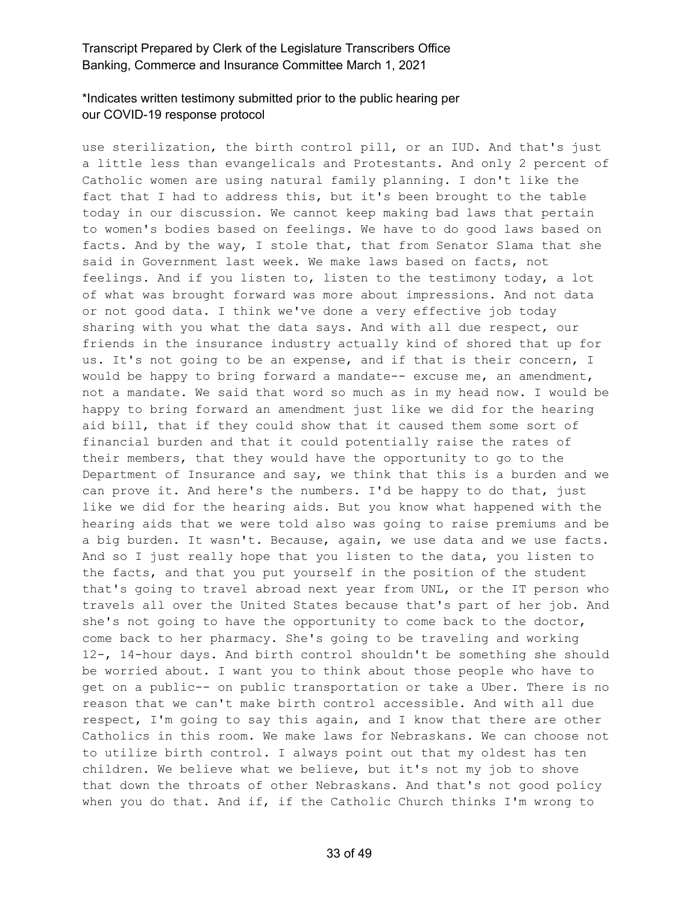use sterilization, the birth control pill, or an IUD. And that's just a little less than evangelicals and Protestants. And only 2 percent of Catholic women are using natural family planning. I don't like the fact that I had to address this, but it's been brought to the table today in our discussion. We cannot keep making bad laws that pertain to women's bodies based on feelings. We have to do good laws based on facts. And by the way, I stole that, that from Senator Slama that she said in Government last week. We make laws based on facts, not feelings. And if you listen to, listen to the testimony today, a lot of what was brought forward was more about impressions. And not data or not good data. I think we've done a very effective job today sharing with you what the data says. And with all due respect, our friends in the insurance industry actually kind of shored that up for us. It's not going to be an expense, and if that is their concern, I would be happy to bring forward a mandate-- excuse me, an amendment, not a mandate. We said that word so much as in my head now. I would be happy to bring forward an amendment just like we did for the hearing aid bill, that if they could show that it caused them some sort of financial burden and that it could potentially raise the rates of their members, that they would have the opportunity to go to the Department of Insurance and say, we think that this is a burden and we can prove it. And here's the numbers. I'd be happy to do that, just like we did for the hearing aids. But you know what happened with the hearing aids that we were told also was going to raise premiums and be a big burden. It wasn't. Because, again, we use data and we use facts. And so I just really hope that you listen to the data, you listen to the facts, and that you put yourself in the position of the student that's going to travel abroad next year from UNL, or the IT person who travels all over the United States because that's part of her job. And she's not going to have the opportunity to come back to the doctor, come back to her pharmacy. She's going to be traveling and working 12-, 14-hour days. And birth control shouldn't be something she should be worried about. I want you to think about those people who have to get on a public-- on public transportation or take a Uber. There is no reason that we can't make birth control accessible. And with all due respect, I'm going to say this again, and I know that there are other Catholics in this room. We make laws for Nebraskans. We can choose not to utilize birth control. I always point out that my oldest has ten children. We believe what we believe, but it's not my job to shove that down the throats of other Nebraskans. And that's not good policy when you do that. And if, if the Catholic Church thinks I'm wrong to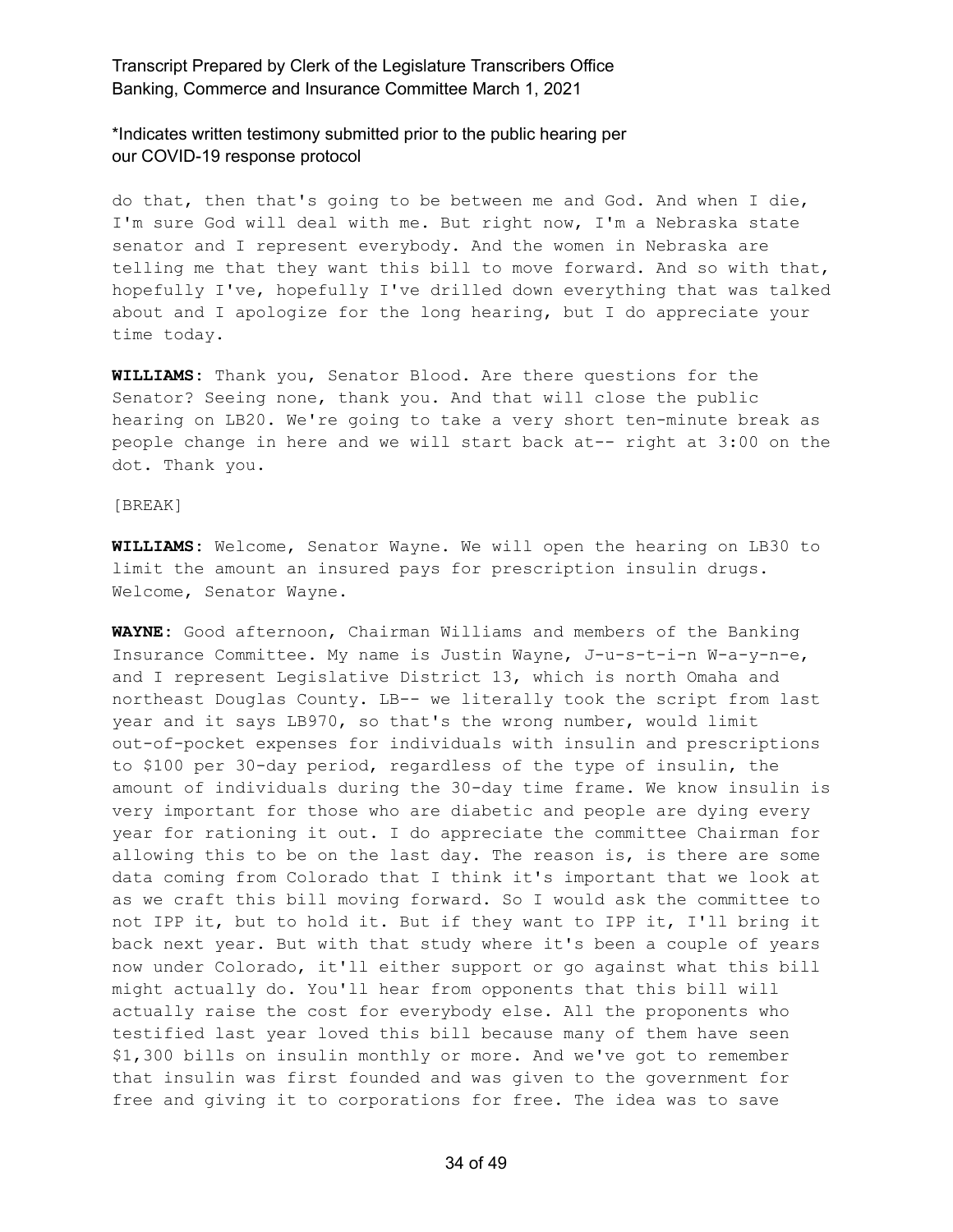do that, then that's going to be between me and God. And when I die, I'm sure God will deal with me. But right now, I'm a Nebraska state senator and I represent everybody. And the women in Nebraska are telling me that they want this bill to move forward. And so with that, hopefully I've, hopefully I've drilled down everything that was talked about and I apologize for the long hearing, but I do appreciate your time today.

**WILLIAMS:** Thank you, Senator Blood. Are there questions for the Senator? Seeing none, thank you. And that will close the public hearing on LB20. We're going to take a very short ten-minute break as people change in here and we will start back at-- right at 3:00 on the dot. Thank you.

[BREAK]

**WILLIAMS:** Welcome, Senator Wayne. We will open the hearing on LB30 to limit the amount an insured pays for prescription insulin drugs. Welcome, Senator Wayne.

**WAYNE:** Good afternoon, Chairman Williams and members of the Banking Insurance Committee. My name is Justin Wayne, J-u-s-t-i-n W-a-y-n-e, and I represent Legislative District 13, which is north Omaha and northeast Douglas County. LB-- we literally took the script from last year and it says LB970, so that's the wrong number, would limit out-of-pocket expenses for individuals with insulin and prescriptions to $100 per 30-day period, regardless of the type of insulin, the amount of individuals during the 30-day time frame. We know insulin is very important for those who are diabetic and people are dying every year for rationing it out. I do appreciate the committee Chairman for allowing this to be on the last day. The reason is, is there are some data coming from Colorado that I think it's important that we look at as we craft this bill moving forward. So I would ask the committee to not IPP it, but to hold it. But if they want to IPP it, I'll bring it back next year. But with that study where it's been a couple of years now under Colorado, it'll either support or go against what this bill might actually do. You'll hear from opponents that this bill will actually raise the cost for everybody else. All the proponents who testified last year loved this bill because many of them have seen $1,300 bills on insulin monthly or more. And we've got to remember that insulin was first founded and was given to the government for free and giving it to corporations for free. The idea was to save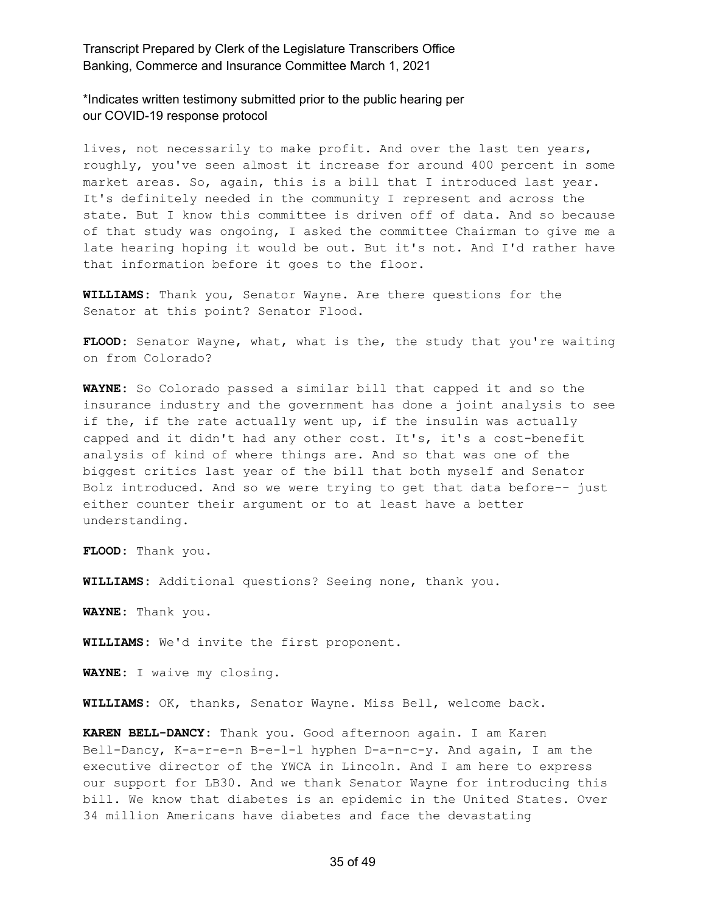lives, not necessarily to make profit. And over the last ten years, roughly, you've seen almost it increase for around 400 percent in some market areas. So, again, this is a bill that I introduced last year. It's definitely needed in the community I represent and across the state. But I know this committee is driven off of data. And so because of that study was ongoing, I asked the committee Chairman to give me a late hearing hoping it would be out. But it's not. And I'd rather have that information before it goes to the floor.

**WILLIAMS:** Thank you, Senator Wayne. Are there questions for the Senator at this point? Senator Flood.

**FLOOD:** Senator Wayne, what, what is the, the study that you're waiting on from Colorado?

**WAYNE:** So Colorado passed a similar bill that capped it and so the insurance industry and the government has done a joint analysis to see if the, if the rate actually went up, if the insulin was actually capped and it didn't had any other cost. It's, it's a cost-benefit analysis of kind of where things are. And so that was one of the biggest critics last year of the bill that both myself and Senator Bolz introduced. And so we were trying to get that data before-- just either counter their argument or to at least have a better understanding.

**FLOOD:** Thank you.

**WILLIAMS:** Additional questions? Seeing none, thank you.

**WAYNE:** Thank you.

**WILLIAMS:** We'd invite the first proponent.

**WAYNE:** I waive my closing.

**WILLIAMS:** OK, thanks, Senator Wayne. Miss Bell, welcome back.

**KAREN BELL-DANCY:** Thank you. Good afternoon again. I am Karen Bell-Dancy, K-a-r-e-n B-e-l-l hyphen D-a-n-c-y. And again, I am the executive director of the YWCA in Lincoln. And I am here to express our support for LB30. And we thank Senator Wayne for introducing this bill. We know that diabetes is an epidemic in the United States. Over 34 million Americans have diabetes and face the devastating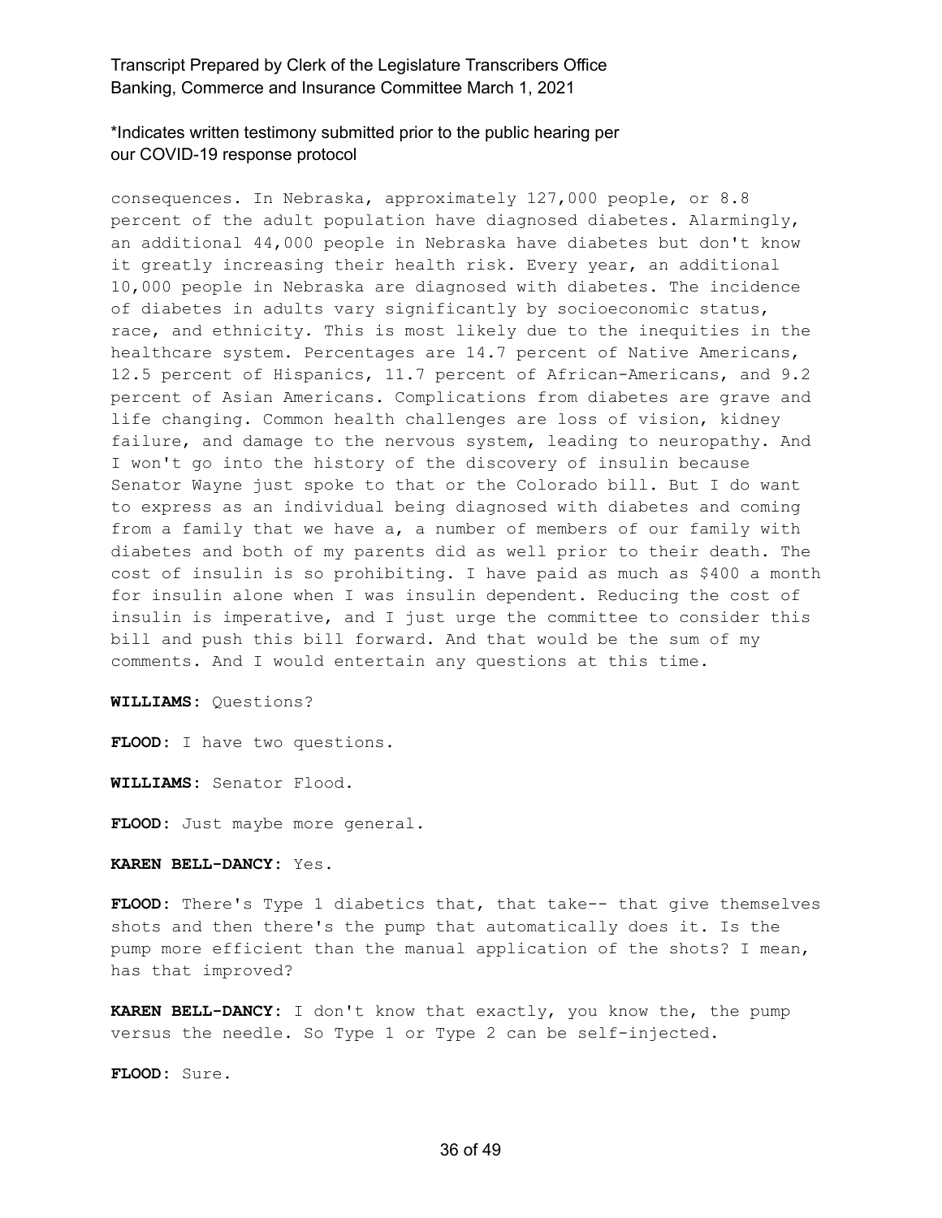consequences. In Nebraska, approximately 127,000 people, or 8.8 percent of the adult population have diagnosed diabetes. Alarmingly, an additional 44,000 people in Nebraska have diabetes but don't know it greatly increasing their health risk. Every year, an additional 10,000 people in Nebraska are diagnosed with diabetes. The incidence of diabetes in adults vary significantly by socioeconomic status, race, and ethnicity. This is most likely due to the inequities in the healthcare system. Percentages are 14.7 percent of Native Americans, 12.5 percent of Hispanics, 11.7 percent of African-Americans, and 9.2 percent of Asian Americans. Complications from diabetes are grave and life changing. Common health challenges are loss of vision, kidney failure, and damage to the nervous system, leading to neuropathy. And I won't go into the history of the discovery of insulin because Senator Wayne just spoke to that or the Colorado bill. But I do want to express as an individual being diagnosed with diabetes and coming from a family that we have a, a number of members of our family with diabetes and both of my parents did as well prior to their death. The cost of insulin is so prohibiting. I have paid as much as $400 a month for insulin alone when I was insulin dependent. Reducing the cost of insulin is imperative, and I just urge the committee to consider this bill and push this bill forward. And that would be the sum of my comments. And I would entertain any questions at this time.

**WILLIAMS:** Questions?

**FLOOD:** I have two questions.

**WILLIAMS:** Senator Flood.

**FLOOD:** Just maybe more general.

**KAREN BELL-DANCY:** Yes.

**FLOOD:** There's Type 1 diabetics that, that take-- that give themselves shots and then there's the pump that automatically does it. Is the pump more efficient than the manual application of the shots? I mean, has that improved?

**KAREN BELL-DANCY:** I don't know that exactly, you know the, the pump versus the needle. So Type 1 or Type 2 can be self-injected.

**FLOOD:** Sure.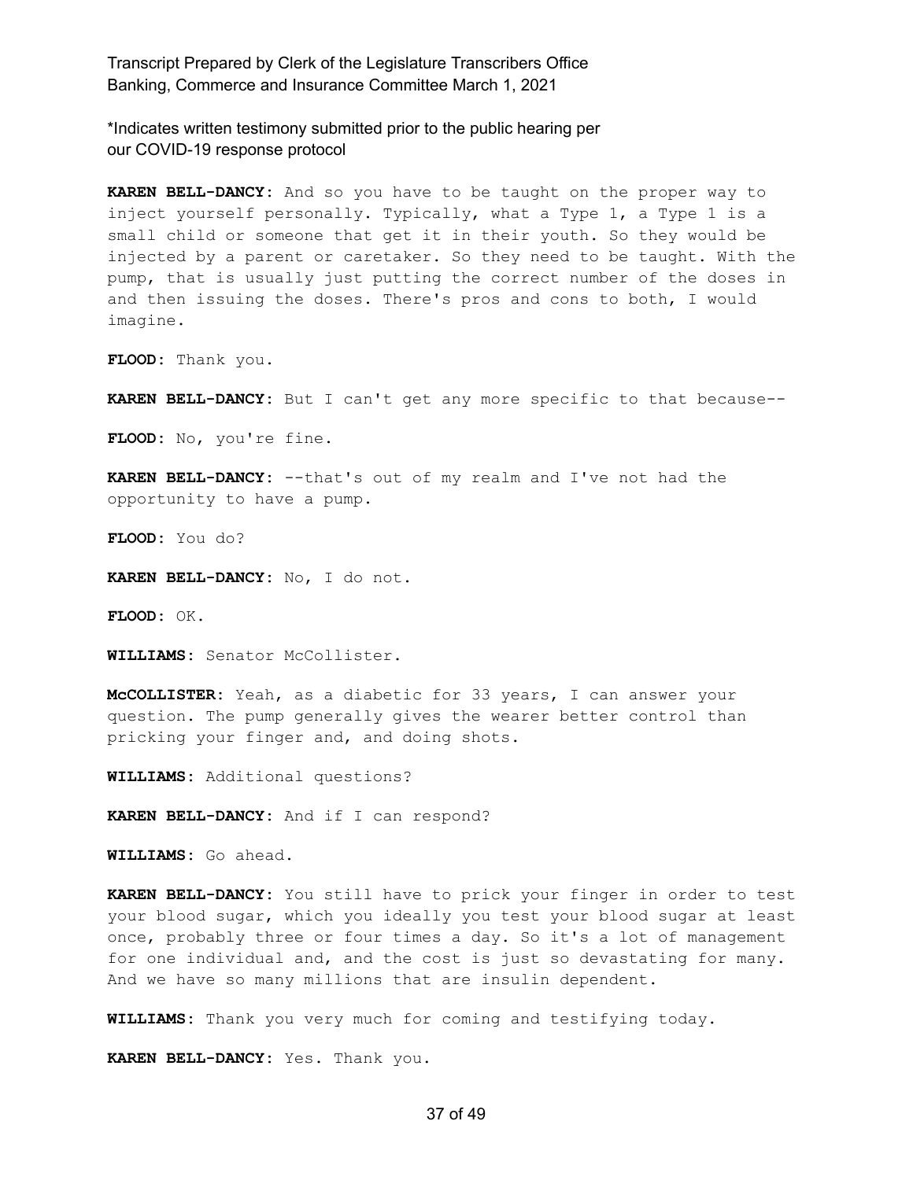\*Indicates written testimony submitted prior to the public hearing per our COVID-19 response protocol

**KAREN BELL-DANCY:** And so you have to be taught on the proper way to inject yourself personally. Typically, what a Type 1, a Type 1 is a small child or someone that get it in their youth. So they would be injected by a parent or caretaker. So they need to be taught. With the pump, that is usually just putting the correct number of the doses in and then issuing the doses. There's pros and cons to both, I would imagine.

**FLOOD:** Thank you.

**KAREN BELL-DANCY:** But I can't get any more specific to that because--

**FLOOD:** No, you're fine.

**KAREN BELL-DANCY:** --that's out of my realm and I've not had the opportunity to have a pump.

**FLOOD:** You do?

**KAREN BELL-DANCY:** No, I do not.

**FLOOD:** OK.

**WILLIAMS:** Senator McCollister.

**McCOLLISTER:** Yeah, as a diabetic for 33 years, I can answer your question. The pump generally gives the wearer better control than pricking your finger and, and doing shots.

**WILLIAMS:** Additional questions?

**KAREN BELL-DANCY:** And if I can respond?

**WILLIAMS:** Go ahead.

**KAREN BELL-DANCY:** You still have to prick your finger in order to test your blood sugar, which you ideally you test your blood sugar at least once, probably three or four times a day. So it's a lot of management for one individual and, and the cost is just so devastating for many. And we have so many millions that are insulin dependent.

**WILLIAMS:** Thank you very much for coming and testifying today.

**KAREN BELL-DANCY:** Yes. Thank you.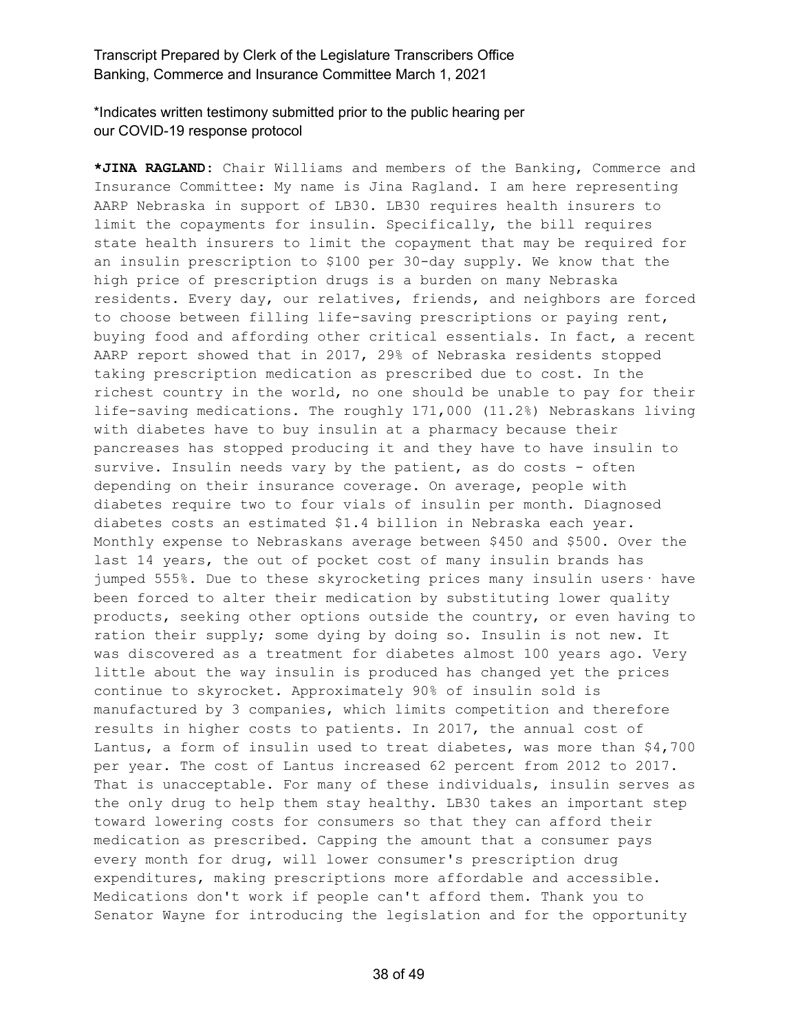\*Indicates written testimony submitted prior to the public hearing per our COVID-19 response protocol

**\*JINA RAGLAND:** Chair Williams and members of the Banking, Commerce and Insurance Committee: My name is Jina Ragland. I am here representing AARP Nebraska in support of LB30. LB30 requires health insurers to limit the copayments for insulin. Specifically, the bill requires state health insurers to limit the copayment that may be required for an insulin prescription to $100 per 30-day supply. We know that the high price of prescription drugs is a burden on many Nebraska residents. Every day, our relatives, friends, and neighbors are forced to choose between filling life-saving prescriptions or paying rent, buying food and affording other critical essentials. In fact, a recent AARP report showed that in 2017, 29% of Nebraska residents stopped taking prescription medication as prescribed due to cost. In the richest country in the world, no one should be unable to pay for their life-saving medications. The roughly 171,000 (11.2%) Nebraskans living with diabetes have to buy insulin at a pharmacy because their pancreases has stopped producing it and they have to have insulin to survive. Insulin needs vary by the patient, as do costs - often depending on their insurance coverage. On average, people with diabetes require two to four vials of insulin per month. Diagnosed diabetes costs an estimated $1.4 billion in Nebraska each year. Monthly expense to Nebraskans average between $450 and $500. Over the last 14 years, the out of pocket cost of many insulin brands has jumped 555%. Due to these skyrocketing prices many insulin users· have been forced to alter their medication by substituting lower quality products, seeking other options outside the country, or even having to ration their supply; some dying by doing so. Insulin is not new. It was discovered as a treatment for diabetes almost 100 years ago. Very little about the way insulin is produced has changed yet the prices continue to skyrocket. Approximately 90% of insulin sold is manufactured by 3 companies, which limits competition and therefore results in higher costs to patients. In 2017, the annual cost of Lantus, a form of insulin used to treat diabetes, was more than $4,700 per year. The cost of Lantus increased 62 percent from 2012 to 2017. That is unacceptable. For many of these individuals, insulin serves as the only drug to help them stay healthy. LB30 takes an important step toward lowering costs for consumers so that they can afford their medication as prescribed. Capping the amount that a consumer pays every month for drug, will lower consumer's prescription drug expenditures, making prescriptions more affordable and accessible. Medications don't work if people can't afford them. Thank you to Senator Wayne for introducing the legislation and for the opportunity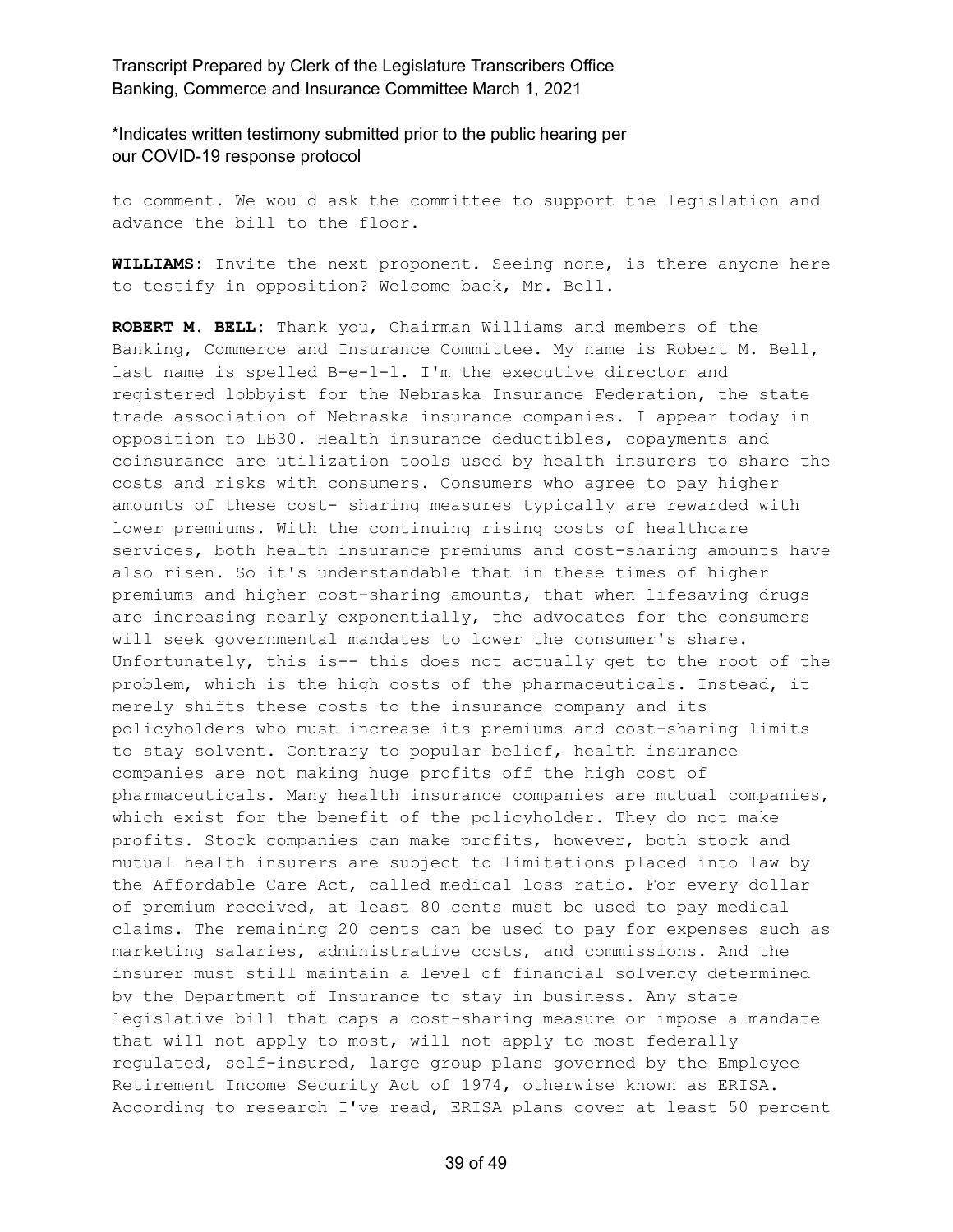to comment. We would ask the committee to support the legislation and advance the bill to the floor.

**WILLIAMS:** Invite the next proponent. Seeing none, is there anyone here to testify in opposition? Welcome back, Mr. Bell.

**ROBERT M. BELL:** Thank you, Chairman Williams and members of the Banking, Commerce and Insurance Committee. My name is Robert M. Bell, last name is spelled B-e-l-l. I'm the executive director and registered lobbyist for the Nebraska Insurance Federation, the state trade association of Nebraska insurance companies. I appear today in opposition to LB30. Health insurance deductibles, copayments and coinsurance are utilization tools used by health insurers to share the costs and risks with consumers. Consumers who agree to pay higher amounts of these cost- sharing measures typically are rewarded with lower premiums. With the continuing rising costs of healthcare services, both health insurance premiums and cost-sharing amounts have also risen. So it's understandable that in these times of higher premiums and higher cost-sharing amounts, that when lifesaving drugs are increasing nearly exponentially, the advocates for the consumers will seek governmental mandates to lower the consumer's share. Unfortunately, this is-- this does not actually get to the root of the problem, which is the high costs of the pharmaceuticals. Instead, it merely shifts these costs to the insurance company and its policyholders who must increase its premiums and cost-sharing limits to stay solvent. Contrary to popular belief, health insurance companies are not making huge profits off the high cost of pharmaceuticals. Many health insurance companies are mutual companies, which exist for the benefit of the policyholder. They do not make profits. Stock companies can make profits, however, both stock and mutual health insurers are subject to limitations placed into law by the Affordable Care Act, called medical loss ratio. For every dollar of premium received, at least 80 cents must be used to pay medical claims. The remaining 20 cents can be used to pay for expenses such as marketing salaries, administrative costs, and commissions. And the insurer must still maintain a level of financial solvency determined by the Department of Insurance to stay in business. Any state legislative bill that caps a cost-sharing measure or impose a mandate that will not apply to most, will not apply to most federally regulated, self-insured, large group plans governed by the Employee Retirement Income Security Act of 1974, otherwise known as ERISA. According to research I've read, ERISA plans cover at least 50 percent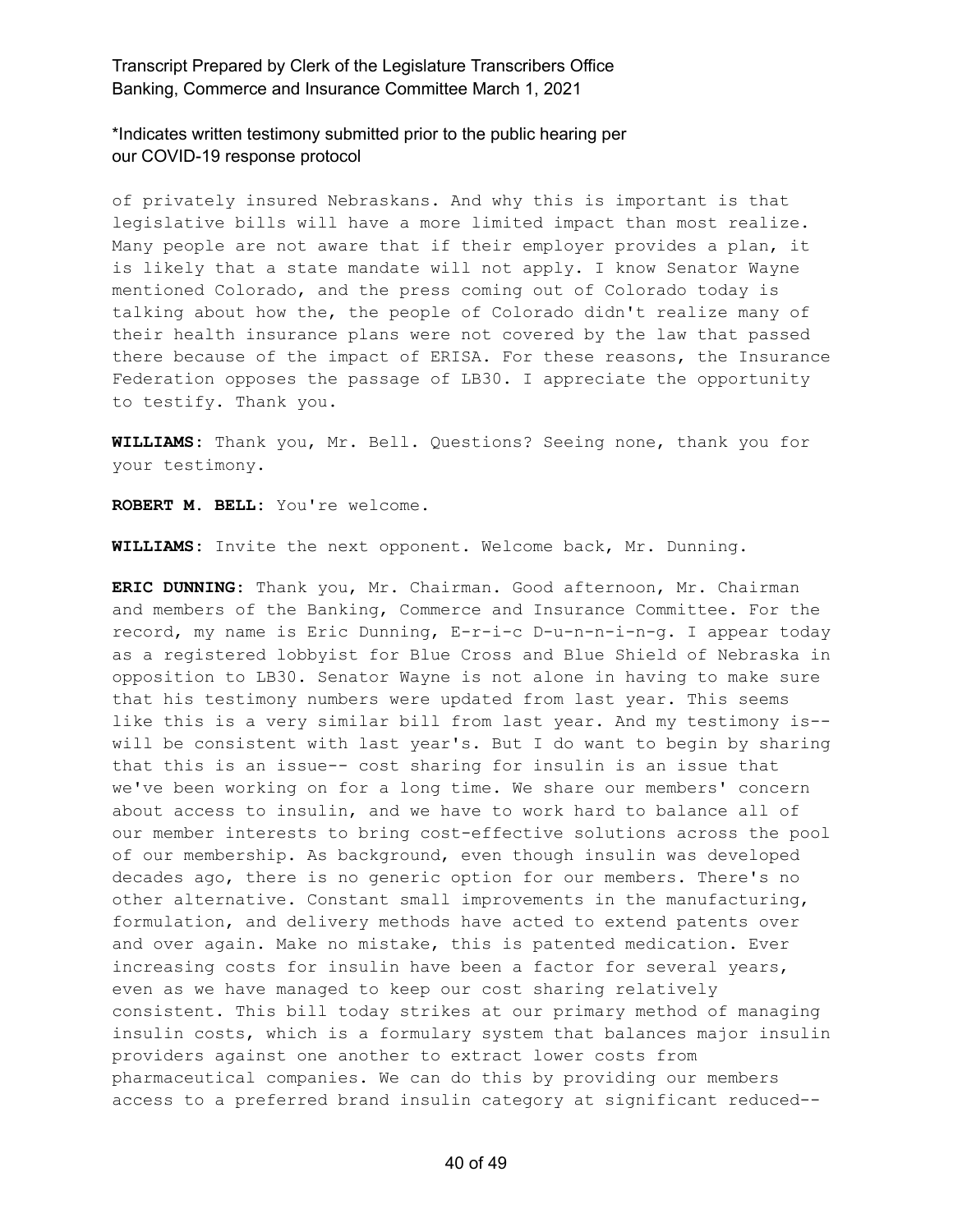\*Indicates written testimony submitted prior to the public hearing per our COVID-19 response protocol

of privately insured Nebraskans. And why this is important is that legislative bills will have a more limited impact than most realize. Many people are not aware that if their employer provides a plan, it is likely that a state mandate will not apply. I know Senator Wayne mentioned Colorado, and the press coming out of Colorado today is talking about how the, the people of Colorado didn't realize many of their health insurance plans were not covered by the law that passed there because of the impact of ERISA. For these reasons, the Insurance Federation opposes the passage of LB30. I appreciate the opportunity to testify. Thank you.

**WILLIAMS:** Thank you, Mr. Bell. Questions? Seeing none, thank you for your testimony.

**ROBERT M. BELL:** You're welcome.

**WILLIAMS:** Invite the next opponent. Welcome back, Mr. Dunning.

**ERIC DUNNING:** Thank you, Mr. Chairman. Good afternoon, Mr. Chairman and members of the Banking, Commerce and Insurance Committee. For the record, my name is Eric Dunning, E-r-i-c D-u-n-n-i-n-g. I appear today as a registered lobbyist for Blue Cross and Blue Shield of Nebraska in opposition to LB30. Senator Wayne is not alone in having to make sure that his testimony numbers were updated from last year. This seems like this is a very similar bill from last year. And my testimony is-- will be consistent with last year's. But I do want to begin by sharing that this is an issue-- cost sharing for insulin is an issue that we've been working on for a long time. We share our members' concern about access to insulin, and we have to work hard to balance all of our member interests to bring cost-effective solutions across the pool of our membership. As background, even though insulin was developed decades ago, there is no generic option for our members. There's no other alternative. Constant small improvements in the manufacturing, formulation, and delivery methods have acted to extend patents over and over again. Make no mistake, this is patented medication. Ever increasing costs for insulin have been a factor for several years, even as we have managed to keep our cost sharing relatively consistent. This bill today strikes at our primary method of managing insulin costs, which is a formulary system that balances major insulin providers against one another to extract lower costs from pharmaceutical companies. We can do this by providing our members access to a preferred brand insulin category at significant reduced--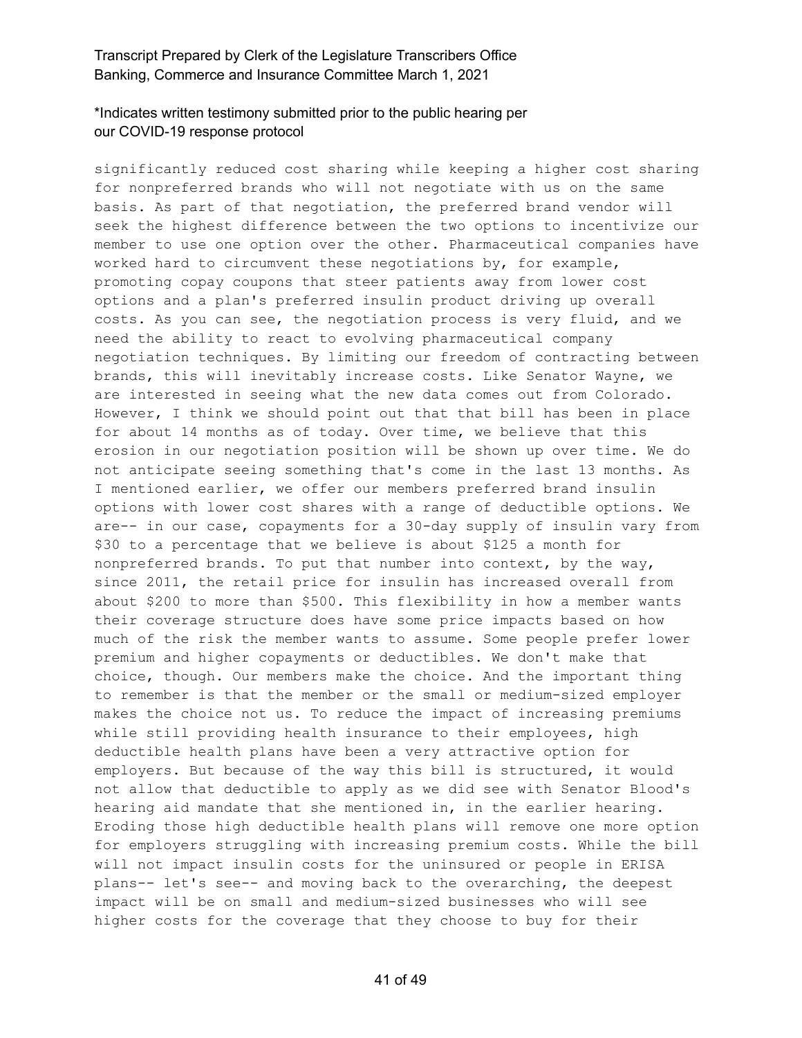significantly reduced cost sharing while keeping a higher cost sharing for nonpreferred brands who will not negotiate with us on the same basis. As part of that negotiation, the preferred brand vendor will seek the highest difference between the two options to incentivize our member to use one option over the other. Pharmaceutical companies have worked hard to circumvent these negotiations by, for example, promoting copay coupons that steer patients away from lower cost options and a plan's preferred insulin product driving up overall costs. As you can see, the negotiation process is very fluid, and we need the ability to react to evolving pharmaceutical company negotiation techniques. By limiting our freedom of contracting between brands, this will inevitably increase costs. Like Senator Wayne, we are interested in seeing what the new data comes out from Colorado. However, I think we should point out that that bill has been in place for about 14 months as of today. Over time, we believe that this erosion in our negotiation position will be shown up over time. We do not anticipate seeing something that's come in the last 13 months. As I mentioned earlier, we offer our members preferred brand insulin options with lower cost shares with a range of deductible options. We are-- in our case, copayments for a 30-day supply of insulin vary from $30 to a percentage that we believe is about $125 a month for nonpreferred brands. To put that number into context, by the way, since 2011, the retail price for insulin has increased overall from about $200 to more than $500. This flexibility in how a member wants their coverage structure does have some price impacts based on how much of the risk the member wants to assume. Some people prefer lower premium and higher copayments or deductibles. We don't make that choice, though. Our members make the choice. And the important thing to remember is that the member or the small or medium-sized employer makes the choice not us. To reduce the impact of increasing premiums while still providing health insurance to their employees, high deductible health plans have been a very attractive option for employers. But because of the way this bill is structured, it would not allow that deductible to apply as we did see with Senator Blood's hearing aid mandate that she mentioned in, in the earlier hearing. Eroding those high deductible health plans will remove one more option for employers struggling with increasing premium costs. While the bill will not impact insulin costs for the uninsured or people in ERISA plans-- let's see-- and moving back to the overarching, the deepest impact will be on small and medium-sized businesses who will see higher costs for the coverage that they choose to buy for their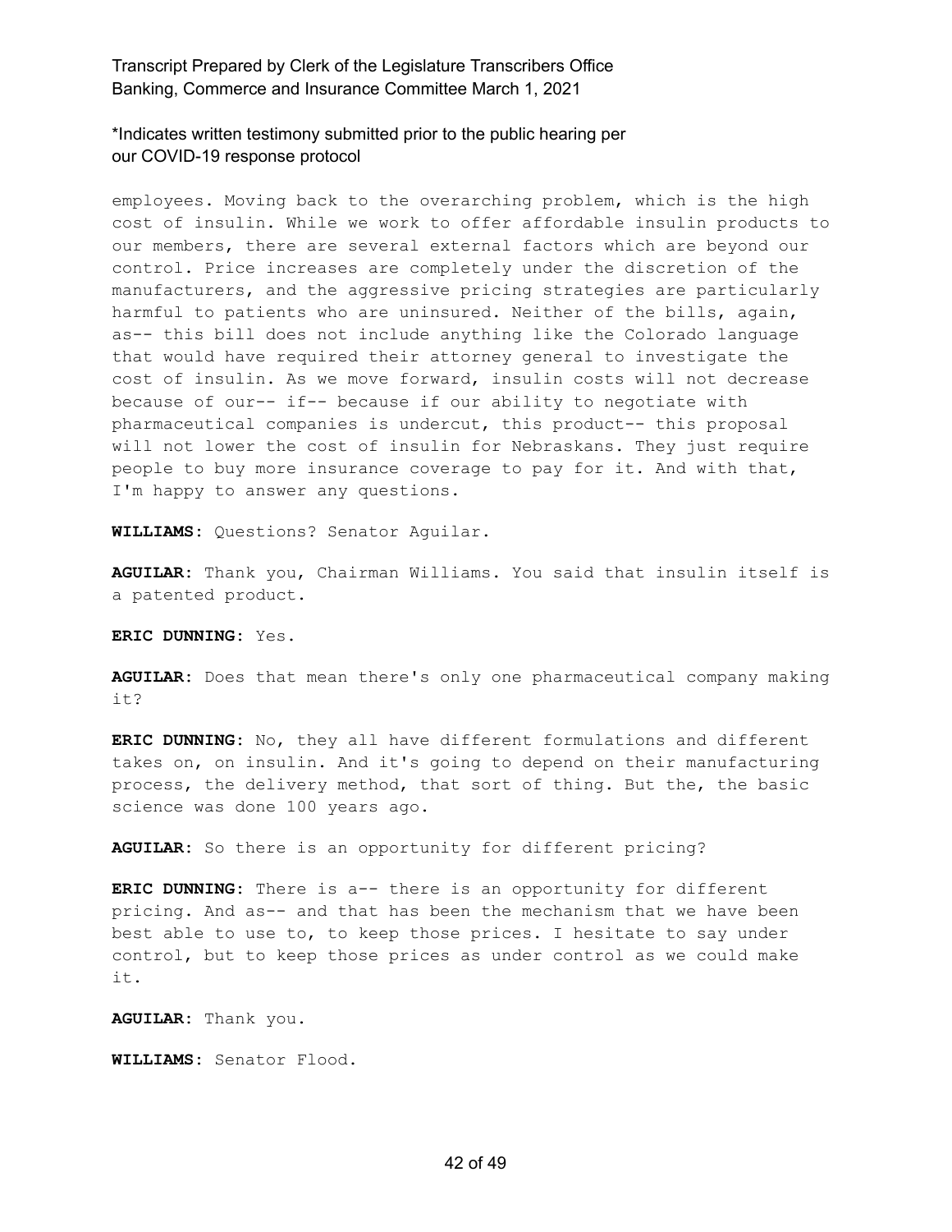employees. Moving back to the overarching problem, which is the high cost of insulin. While we work to offer affordable insulin products to our members, there are several external factors which are beyond our control. Price increases are completely under the discretion of the manufacturers, and the aggressive pricing strategies are particularly harmful to patients who are uninsured. Neither of the bills, again, as-- this bill does not include anything like the Colorado language that would have required their attorney general to investigate the cost of insulin. As we move forward, insulin costs will not decrease because of our-- if-- because if our ability to negotiate with pharmaceutical companies is undercut, this product-- this proposal will not lower the cost of insulin for Nebraskans. They just require people to buy more insurance coverage to pay for it. And with that, I'm happy to answer any questions.

**WILLIAMS:** Questions? Senator Aguilar.

**AGUILAR:** Thank you, Chairman Williams. You said that insulin itself is a patented product.

**ERIC DUNNING:** Yes.

**AGUILAR:** Does that mean there's only one pharmaceutical company making it?

**ERIC DUNNING:** No, they all have different formulations and different takes on, on insulin. And it's going to depend on their manufacturing process, the delivery method, that sort of thing. But the, the basic science was done 100 years ago.

**AGUILAR:** So there is an opportunity for different pricing?

**ERIC DUNNING:** There is a-- there is an opportunity for different pricing. And as-- and that has been the mechanism that we have been best able to use to, to keep those prices. I hesitate to say under control, but to keep those prices as under control as we could make it.

**AGUILAR:** Thank you.

**WILLIAMS:** Senator Flood.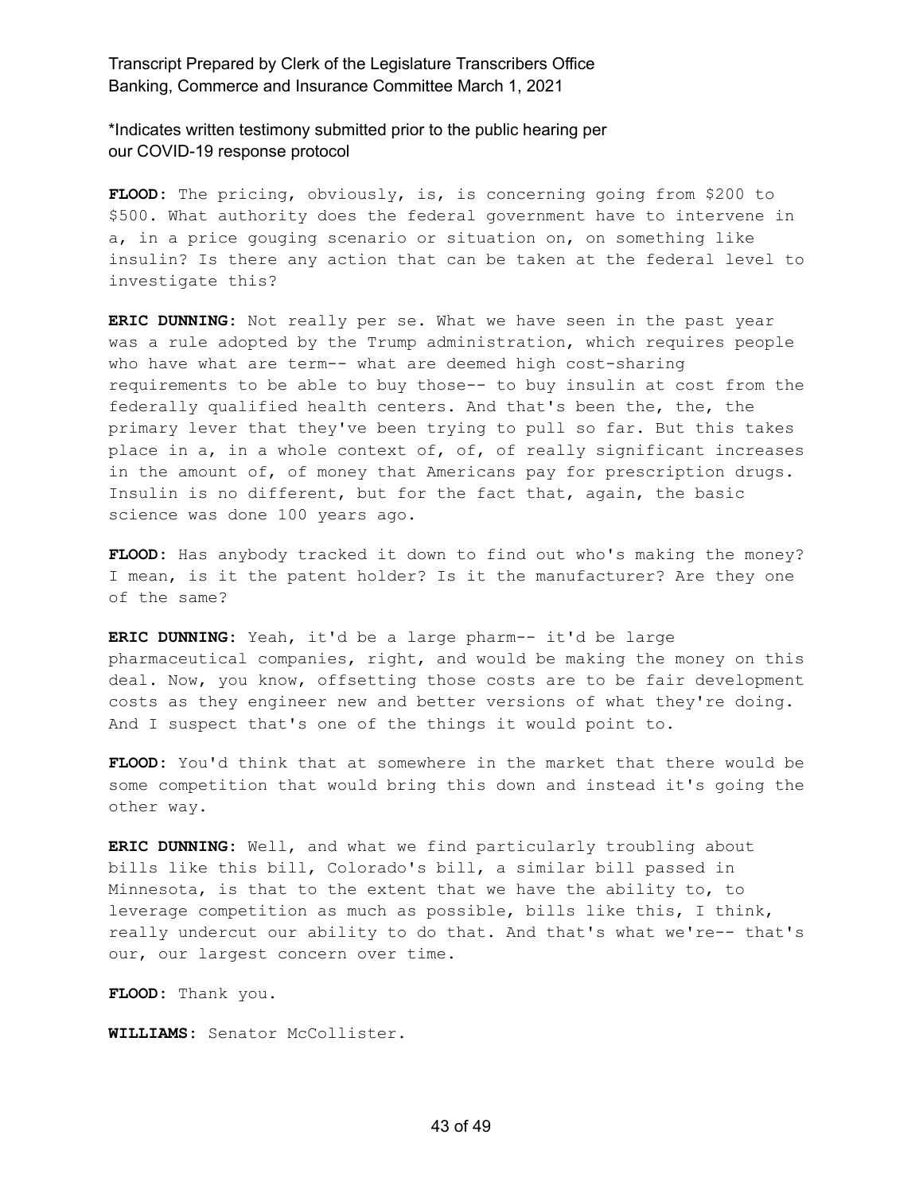*Indicates written testimony submitted prior to the public hearing per our COVID-19 response protocol

**FLOOD:** The pricing, obviously, is, is concerning going from $200 to $500. What authority does the federal government have to intervene in a, in a price gouging scenario or situation on, on something like insulin? Is there any action that can be taken at the federal level to investigate this?

**ERIC DUNNING:** Not really per se. What we have seen in the past year was a rule adopted by the Trump administration, which requires people who have what are term-- what are deemed high cost-sharing requirements to be able to buy those-- to buy insulin at cost from the federally qualified health centers. And that's been the, the, the primary lever that they've been trying to pull so far. But this takes place in a, in a whole context of, of, of really significant increases in the amount of, of money that Americans pay for prescription drugs. Insulin is no different, but for the fact that, again, the basic science was done 100 years ago.

**FLOOD:** Has anybody tracked it down to find out who's making the money? I mean, is it the patent holder? Is it the manufacturer? Are they one of the same?

**ERIC DUNNING:** Yeah, it'd be a large pharm-- it'd be large pharmaceutical companies, right, and would be making the money on this deal. Now, you know, offsetting those costs are to be fair development costs as they engineer new and better versions of what they're doing. And I suspect that's one of the things it would point to.

**FLOOD:** You'd think that at somewhere in the market that there would be some competition that would bring this down and instead it's going the other way.

**ERIC DUNNING:** Well, and what we find particularly troubling about bills like this bill, Colorado's bill, a similar bill passed in Minnesota, is that to the extent that we have the ability to, to leverage competition as much as possible, bills like this, I think, really undercut our ability to do that. And that's what we're-- that's our, our largest concern over time.

**FLOOD:** Thank you.

**WILLIAMS:** Senator McCollister.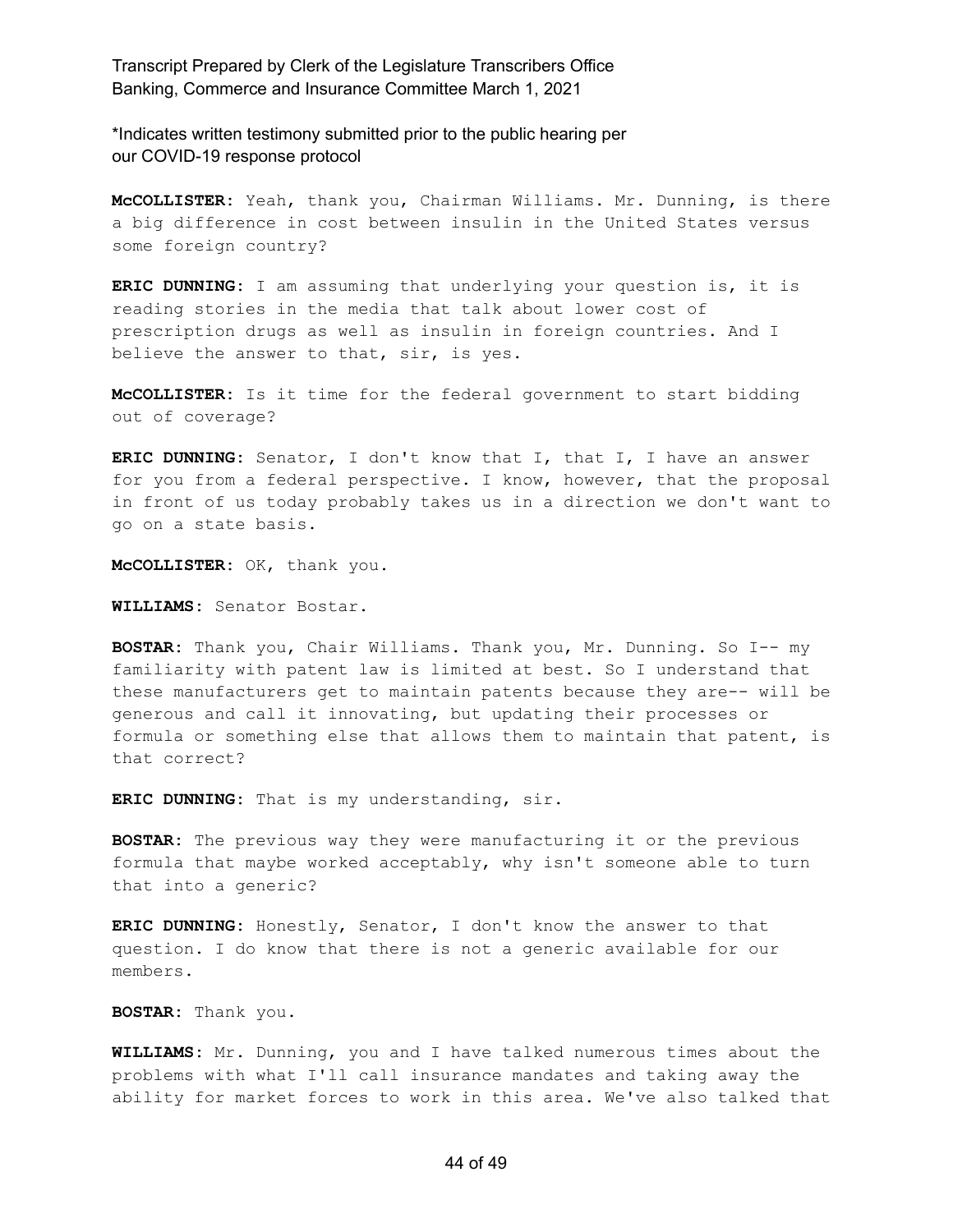**McCOLLISTER:** Yeah, thank you, Chairman Williams. Mr. Dunning, is there a big difference in cost between insulin in the United States versus some foreign country?

**ERIC DUNNING:** I am assuming that underlying your question is, it is reading stories in the media that talk about lower cost of prescription drugs as well as insulin in foreign countries. And I believe the answer to that, sir, is yes.

**McCOLLISTER:** Is it time for the federal government to start bidding out of coverage?

**ERIC DUNNING:** Senator, I don't know that I, that I, I have an answer for you from a federal perspective. I know, however, that the proposal in front of us today probably takes us in a direction we don't want to go on a state basis.

**McCOLLISTER:** OK, thank you.

**WILLIAMS:** Senator Bostar.

**BOSTAR:** Thank you, Chair Williams. Thank you, Mr. Dunning. So I-- my familiarity with patent law is limited at best. So I understand that these manufacturers get to maintain patents because they are-- will be generous and call it innovating, but updating their processes or formula or something else that allows them to maintain that patent, is that correct?

**ERIC DUNNING:** That is my understanding, sir.

**BOSTAR:** The previous way they were manufacturing it or the previous formula that maybe worked acceptably, why isn't someone able to turn that into a generic?

**ERIC DUNNING:** Honestly, Senator, I don't know the answer to that question. I do know that there is not a generic available for our members.

**BOSTAR:** Thank you.

**WILLIAMS:** Mr. Dunning, you and I have talked numerous times about the problems with what I'll call insurance mandates and taking away the ability for market forces to work in this area. We've also talked that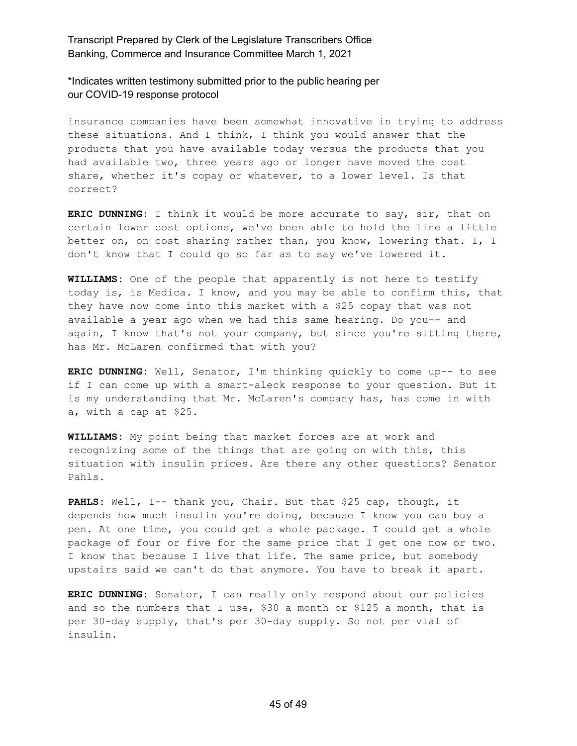insurance companies have been somewhat innovative in trying to address these situations. And I think, I think you would answer that the products that you have available today versus the products that you had available two, three years ago or longer have moved the cost share, whether it's copay or whatever, to a lower level. Is that correct?

**ERIC DUNNING:** I think it would be more accurate to say, sir, that on certain lower cost options, we've been able to hold the line a little better on, on cost sharing rather than, you know, lowering that. I, I don't know that I could go so far as to say we've lowered it.

**WILLIAMS:** One of the people that apparently is not here to testify today is, is Medica. I know, and you may be able to confirm this, that they have now come into this market with a $25 copay that was not available a year ago when we had this same hearing. Do you-- and again, I know that's not your company, but since you're sitting there, has Mr. McLaren confirmed that with you?

**ERIC DUNNING:** Well, Senator, I'm thinking quickly to come up-- to see if I can come up with a smart-aleck response to your question. But it is my understanding that Mr. McLaren's company has, has come in with a, with a cap at $25.

**WILLIAMS:** My point being that market forces are at work and recognizing some of the things that are going on with this, this situation with insulin prices. Are there any other questions? Senator Pahls.

**PAHLS:** Well, I-- thank you, Chair. But that $25 cap, though, it depends how much insulin you're doing, because I know you can buy a pen. At one time, you could get a whole package. I could get a whole package of four or five for the same price that I get one now or two. I know that because I live that life. The same price, but somebody upstairs said we can't do that anymore. You have to break it apart.

**ERIC DUNNING:** Senator, I can really only respond about our policies and so the numbers that I use, $30 a month or $125 a month, that is per 30-day supply, that's per 30-day supply. So not per vial of insulin.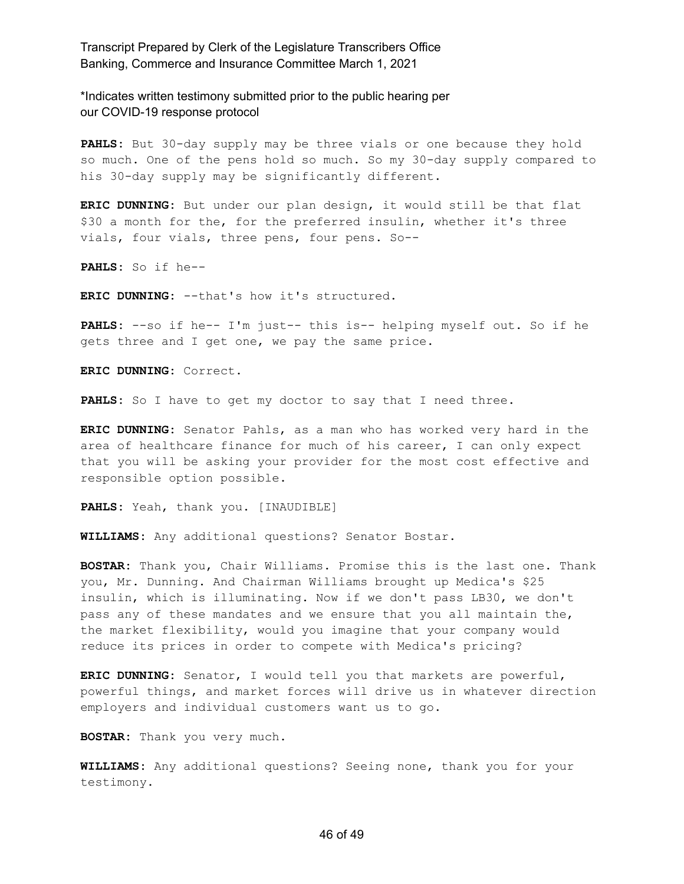**PAHLS:** But 30-day supply may be three vials or one because they hold so much. One of the pens hold so much. So my 30-day supply compared to his 30-day supply may be significantly different.

**ERIC DUNNING:** But under our plan design, it would still be that flat $30 a month for the, for the preferred insulin, whether it's three vials, four vials, three pens, four pens. So--

**PAHLS:** So if he--

**ERIC DUNNING:** --that's how it's structured.

**PAHLS:** --so if he-- I'm just-- this is-- helping myself out. So if he gets three and I get one, we pay the same price.

**ERIC DUNNING:** Correct.

**PAHLS:** So I have to get my doctor to say that I need three.

**ERIC DUNNING:** Senator Pahls, as a man who has worked very hard in the area of healthcare finance for much of his career, I can only expect that you will be asking your provider for the most cost effective and responsible option possible.

**PAHLS:** Yeah, thank you. [INAUDIBLE]

**WILLIAMS:** Any additional questions? Senator Bostar.

**BOSTAR:** Thank you, Chair Williams. Promise this is the last one. Thank you, Mr. Dunning. And Chairman Williams brought up Medica's $25 insulin, which is illuminating. Now if we don't pass LB30, we don't pass any of these mandates and we ensure that you all maintain the, the market flexibility, would you imagine that your company would reduce its prices in order to compete with Medica's pricing?

**ERIC DUNNING:** Senator, I would tell you that markets are powerful, powerful things, and market forces will drive us in whatever direction employers and individual customers want us to go.

**BOSTAR:** Thank you very much.

**WILLIAMS:** Any additional questions? Seeing none, thank you for your testimony.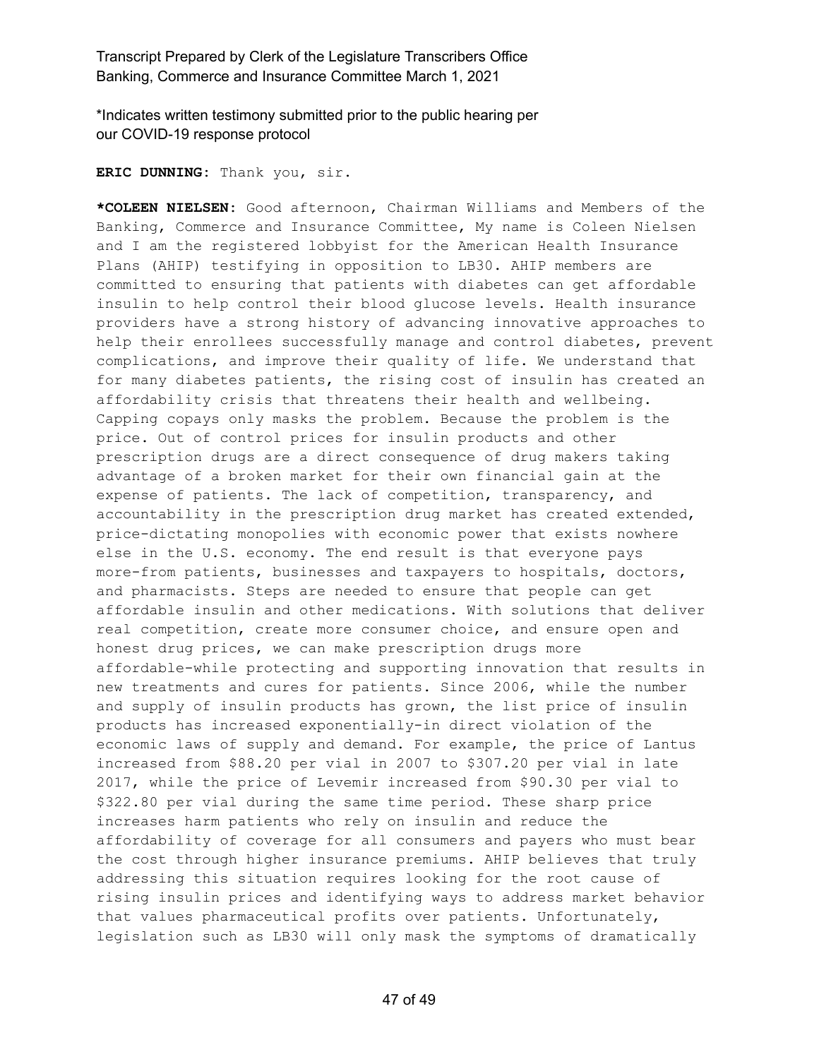*Indicates written testimony submitted prior to the public hearing per our COVID-19 response protocol

**ERIC DUNNING:** Thank you, sir.

***COLEEN NIELSEN:** Good afternoon, Chairman Williams and Members of the Banking, Commerce and Insurance Committee, My name is Coleen Nielsen and I am the registered lobbyist for the American Health Insurance Plans (AHIP) testifying in opposition to LB30. AHIP members are committed to ensuring that patients with diabetes can get affordable insulin to help control their blood glucose levels. Health insurance providers have a strong history of advancing innovative approaches to help their enrollees successfully manage and control diabetes, prevent complications, and improve their quality of life. We understand that for many diabetes patients, the rising cost of insulin has created an affordability crisis that threatens their health and wellbeing. Capping copays only masks the problem. Because the problem is the price. Out of control prices for insulin products and other prescription drugs are a direct consequence of drug makers taking advantage of a broken market for their own financial gain at the expense of patients. The lack of competition, transparency, and accountability in the prescription drug market has created extended, price-dictating monopolies with economic power that exists nowhere else in the U.S. economy. The end result is that everyone pays more-from patients, businesses and taxpayers to hospitals, doctors, and pharmacists. Steps are needed to ensure that people can get affordable insulin and other medications. With solutions that deliver real competition, create more consumer choice, and ensure open and honest drug prices, we can make prescription drugs more affordable-while protecting and supporting innovation that results in new treatments and cures for patients. Since 2006, while the number and supply of insulin products has grown, the list price of insulin products has increased exponentially-in direct violation of the economic laws of supply and demand. For example, the price of Lantus increased from $88.20 per vial in 2007 to $307.20 per vial in late 2017, while the price of Levemir increased from $90.30 per vial to $322.80 per vial during the same time period. These sharp price increases harm patients who rely on insulin and reduce the affordability of coverage for all consumers and payers who must bear the cost through higher insurance premiums. AHIP believes that truly addressing this situation requires looking for the root cause of rising insulin prices and identifying ways to address market behavior that values pharmaceutical profits over patients. Unfortunately, legislation such as LB30 will only mask the symptoms of dramatically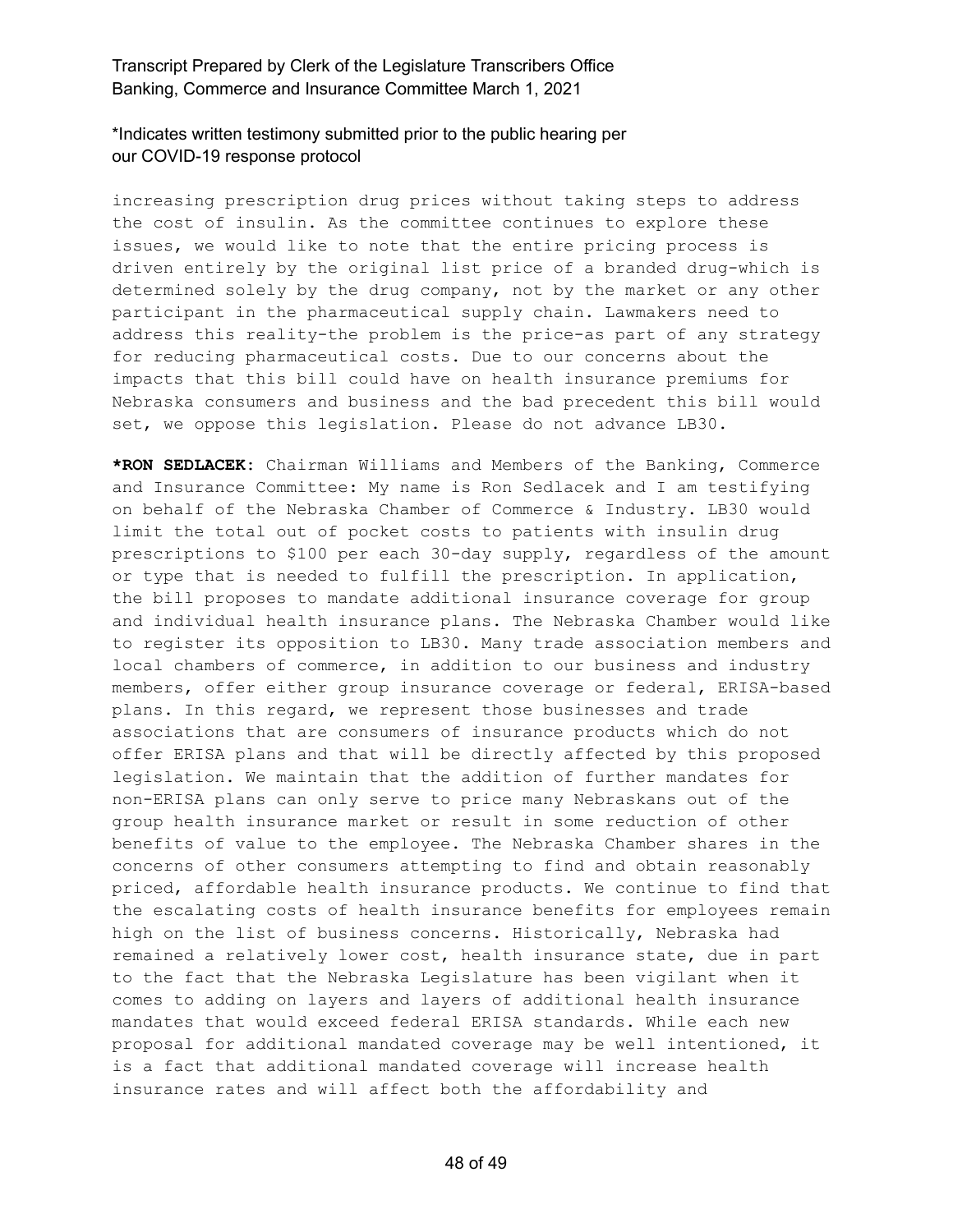*Indicates written testimony submitted prior to the public hearing per our COVID-19 response protocol

increasing prescription drug prices without taking steps to address the cost of insulin. As the committee continues to explore these issues, we would like to note that the entire pricing process is driven entirely by the original list price of a branded drug-which is determined solely by the drug company, not by the market or any other participant in the pharmaceutical supply chain. Lawmakers need to address this reality-the problem is the price-as part of any strategy for reducing pharmaceutical costs. Due to our concerns about the impacts that this bill could have on health insurance premiums for Nebraska consumers and business and the bad precedent this bill would set, we oppose this legislation. Please do not advance LB30.

**\*RON SEDLACEK:** Chairman Williams and Members of the Banking, Commerce and Insurance Committee: My name is Ron Sedlacek and I am testifying on behalf of the Nebraska Chamber of Commerce & Industry. LB30 would limit the total out of pocket costs to patients with insulin drug prescriptions to $100 per each 30-day supply, regardless of the amount or type that is needed to fulfill the prescription. In application, the bill proposes to mandate additional insurance coverage for group and individual health insurance plans. The Nebraska Chamber would like to register its opposition to LB30. Many trade association members and local chambers of commerce, in addition to our business and industry members, offer either group insurance coverage or federal, ERISA-based plans. In this regard, we represent those businesses and trade associations that are consumers of insurance products which do not offer ERISA plans and that will be directly affected by this proposed legislation. We maintain that the addition of further mandates for non-ERISA plans can only serve to price many Nebraskans out of the group health insurance market or result in some reduction of other benefits of value to the employee. The Nebraska Chamber shares in the concerns of other consumers attempting to find and obtain reasonably priced, affordable health insurance products. We continue to find that the escalating costs of health insurance benefits for employees remain high on the list of business concerns. Historically, Nebraska had remained a relatively lower cost, health insurance state, due in part to the fact that the Nebraska Legislature has been vigilant when it comes to adding on layers and layers of additional health insurance mandates that would exceed federal ERISA standards. While each new proposal for additional mandated coverage may be well intentioned, it is a fact that additional mandated coverage will increase health insurance rates and will affect both the affordability and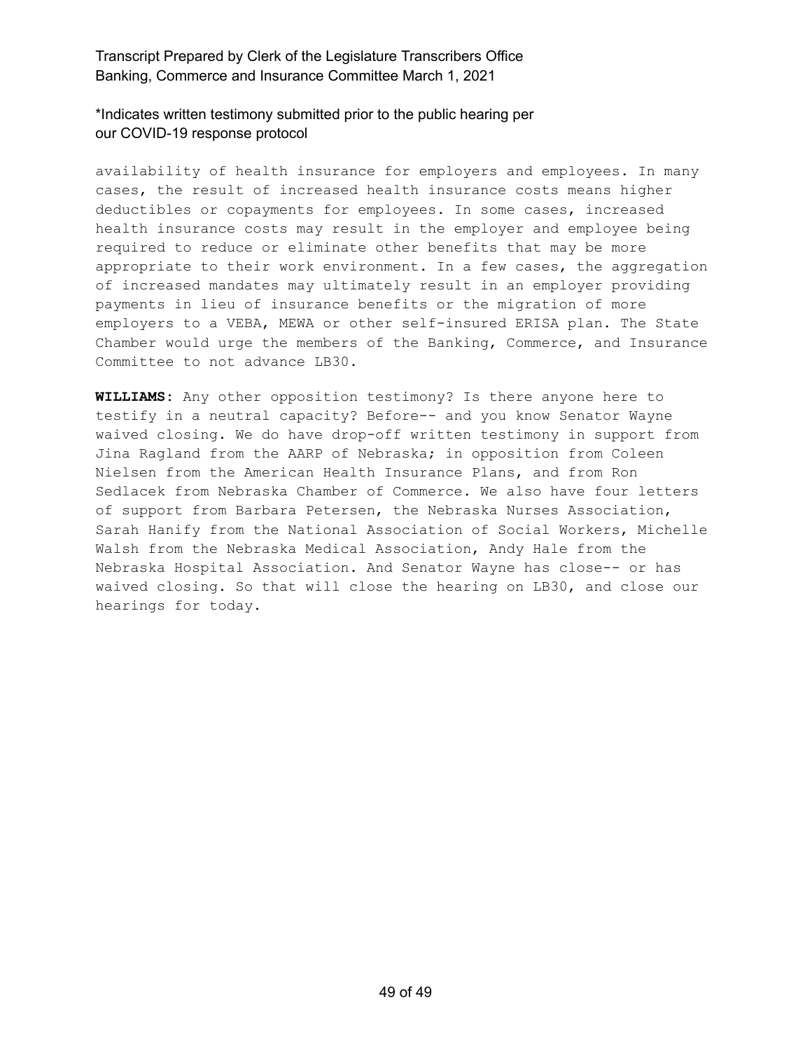availability of health insurance for employers and employees. In many cases, the result of increased health insurance costs means higher deductibles or copayments for employees. In some cases, increased health insurance costs may result in the employer and employee being required to reduce or eliminate other benefits that may be more appropriate to their work environment. In a few cases, the aggregation of increased mandates may ultimately result in an employer providing payments in lieu of insurance benefits or the migration of more employers to a VEBA, MEWA or other self-insured ERISA plan. The State Chamber would urge the members of the Banking, Commerce, and Insurance Committee to not advance LB30.

**WILLIAMS:** Any other opposition testimony? Is there anyone here to testify in a neutral capacity? Before-- and you know Senator Wayne waived closing. We do have drop-off written testimony in support from Jina Ragland from the AARP of Nebraska; in opposition from Coleen Nielsen from the American Health Insurance Plans, and from Ron Sedlacek from Nebraska Chamber of Commerce. We also have four letters of support from Barbara Petersen, the Nebraska Nurses Association, Sarah Hanify from the National Association of Social Workers, Michelle Walsh from the Nebraska Medical Association, Andy Hale from the Nebraska Hospital Association. And Senator Wayne has close-- or has waived closing. So that will close the hearing on LB30, and close our hearings for today.